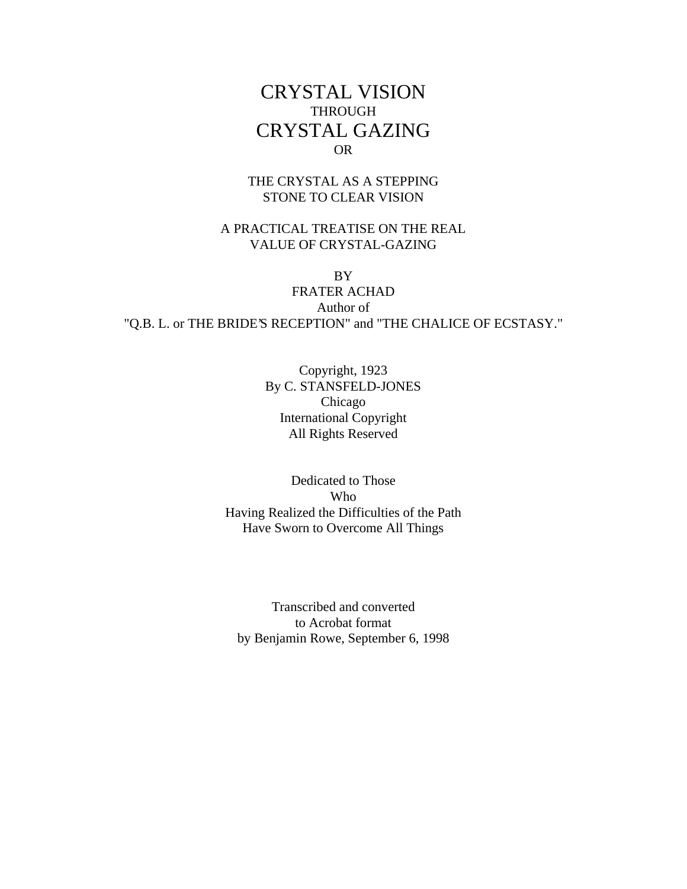# CRYSTAL VISION
THROUGH
# CRYSTAL GAZING
OR

THE CRYSTAL AS A STEPPING
STONE TO CLEAR VISION

A PRACTICAL TREATISE ON THE REAL
VALUE OF CRYSTAL-GAZING

BY
FRATER ACHAD
Author of
"Q.B. L. or THE BRIDE'S RECEPTION" and "THE CHALICE OF ECSTASY."

Copyright, 1923
By C. STANSFELD-JONES
Chicago
International Copyright
All Rights Reserved

Dedicated to Those
Who
Having Realized the Difficulties of the Path
Have Sworn to Overcome All Things

Transcribed and converted
to Acrobat format
by Benjamin Rowe, September 6, 1998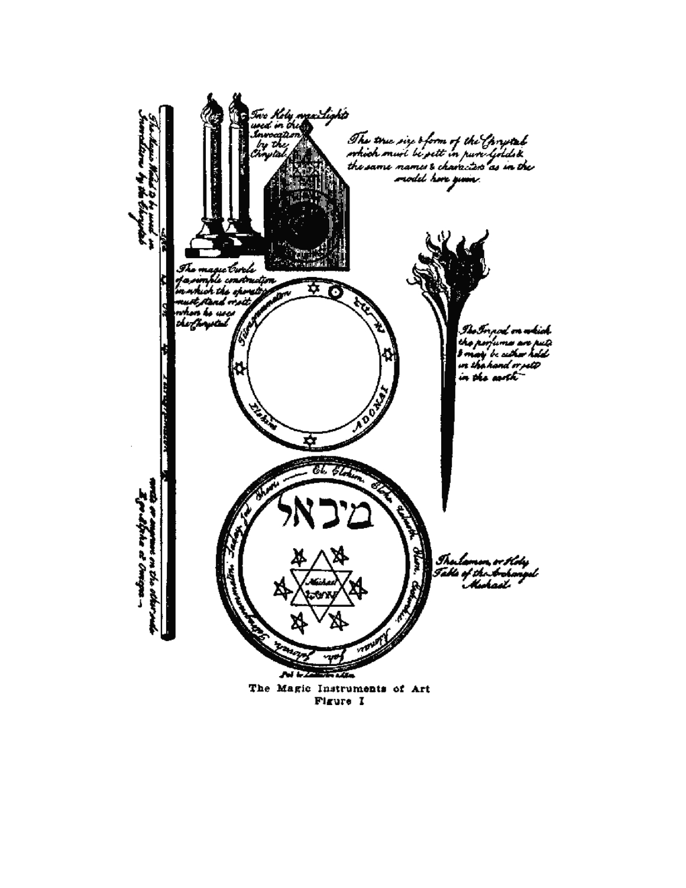Two Holy wax Lights used in the Invocation by the Chrystal

The true size & form of the Chrystal which must be sett in pure Gold & the same names & characters as in the model here given.

The magic Circle of a simple construction in which the operator must stand or sitt when he uses the Chrystal

The Tripod on which the perfumes are put & may be either held in the hand or sett in the earth

The Lamen, or Holy Table of the Archangel Michael

The Magic Wand to be used in Invocations by the Chrystal

write or engrave on the other side Ego Alpha et Omega.

The Magic Instruments of Art
Figure I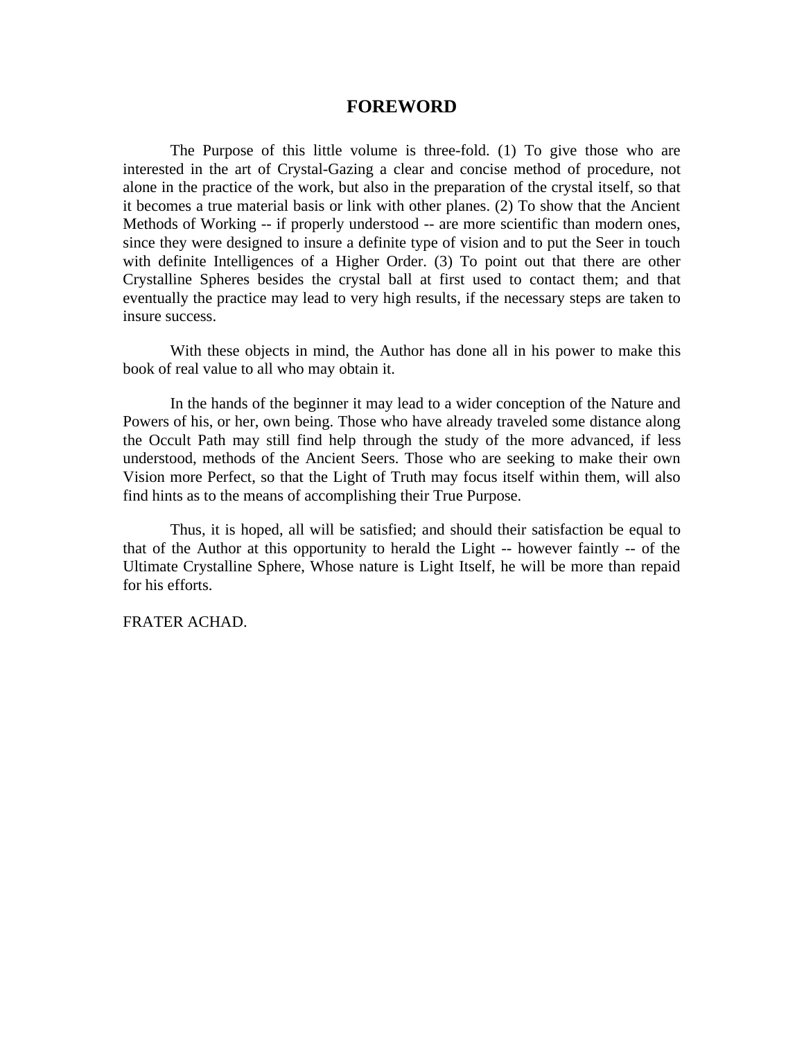# FOREWORD

The Purpose of this little volume is three-fold. (1) To give those who are interested in the art of Crystal-Gazing a clear and concise method of procedure, not alone in the practice of the work, but also in the preparation of the crystal itself, so that it becomes a true material basis or link with other planes. (2) To show that the Ancient Methods of Working -- if properly understood -- are more scientific than modern ones, since they were designed to insure a definite type of vision and to put the Seer in touch with definite Intelligences of a Higher Order. (3) To point out that there are other Crystalline Spheres besides the crystal ball at first used to contact them; and that eventually the practice may lead to very high results, if the necessary steps are taken to insure success.

With these objects in mind, the Author has done all in his power to make this book of real value to all who may obtain it.

In the hands of the beginner it may lead to a wider conception of the Nature and Powers of his, or her, own being. Those who have already traveled some distance along the Occult Path may still find help through the study of the more advanced, if less understood, methods of the Ancient Seers. Those who are seeking to make their own Vision more Perfect, so that the Light of Truth may focus itself within them, will also find hints as to the means of accomplishing their True Purpose.

Thus, it is hoped, all will be satisfied; and should their satisfaction be equal to that of the Author at this opportunity to herald the Light -- however faintly -- of the Ultimate Crystalline Sphere, Whose nature is Light Itself, he will be more than repaid for his efforts.

FRATER ACHAD.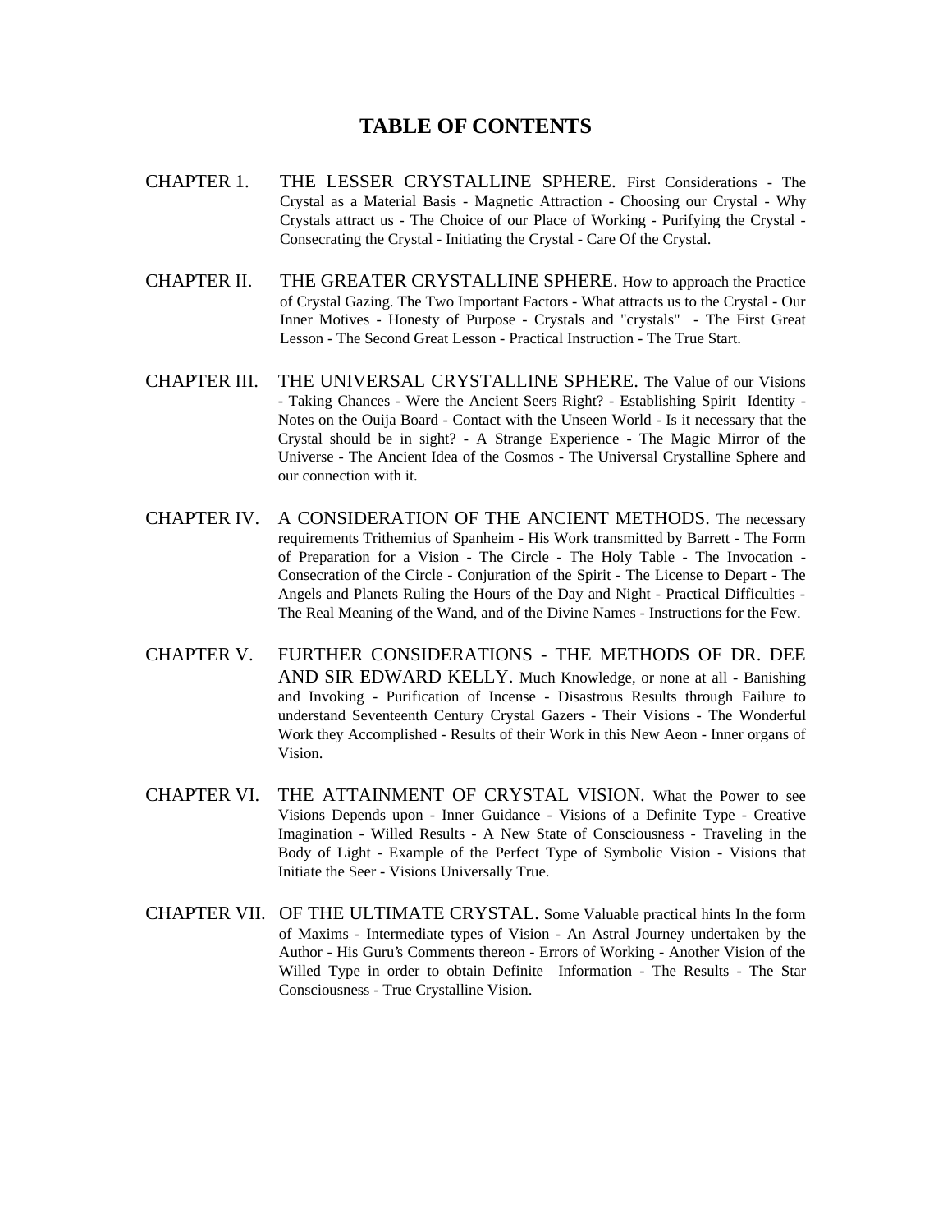# TABLE OF CONTENTS

CHAPTER 1. **THE LESSER CRYSTALLINE SPHERE.** First Considerations - The Crystal as a Material Basis - Magnetic Attraction - Choosing our Crystal - Why Crystals attract us - The Choice of our Place of Working - Purifying the Crystal - Consecrating the Crystal - Initiating the Crystal - Care Of the Crystal.

CHAPTER II. **THE GREATER CRYSTALLINE SPHERE.** How to approach the Practice of Crystal Gazing. The Two Important Factors - What attracts us to the Crystal - Our Inner Motives - Honesty of Purpose - Crystals and "crystals" - The First Great Lesson - The Second Great Lesson - Practical Instruction - The True Start.

CHAPTER III. **THE UNIVERSAL CRYSTALLINE SPHERE.** The Value of our Visions - Taking Chances - Were the Ancient Seers Right? - Establishing Spirit Identity - Notes on the Ouija Board - Contact with the Unseen World - Is it necessary that the Crystal should be in sight? - A Strange Experience - The Magic Mirror of the Universe - The Ancient Idea of the Cosmos - The Universal Crystalline Sphere and our connection with it.

CHAPTER IV. **A CONSIDERATION OF THE ANCIENT METHODS.** The necessary requirements Trithemius of Spanheim - His Work transmitted by Barrett - The Form of Preparation for a Vision - The Circle - The Holy Table - The Invocation - Consecration of the Circle - Conjuration of the Spirit - The License to Depart - The Angels and Planets Ruling the Hours of the Day and Night - Practical Difficulties - The Real Meaning of the Wand, and of the Divine Names - Instructions for the Few.

CHAPTER V. **FURTHER CONSIDERATIONS - THE METHODS OF DR. DEE AND SIR EDWARD KELLY.** Much Knowledge, or none at all - Banishing and Invoking - Purification of Incense - Disastrous Results through Failure to understand Seventeenth Century Crystal Gazers - Their Visions - The Wonderful Work they Accomplished - Results of their Work in this New Aeon - Inner organs of Vision.

CHAPTER VI. **THE ATTAINMENT OF CRYSTAL VISION.** What the Power to see Visions Depends upon - Inner Guidance - Visions of a Definite Type - Creative Imagination - Willed Results - A New State of Consciousness - Traveling in the Body of Light - Example of the Perfect Type of Symbolic Vision - Visions that Initiate the Seer - Visions Universally True.

CHAPTER VII. **OF THE ULTIMATE CRYSTAL.** Some Valuable practical hints In the form of Maxims - Intermediate types of Vision - An Astral Journey undertaken by the Author - His Guru's Comments thereon - Errors of Working - Another Vision of the Willed Type in order to obtain Definite Information - The Results - The Star Consciousness - True Crystalline Vision.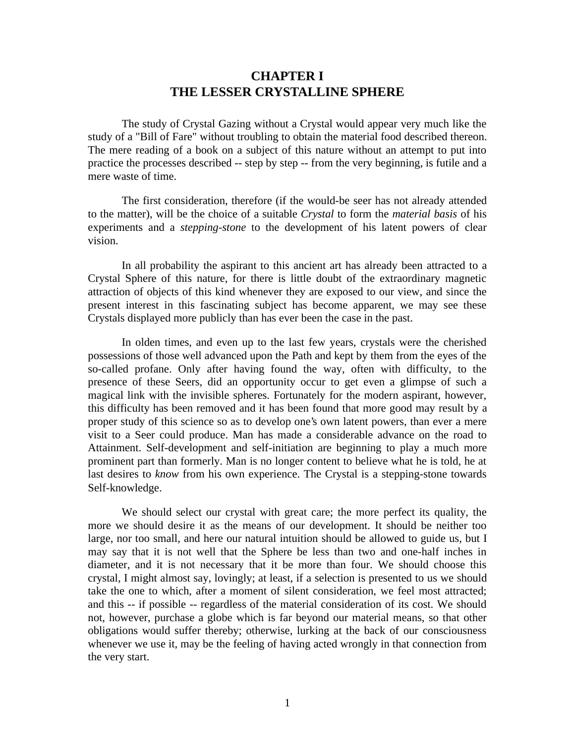# CHAPTER I
# THE LESSER CRYSTALLINE SPHERE

The study of Crystal Gazing without a Crystal would appear very much like the study of a "Bill of Fare" without troubling to obtain the material food described thereon. The mere reading of a book on a subject of this nature without an attempt to put into practice the processes described -- step by step -- from the very beginning, is futile and a mere waste of time.

The first consideration, therefore (if the would-be seer has not already attended to the matter), will be the choice of a suitable *Crystal* to form the *material basis* of his experiments and a *stepping-stone* to the development of his latent powers of clear vision.

In all probability the aspirant to this ancient art has already been attracted to a Crystal Sphere of this nature, for there is little doubt of the extraordinary magnetic attraction of objects of this kind whenever they are exposed to our view, and since the present interest in this fascinating subject has become apparent, we may see these Crystals displayed more publicly than has ever been the case in the past.

In olden times, and even up to the last few years, crystals were the cherished possessions of those well advanced upon the Path and kept by them from the eyes of the so-called profane. Only after having found the way, often with difficulty, to the presence of these Seers, did an opportunity occur to get even a glimpse of such a magical link with the invisible spheres. Fortunately for the modern aspirant, however, this difficulty has been removed and it has been found that more good may result by a proper study of this science so as to develop one's own latent powers, than ever a mere visit to a Seer could produce. Man has made a considerable advance on the road to Attainment. Self-development and self-initiation are beginning to play a much more prominent part than formerly. Man is no longer content to believe what he is told, he at last desires to *know* from his own experience. The Crystal is a stepping-stone towards Self-knowledge.

We should select our crystal with great care; the more perfect its quality, the more we should desire it as the means of our development. It should be neither too large, nor too small, and here our natural intuition should be allowed to guide us, but I may say that it is not well that the Sphere be less than two and one-half inches in diameter, and it is not necessary that it be more than four. We should choose this crystal, I might almost say, lovingly; at least, if a selection is presented to us we should take the one to which, after a moment of silent consideration, we feel most attracted; and this -- if possible -- regardless of the material consideration of its cost. We should not, however, purchase a globe which is far beyond our material means, so that other obligations would suffer thereby; otherwise, lurking at the back of our consciousness whenever we use it, may be the feeling of having acted wrongly in that connection from the very start.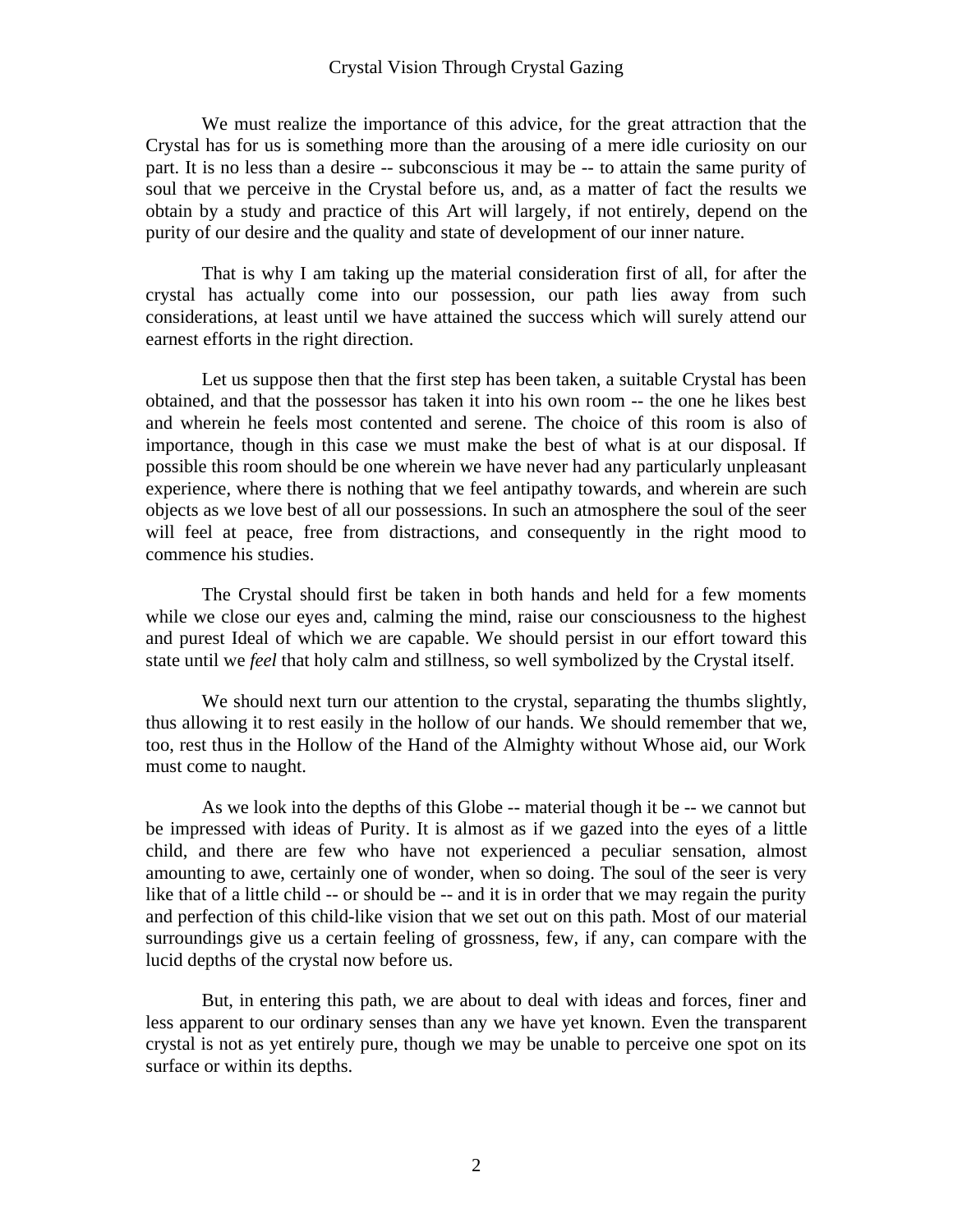We must realize the importance of this advice, for the great attraction that the Crystal has for us is something more than the arousing of a mere idle curiosity on our part. It is no less than a desire -- subconscious it may be -- to attain the same purity of soul that we perceive in the Crystal before us, and, as a matter of fact the results we obtain by a study and practice of this Art will largely, if not entirely, depend on the purity of our desire and the quality and state of development of our inner nature.

That is why I am taking up the material consideration first of all, for after the crystal has actually come into our possession, our path lies away from such considerations, at least until we have attained the success which will surely attend our earnest efforts in the right direction.

Let us suppose then that the first step has been taken, a suitable Crystal has been obtained, and that the possessor has taken it into his own room -- the one he likes best and wherein he feels most contented and serene. The choice of this room is also of importance, though in this case we must make the best of what is at our disposal. If possible this room should be one wherein we have never had any particularly unpleasant experience, where there is nothing that we feel antipathy towards, and wherein are such objects as we love best of all our possessions. In such an atmosphere the soul of the seer will feel at peace, free from distractions, and consequently in the right mood to commence his studies.

The Crystal should first be taken in both hands and held for a few moments while we close our eyes and, calming the mind, raise our consciousness to the highest and purest Ideal of which we are capable. We should persist in our effort toward this state until we *feel* that holy calm and stillness, so well symbolized by the Crystal itself.

We should next turn our attention to the crystal, separating the thumbs slightly, thus allowing it to rest easily in the hollow of our hands. We should remember that we, too, rest thus in the Hollow of the Hand of the Almighty without Whose aid, our Work must come to naught.

As we look into the depths of this Globe -- material though it be -- we cannot but be impressed with ideas of Purity. It is almost as if we gazed into the eyes of a little child, and there are few who have not experienced a peculiar sensation, almost amounting to awe, certainly one of wonder, when so doing. The soul of the seer is very like that of a little child -- or should be -- and it is in order that we may regain the purity and perfection of this child-like vision that we set out on this path. Most of our material surroundings give us a certain feeling of grossness, few, if any, can compare with the lucid depths of the crystal now before us.

But, in entering this path, we are about to deal with ideas and forces, finer and less apparent to our ordinary senses than any we have yet known. Even the transparent crystal is not as yet entirely pure, though we may be unable to perceive one spot on its surface or within its depths.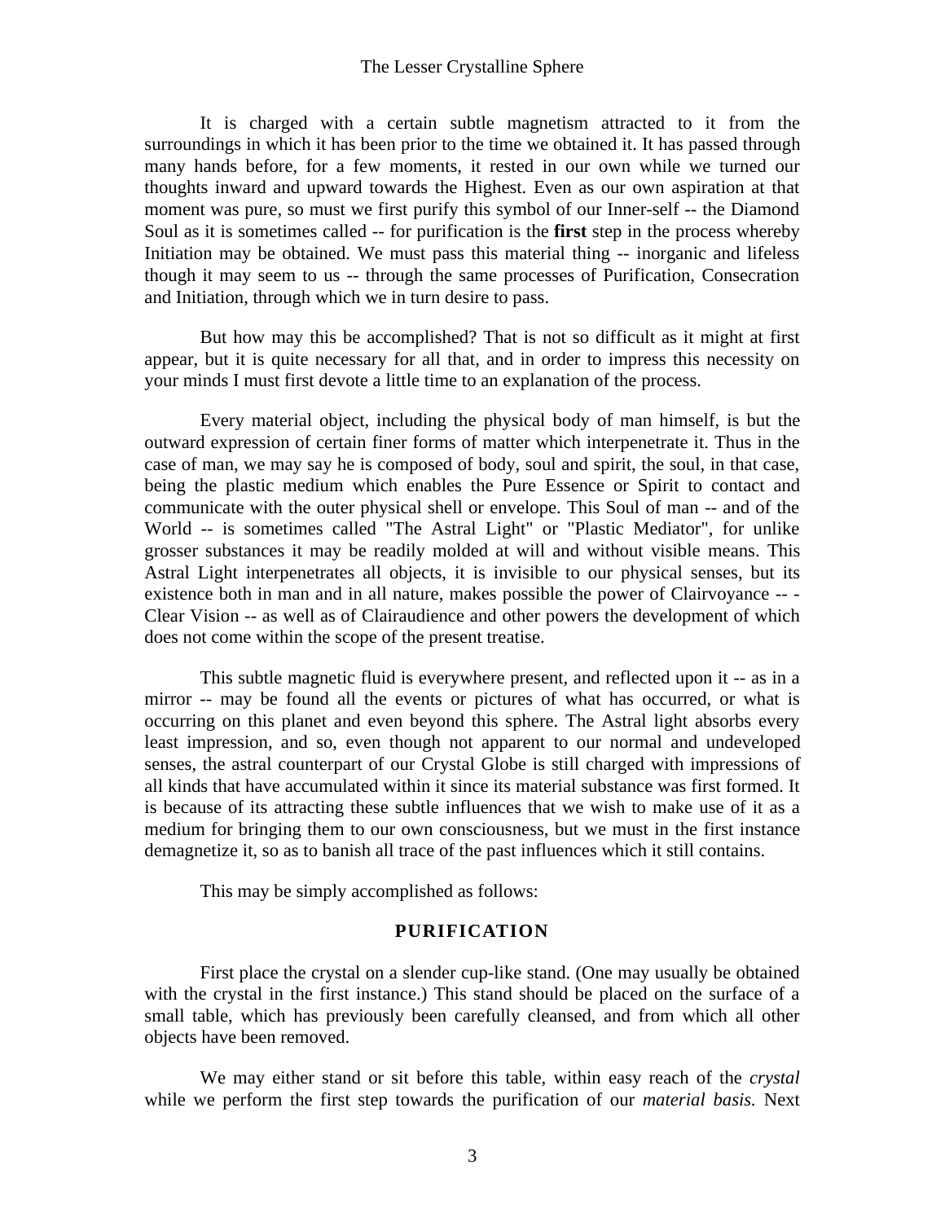It is charged with a certain subtle magnetism attracted to it from the surroundings in which it has been prior to the time we obtained it. It has passed through many hands before, for a few moments, it rested in our own while we turned our thoughts inward and upward towards the Highest. Even as our own aspiration at that moment was pure, so must we first purify this symbol of our Inner-self -- the Diamond Soul as it is sometimes called -- for purification is the **first** step in the process whereby Initiation may be obtained. We must pass this material thing -- inorganic and lifeless though it may seem to us -- through the same processes of Purification, Consecration and Initiation, through which we in turn desire to pass.

But how may this be accomplished? That is not so difficult as it might at first appear, but it is quite necessary for all that, and in order to impress this necessity on your minds I must first devote a little time to an explanation of the process.

Every material object, including the physical body of man himself, is but the outward expression of certain finer forms of matter which interpenetrate it. Thus in the case of man, we may say he is composed of body, soul and spirit, the soul, in that case, being the plastic medium which enables the Pure Essence or Spirit to contact and communicate with the outer physical shell or envelope. This Soul of man -- and of the World -- is sometimes called "The Astral Light" or "Plastic Mediator", for unlike grosser substances it may be readily molded at will and without visible means. This Astral Light interpenetrates all objects, it is invisible to our physical senses, but its existence both in man and in all nature, makes possible the power of Clairvoyance -- - Clear Vision -- as well as of Clairaudience and other powers the development of which does not come within the scope of the present treatise.

This subtle magnetic fluid is everywhere present, and reflected upon it -- as in a mirror -- may be found all the events or pictures of what has occurred, or what is occurring on this planet and even beyond this sphere. The Astral light absorbs every least impression, and so, even though not apparent to our normal and undeveloped senses, the astral counterpart of our Crystal Globe is still charged with impressions of all kinds that have accumulated within it since its material substance was first formed. It is because of its attracting these subtle influences that we wish to make use of it as a medium for bringing them to our own consciousness, but we must in the first instance demagnetize it, so as to banish all trace of the past influences which it still contains.

This may be simply accomplished as follows:

## PURIFICATION

First place the crystal on a slender cup-like stand. (One may usually be obtained with the crystal in the first instance.) This stand should be placed on the surface of a small table, which has previously been carefully cleansed, and from which all other objects have been removed.

We may either stand or sit before this table, within easy reach of the *crystal* while we perform the first step towards the purification of our *material basis.* Next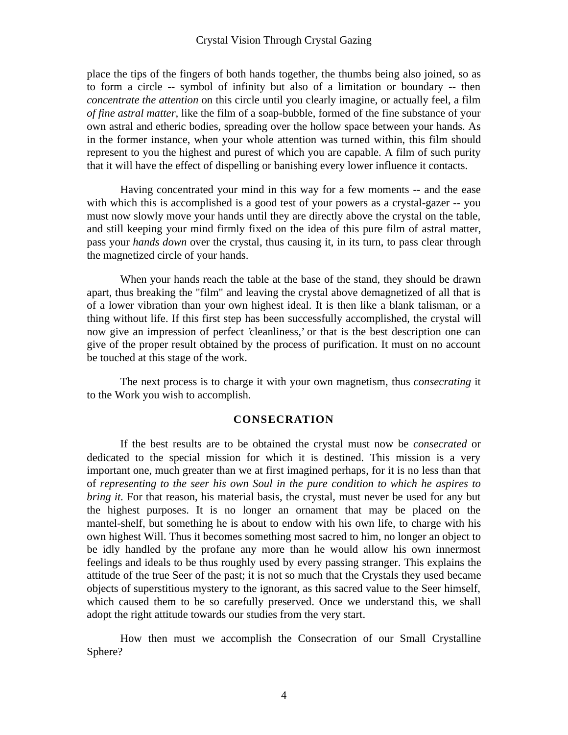place the tips of the fingers of both hands together, the thumbs being also joined, so as to form a circle -- symbol of infinity but also of a limitation or boundary -- then *concentrate the attention* on this circle until you clearly imagine, or actually feel, a film *of fine astral matter*, like the film of a soap-bubble, formed of the fine substance of your own astral and etheric bodies, spreading over the hollow space between your hands. As in the former instance, when your whole attention was turned within, this film should represent to you the highest and purest of which you are capable. A film of such purity that it will have the effect of dispelling or banishing every lower influence it contacts.

Having concentrated your mind in this way for a few moments -- and the ease with which this is accomplished is a good test of your powers as a crystal-gazer -- you must now slowly move your hands until they are directly above the crystal on the table, and still keeping your mind firmly fixed on the idea of this pure film of astral matter, pass your *hands down* over the crystal, thus causing it, in its turn, to pass clear through the magnetized circle of your hands.

When your hands reach the table at the base of the stand, they should be drawn apart, thus breaking the "film" and leaving the crystal above demagnetized of all that is of a lower vibration than your own highest ideal. It is then like a blank talisman, or a thing without life. If this first step has been successfully accomplished, the crystal will now give an impression of perfect 'cleanliness,' or that is the best description one can give of the proper result obtained by the process of purification. It must on no account be touched at this stage of the work.

The next process is to charge it with your own magnetism, thus *consecrating* it to the Work you wish to accomplish.

## CONSECRATION

If the best results are to be obtained the crystal must now be *consecrated* or dedicated to the special mission for which it is destined. This mission is a very important one, much greater than we at first imagined perhaps, for it is no less than that of *representing to the seer his own Soul in the pure condition to which he aspires to bring it.* For that reason, his material basis, the crystal, must never be used for any but the highest purposes. It is no longer an ornament that may be placed on the mantel-shelf, but something he is about to endow with his own life, to charge with his own highest Will. Thus it becomes something most sacred to him, no longer an object to be idly handled by the profane any more than he would allow his own innermost feelings and ideals to be thus roughly used by every passing stranger. This explains the attitude of the true Seer of the past; it is not so much that the Crystals they used became objects of superstitious mystery to the ignorant, as this sacred value to the Seer himself, which caused them to be so carefully preserved. Once we understand this, we shall adopt the right attitude towards our studies from the very start.

How then must we accomplish the Consecration of our Small Crystalline Sphere?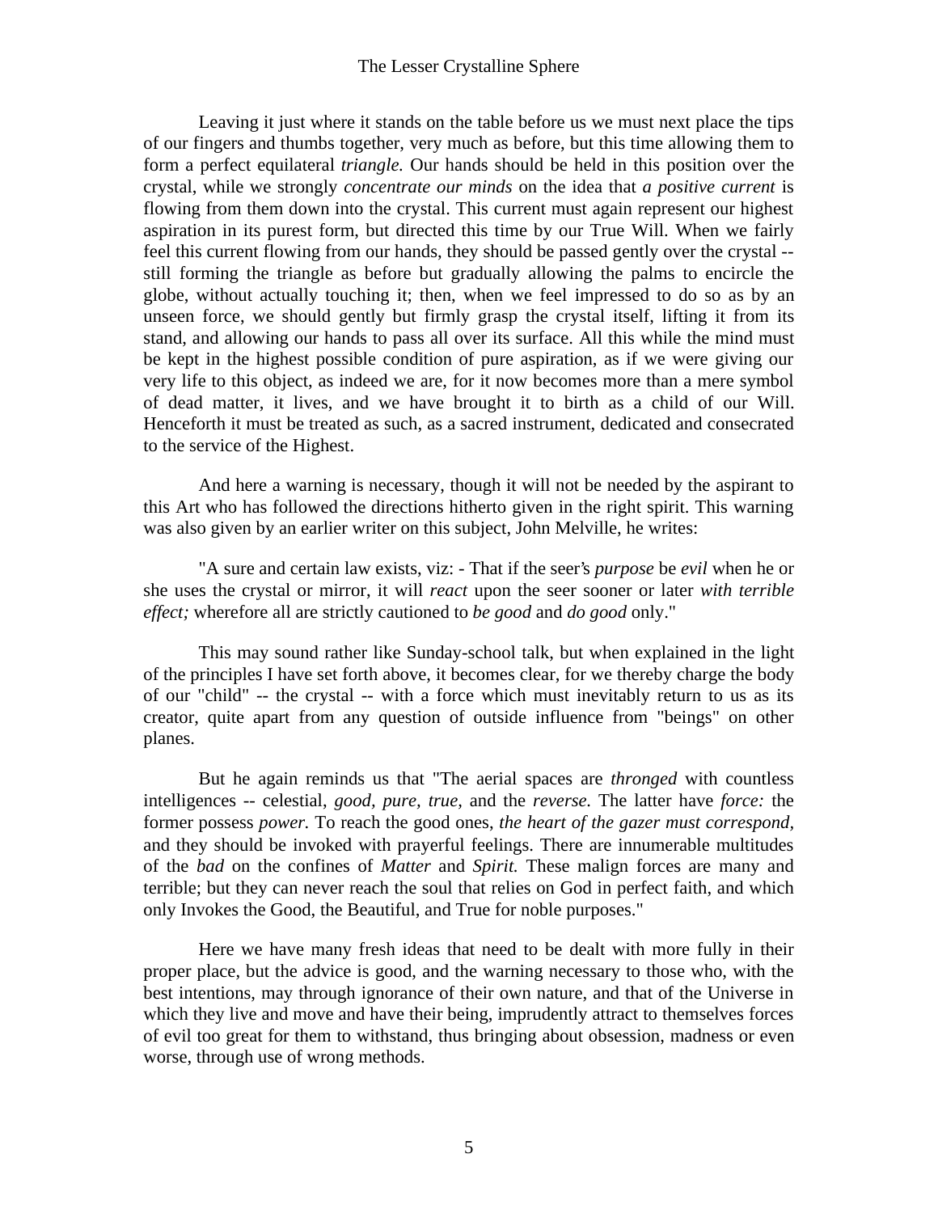Leaving it just where it stands on the table before us we must next place the tips of our fingers and thumbs together, very much as before, but this time allowing them to form a perfect equilateral *triangle.* Our hands should be held in this position over the crystal, while we strongly *concentrate our minds* on the idea that *a positive current* is flowing from them down into the crystal. This current must again represent our highest aspiration in its purest form, but directed this time by our True Will. When we fairly feel this current flowing from our hands, they should be passed gently over the crystal -- still forming the triangle as before but gradually allowing the palms to encircle the globe, without actually touching it; then, when we feel impressed to do so as by an unseen force, we should gently but firmly grasp the crystal itself, lifting it from its stand, and allowing our hands to pass all over its surface. All this while the mind must be kept in the highest possible condition of pure aspiration, as if we were giving our very life to this object, as indeed we are, for it now becomes more than a mere symbol of dead matter, it lives, and we have brought it to birth as a child of our Will. Henceforth it must be treated as such, as a sacred instrument, dedicated and consecrated to the service of the Highest.

And here a warning is necessary, though it will not be needed by the aspirant to this Art who has followed the directions hitherto given in the right spirit. This warning was also given by an earlier writer on this subject, John Melville, he writes:

"A sure and certain law exists, viz: - That if the seer's *purpose* be *evil* when he or she uses the crystal or mirror, it will *react* upon the seer sooner or later *with terrible effect;* wherefore all are strictly cautioned to *be good* and *do good* only."

This may sound rather like Sunday-school talk, but when explained in the light of the principles I have set forth above, it becomes clear, for we thereby charge the body of our "child" -- the crystal -- with a force which must inevitably return to us as its creator, quite apart from any question of outside influence from "beings" on other planes.

But he again reminds us that "The aerial spaces are *thronged* with countless intelligences -- celestial, *good, pure, true,* and the *reverse.* The latter have *force:* the former possess *power.* To reach the good ones, *the heart of the gazer must correspond,* and they should be invoked with prayerful feelings. There are innumerable multitudes of the *bad* on the confines of *Matter* and *Spirit.* These malign forces are many and terrible; but they can never reach the soul that relies on God in perfect faith, and which only Invokes the Good, the Beautiful, and True for noble purposes."

Here we have many fresh ideas that need to be dealt with more fully in their proper place, but the advice is good, and the warning necessary to those who, with the best intentions, may through ignorance of their own nature, and that of the Universe in which they live and move and have their being, imprudently attract to themselves forces of evil too great for them to withstand, thus bringing about obsession, madness or even worse, through use of wrong methods.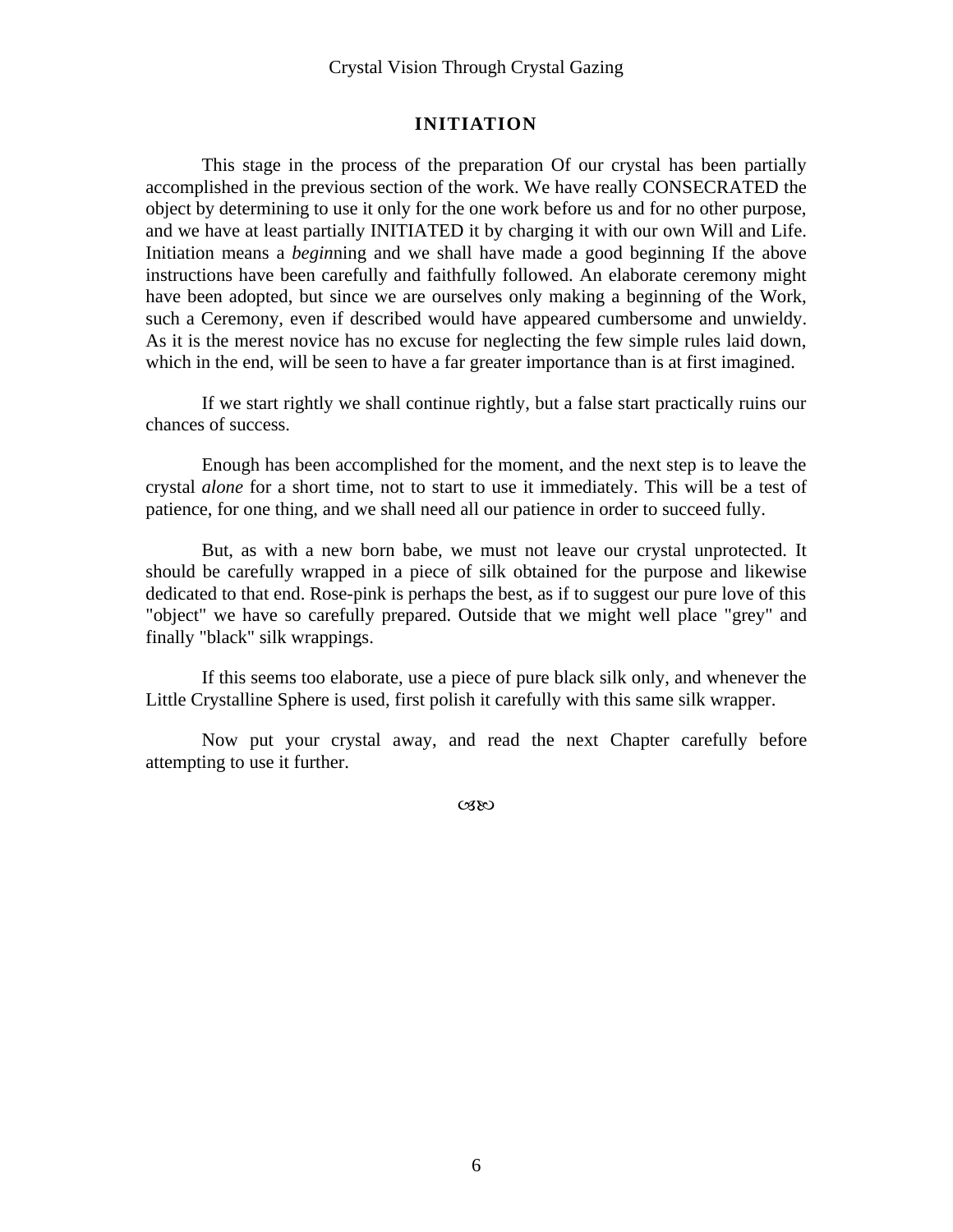## INITIATION

This stage in the process of the preparation Of our crystal has been partially accomplished in the previous section of the work. We have really CONSECRATED the object by determining to use it only for the one work before us and for no other purpose, and we have at least partially INITIATED it by charging it with our own Will and Life. Initiation means a *begin*ning and we shall have made a good beginning If the above instructions have been carefully and faithfully followed. An elaborate ceremony might have been adopted, but since we are ourselves only making a beginning of the Work, such a Ceremony, even if described would have appeared cumbersome and unwieldy. As it is the merest novice has no excuse for neglecting the few simple rules laid down, which in the end, will be seen to have a far greater importance than is at first imagined.

If we start rightly we shall continue rightly, but a false start practically ruins our chances of success.

Enough has been accomplished for the moment, and the next step is to leave the crystal *alone* for a short time, not to start to use it immediately. This will be a test of patience, for one thing, and we shall need all our patience in order to succeed fully.

But, as with a new born babe, we must not leave our crystal unprotected. It should be carefully wrapped in a piece of silk obtained for the purpose and likewise dedicated to that end. Rose-pink is perhaps the best, as if to suggest our pure love of this "object" we have so carefully prepared. Outside that we might well place "grey" and finally "black" silk wrappings.

If this seems too elaborate, use a piece of pure black silk only, and whenever the Little Crystalline Sphere is used, first polish it carefully with this same silk wrapper.

Now put your crystal away, and read the next Chapter carefully before attempting to use it further.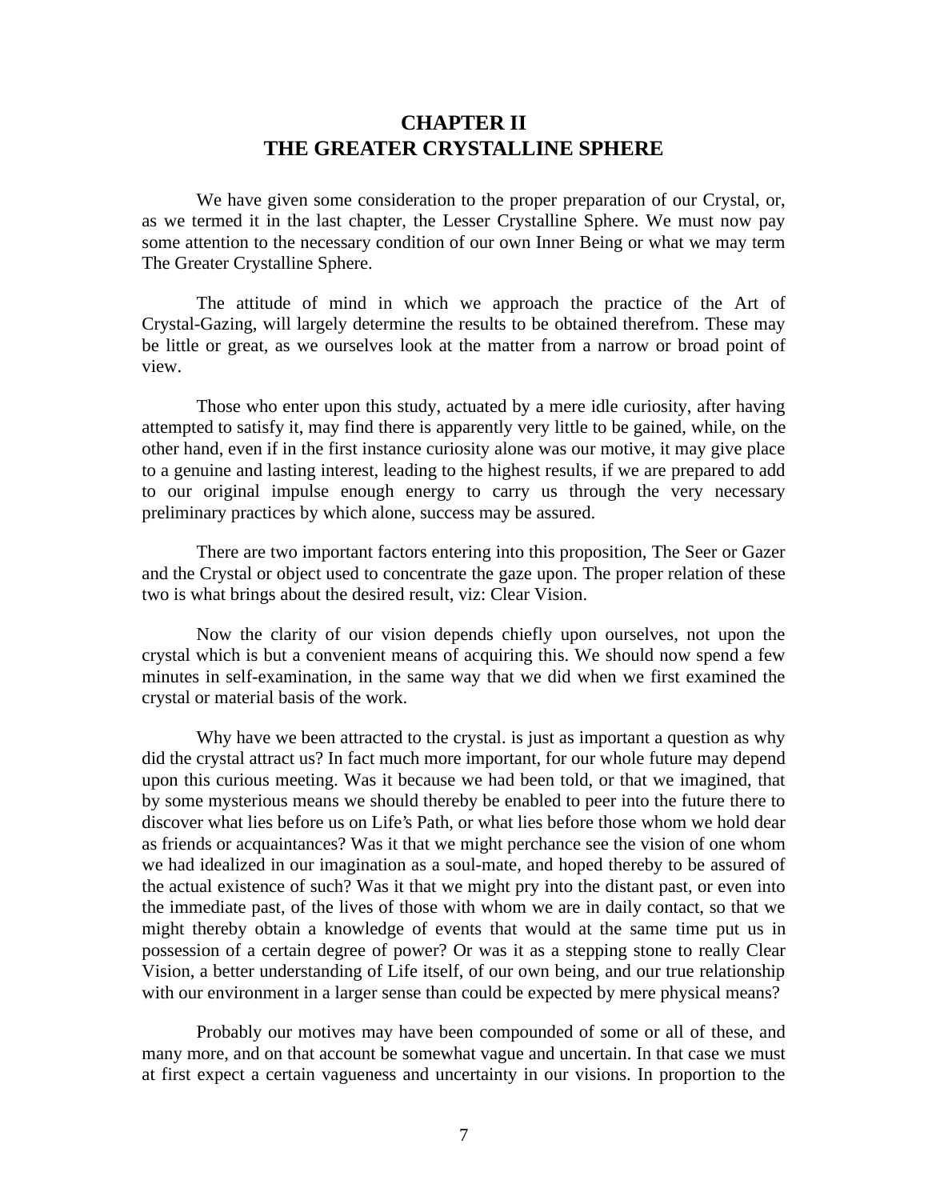# CHAPTER II
# THE GREATER CRYSTALLINE SPHERE

We have given some consideration to the proper preparation of our Crystal, or, as we termed it in the last chapter, the Lesser Crystalline Sphere. We must now pay some attention to the necessary condition of our own Inner Being or what we may term The Greater Crystalline Sphere.

The attitude of mind in which we approach the practice of the Art of Crystal-Gazing, will largely determine the results to be obtained therefrom. These may be little or great, as we ourselves look at the matter from a narrow or broad point of view.

Those who enter upon this study, actuated by a mere idle curiosity, after having attempted to satisfy it, may find there is apparently very little to be gained, while, on the other hand, even if in the first instance curiosity alone was our motive, it may give place to a genuine and lasting interest, leading to the highest results, if we are prepared to add to our original impulse enough energy to carry us through the very necessary preliminary practices by which alone, success may be assured.

There are two important factors entering into this proposition, The Seer or Gazer and the Crystal or object used to concentrate the gaze upon. The proper relation of these two is what brings about the desired result, viz: Clear Vision.

Now the clarity of our vision depends chiefly upon ourselves, not upon the crystal which is but a convenient means of acquiring this. We should now spend a few minutes in self-examination, in the same way that we did when we first examined the crystal or material basis of the work.

Why have we been attracted to the crystal. is just as important a question as why did the crystal attract us? In fact much more important, for our whole future may depend upon this curious meeting. Was it because we had been told, or that we imagined, that by some mysterious means we should thereby be enabled to peer into the future there to discover what lies before us on Life's Path, or what lies before those whom we hold dear as friends or acquaintances? Was it that we might perchance see the vision of one whom we had idealized in our imagination as a soul-mate, and hoped thereby to be assured of the actual existence of such? Was it that we might pry into the distant past, or even into the immediate past, of the lives of those with whom we are in daily contact, so that we might thereby obtain a knowledge of events that would at the same time put us in possession of a certain degree of power? Or was it as a stepping stone to really Clear Vision, a better understanding of Life itself, of our own being, and our true relationship with our environment in a larger sense than could be expected by mere physical means?

Probably our motives may have been compounded of some or all of these, and many more, and on that account be somewhat vague and uncertain. In that case we must at first expect a certain vagueness and uncertainty in our visions. In proportion to the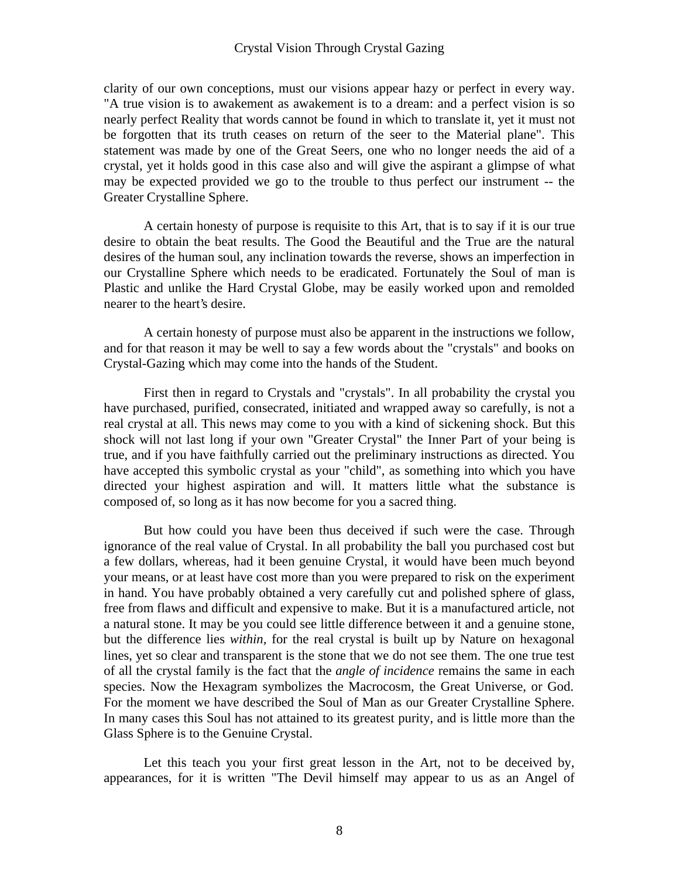clarity of our own conceptions, must our visions appear hazy or perfect in every way. "A true vision is to awakement as awakement is to a dream: and a perfect vision is so nearly perfect Reality that words cannot be found in which to translate it, yet it must not be forgotten that its truth ceases on return of the seer to the Material plane". This statement was made by one of the Great Seers, one who no longer needs the aid of a crystal, yet it holds good in this case also and will give the aspirant a glimpse of what may be expected provided we go to the trouble to thus perfect our instrument -- the Greater Crystalline Sphere.

A certain honesty of purpose is requisite to this Art, that is to say if it is our true desire to obtain the beat results. The Good the Beautiful and the True are the natural desires of the human soul, any inclination towards the reverse, shows an imperfection in our Crystalline Sphere which needs to be eradicated. Fortunately the Soul of man is Plastic and unlike the Hard Crystal Globe, may be easily worked upon and remolded nearer to the heart's desire.

A certain honesty of purpose must also be apparent in the instructions we follow, and for that reason it may be well to say a few words about the "crystals" and books on Crystal-Gazing which may come into the hands of the Student.

First then in regard to Crystals and "crystals". In all probability the crystal you have purchased, purified, consecrated, initiated and wrapped away so carefully, is not a real crystal at all. This news may come to you with a kind of sickening shock. But this shock will not last long if your own "Greater Crystal" the Inner Part of your being is true, and if you have faithfully carried out the preliminary instructions as directed. You have accepted this symbolic crystal as your "child", as something into which you have directed your highest aspiration and will. It matters little what the substance is composed of, so long as it has now become for you a sacred thing.

But how could you have been thus deceived if such were the case. Through ignorance of the real value of Crystal. In all probability the ball you purchased cost but a few dollars, whereas, had it been genuine Crystal, it would have been much beyond your means, or at least have cost more than you were prepared to risk on the experiment in hand. You have probably obtained a very carefully cut and polished sphere of glass, free from flaws and difficult and expensive to make. But it is a manufactured article, not a natural stone. It may be you could see little difference between it and a genuine stone, but the difference lies *within*, for the real crystal is built up by Nature on hexagonal lines, yet so clear and transparent is the stone that we do not see them. The one true test of all the crystal family is the fact that the *angle of incidence* remains the same in each species. Now the Hexagram symbolizes the Macrocosm, the Great Universe, or God. For the moment we have described the Soul of Man as our Greater Crystalline Sphere. In many cases this Soul has not attained to its greatest purity, and is little more than the Glass Sphere is to the Genuine Crystal.

Let this teach you your first great lesson in the Art, not to be deceived by, appearances, for it is written "The Devil himself may appear to us as an Angel of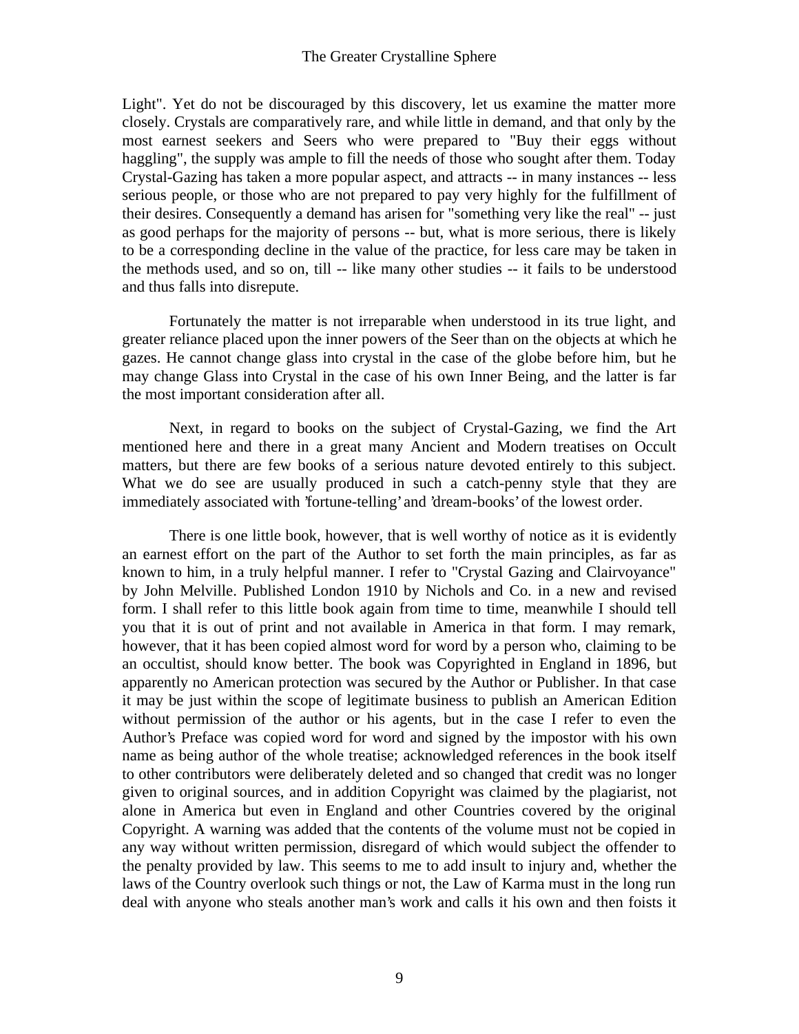Light". Yet do not be discouraged by this discovery, let us examine the matter more closely. Crystals are comparatively rare, and while little in demand, and that only by the most earnest seekers and Seers who were prepared to "Buy their eggs without haggling", the supply was ample to fill the needs of those who sought after them. Today Crystal-Gazing has taken a more popular aspect, and attracts -- in many instances -- less serious people, or those who are not prepared to pay very highly for the fulfillment of their desires. Consequently a demand has arisen for "something very like the real" -- just as good perhaps for the majority of persons -- but, what is more serious, there is likely to be a corresponding decline in the value of the practice, for less care may be taken in the methods used, and so on, till -- like many other studies -- it fails to be understood and thus falls into disrepute.

Fortunately the matter is not irreparable when understood in its true light, and greater reliance placed upon the inner powers of the Seer than on the objects at which he gazes. He cannot change glass into crystal in the case of the globe before him, but he may change Glass into Crystal in the case of his own Inner Being, and the latter is far the most important consideration after all.

Next, in regard to books on the subject of Crystal-Gazing, we find the Art mentioned here and there in a great many Ancient and Modern treatises on Occult matters, but there are few books of a serious nature devoted entirely to this subject. What we do see are usually produced in such a catch-penny style that they are immediately associated with 'fortune-telling' and 'dream-books' of the lowest order.

There is one little book, however, that is well worthy of notice as it is evidently an earnest effort on the part of the Author to set forth the main principles, as far as known to him, in a truly helpful manner. I refer to "Crystal Gazing and Clairvoyance" by John Melville. Published London 1910 by Nichols and Co. in a new and revised form. I shall refer to this little book again from time to time, meanwhile I should tell you that it is out of print and not available in America in that form. I may remark, however, that it has been copied almost word for word by a person who, claiming to be an occultist, should know better. The book was Copyrighted in England in 1896, but apparently no American protection was secured by the Author or Publisher. In that case it may be just within the scope of legitimate business to publish an American Edition without permission of the author or his agents, but in the case I refer to even the Author's Preface was copied word for word and signed by the impostor with his own name as being author of the whole treatise; acknowledged references in the book itself to other contributors were deliberately deleted and so changed that credit was no longer given to original sources, and in addition Copyright was claimed by the plagiarist, not alone in America but even in England and other Countries covered by the original Copyright. A warning was added that the contents of the volume must not be copied in any way without written permission, disregard of which would subject the offender to the penalty provided by law. This seems to me to add insult to injury and, whether the laws of the Country overlook such things or not, the Law of Karma must in the long run deal with anyone who steals another man's work and calls it his own and then foists it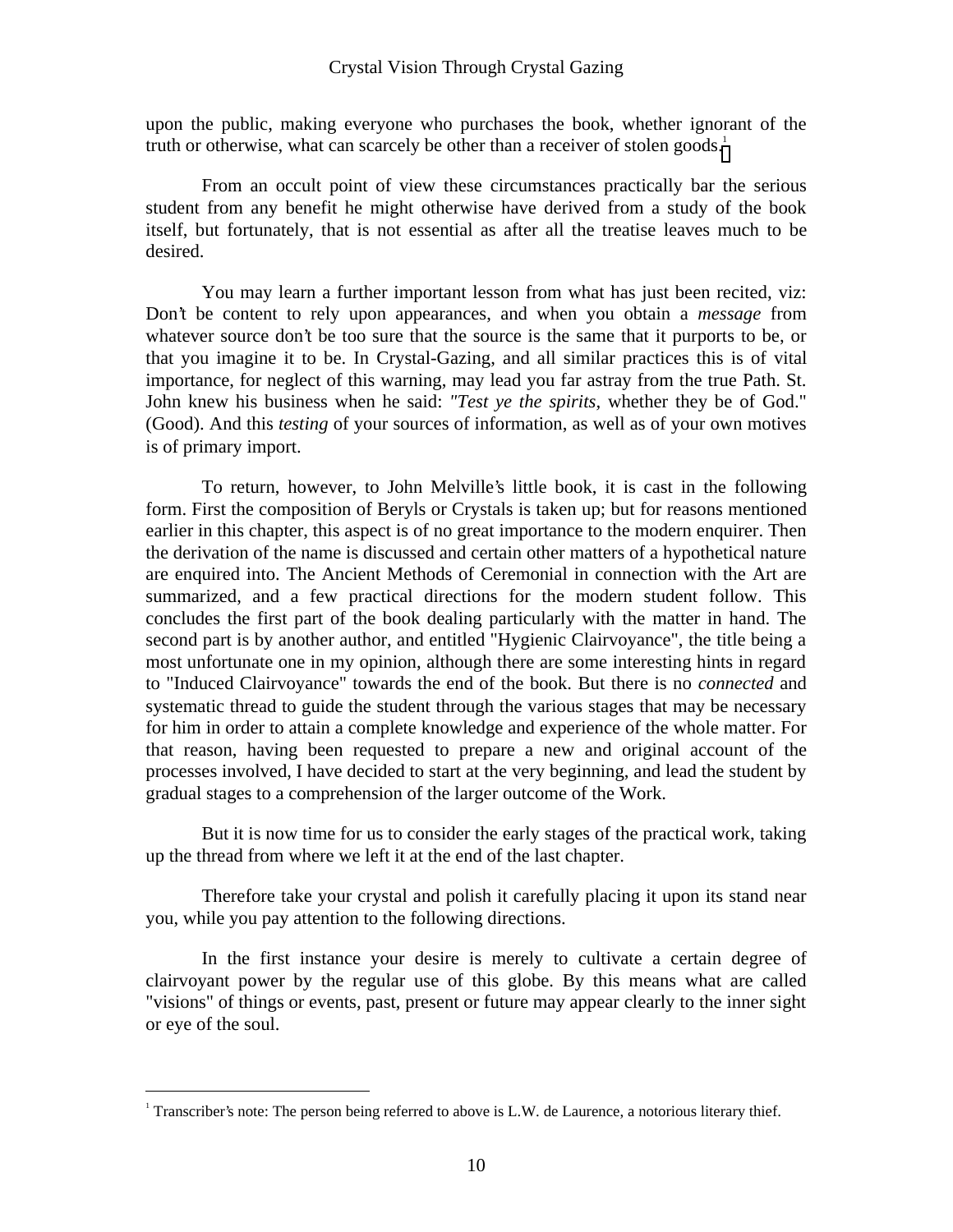upon the public, making everyone who purchases the book, whether ignorant of the truth or otherwise, what can scarcely be other than a receiver of stolen goods.[1]

From an occult point of view these circumstances practically bar the serious student from any benefit he might otherwise have derived from a study of the book itself, but fortunately, that is not essential as after all the treatise leaves much to be desired.

You may learn a further important lesson from what has just been recited, viz: Don't be content to rely upon appearances, and when you obtain a *message* from whatever source don't be too sure that the source is the same that it purports to be, or that you imagine it to be. In Crystal-Gazing, and all similar practices this is of vital importance, for neglect of this warning, may lead you far astray from the true Path. St. John knew his business when he said: *"Test ye the spirits,* whether they be of God." (Good). And this *testing* of your sources of information, as well as of your own motives is of primary import.

To return, however, to John Melville's little book, it is cast in the following form. First the composition of Beryls or Crystals is taken up; but for reasons mentioned earlier in this chapter, this aspect is of no great importance to the modern enquirer. Then the derivation of the name is discussed and certain other matters of a hypothetical nature are enquired into. The Ancient Methods of Ceremonial in connection with the Art are summarized, and a few practical directions for the modern student follow. This concludes the first part of the book dealing particularly with the matter in hand. The second part is by another author, and entitled "Hygienic Clairvoyance", the title being a most unfortunate one in my opinion, although there are some interesting hints in regard to "Induced Clairvoyance" towards the end of the book. But there is no *connected* and systematic thread to guide the student through the various stages that may be necessary for him in order to attain a complete knowledge and experience of the whole matter. For that reason, having been requested to prepare a new and original account of the processes involved, I have decided to start at the very beginning, and lead the student by gradual stages to a comprehension of the larger outcome of the Work.

But it is now time for us to consider the early stages of the practical work, taking up the thread from where we left it at the end of the last chapter.

Therefore take your crystal and polish it carefully placing it upon its stand near you, while you pay attention to the following directions.

In the first instance your desire is merely to cultivate a certain degree of clairvoyant power by the regular use of this globe. By this means what are called "visions" of things or events, past, present or future may appear clearly to the inner sight or eye of the soul.

---

[1] Transcriber's note: The person being referred to above is L.W. de Laurence, a notorious literary thief.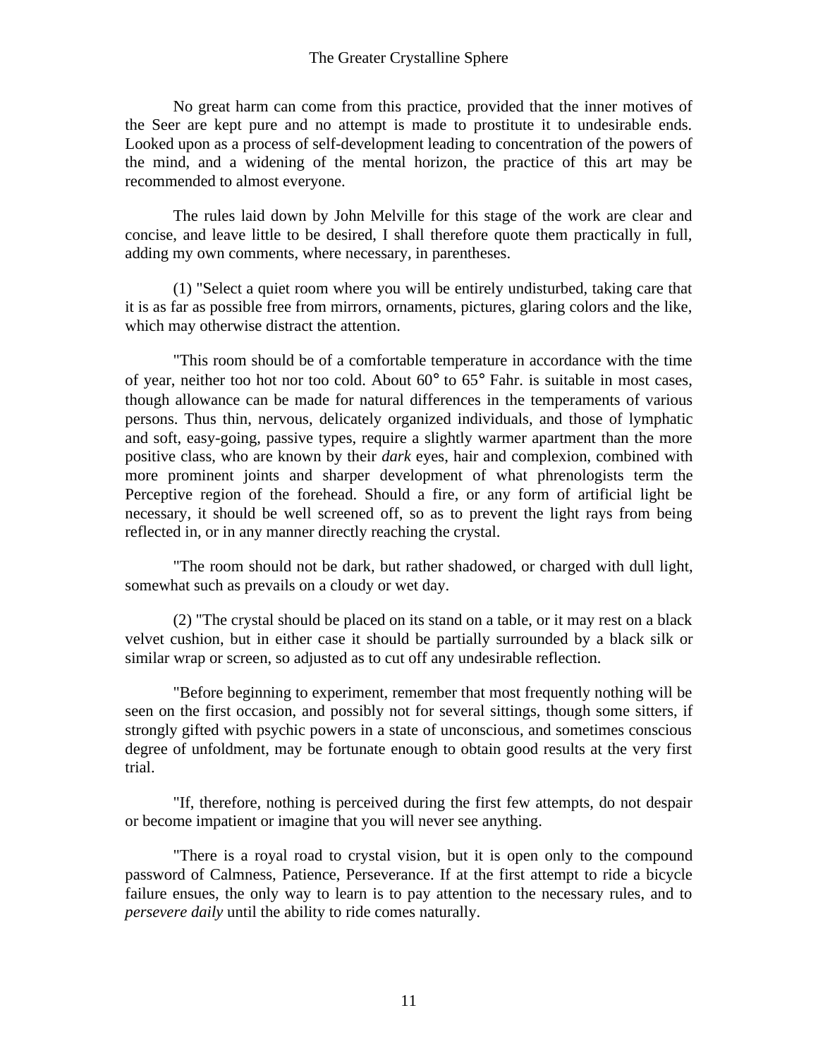No great harm can come from this practice, provided that the inner motives of the Seer are kept pure and no attempt is made to prostitute it to undesirable ends. Looked upon as a process of self-development leading to concentration of the powers of the mind, and a widening of the mental horizon, the practice of this art may be recommended to almost everyone.

The rules laid down by John Melville for this stage of the work are clear and concise, and leave little to be desired, I shall therefore quote them practically in full, adding my own comments, where necessary, in parentheses.

(1) "Select a quiet room where you will be entirely undisturbed, taking care that it is as far as possible free from mirrors, ornaments, pictures, glaring colors and the like, which may otherwise distract the attention.

"This room should be of a comfortable temperature in accordance with the time of year, neither too hot nor too cold. About 60° to 65° Fahr. is suitable in most cases, though allowance can be made for natural differences in the temperaments of various persons. Thus thin, nervous, delicately organized individuals, and those of lymphatic and soft, easy-going, passive types, require a slightly warmer apartment than the more positive class, who are known by their *dark* eyes, hair and complexion, combined with more prominent joints and sharper development of what phrenologists term the Perceptive region of the forehead. Should a fire, or any form of artificial light be necessary, it should be well screened off, so as to prevent the light rays from being reflected in, or in any manner directly reaching the crystal.

"The room should not be dark, but rather shadowed, or charged with dull light, somewhat such as prevails on a cloudy or wet day.

(2) "The crystal should be placed on its stand on a table, or it may rest on a black velvet cushion, but in either case it should be partially surrounded by a black silk or similar wrap or screen, so adjusted as to cut off any undesirable reflection.

"Before beginning to experiment, remember that most frequently nothing will be seen on the first occasion, and possibly not for several sittings, though some sitters, if strongly gifted with psychic powers in a state of unconscious, and sometimes conscious degree of unfoldment, may be fortunate enough to obtain good results at the very first trial.

"If, therefore, nothing is perceived during the first few attempts, do not despair or become impatient or imagine that you will never see anything.

"There is a royal road to crystal vision, but it is open only to the compound password of Calmness, Patience, Perseverance. If at the first attempt to ride a bicycle failure ensues, the only way to learn is to pay attention to the necessary rules, and to *persevere daily* until the ability to ride comes naturally.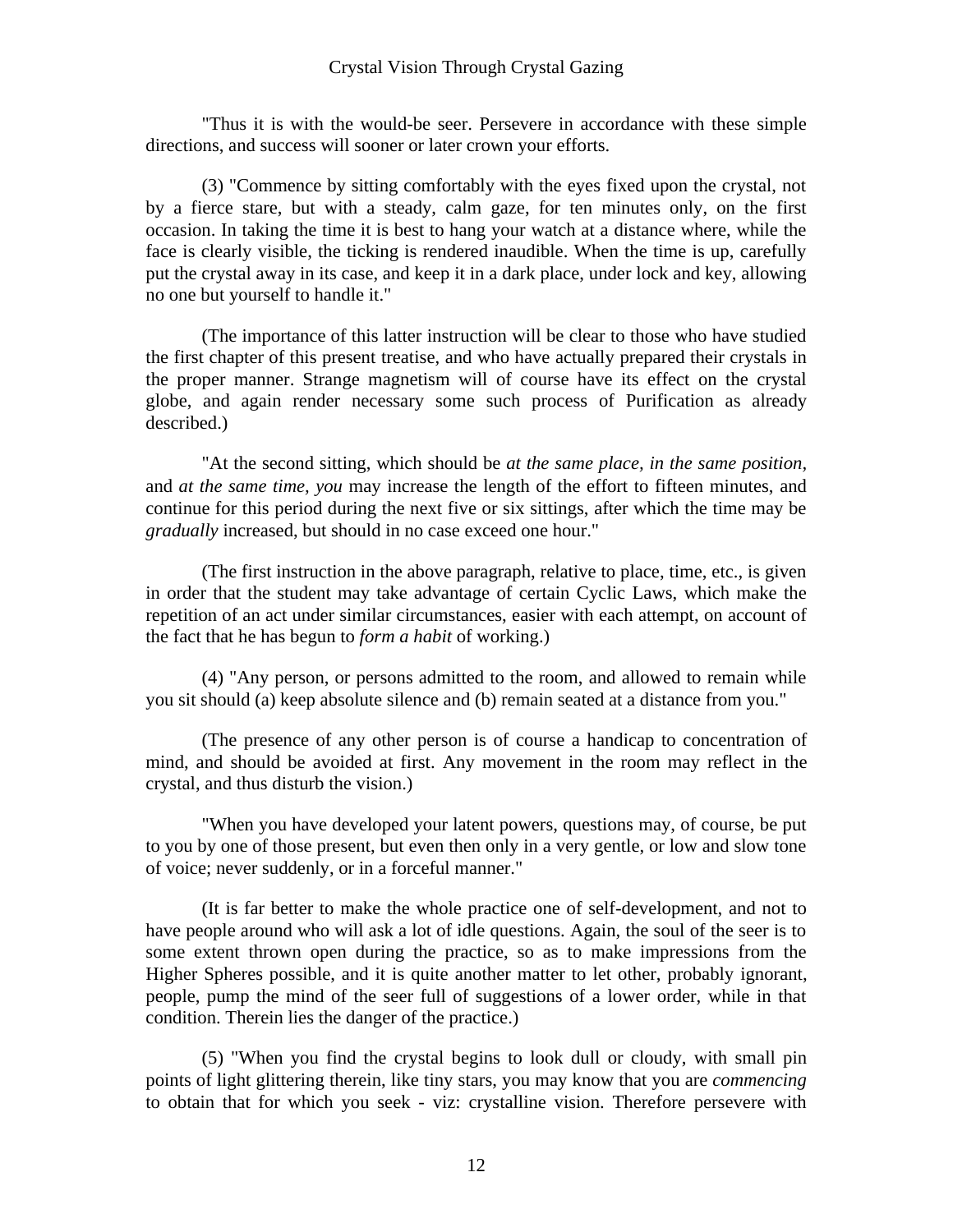"Thus it is with the would-be seer. Persevere in accordance with these simple directions, and success will sooner or later crown your efforts.

(3) "Commence by sitting comfortably with the eyes fixed upon the crystal, not by a fierce stare, but with a steady, calm gaze, for ten minutes only, on the first occasion. In taking the time it is best to hang your watch at a distance where, while the face is clearly visible, the ticking is rendered inaudible. When the time is up, carefully put the crystal away in its case, and keep it in a dark place, under lock and key, allowing no one but yourself to handle it."

(The importance of this latter instruction will be clear to those who have studied the first chapter of this present treatise, and who have actually prepared their crystals in the proper manner. Strange magnetism will of course have its effect on the crystal globe, and again render necessary some such process of Purification as already described.)

"At the second sitting, which should be *at the same place, in the same position,* and *at the same time, you* may increase the length of the effort to fifteen minutes, and continue for this period during the next five or six sittings, after which the time may be *gradually* increased, but should in no case exceed one hour."

(The first instruction in the above paragraph, relative to place, time, etc., is given in order that the student may take advantage of certain Cyclic Laws, which make the repetition of an act under similar circumstances, easier with each attempt, on account of the fact that he has begun to *form a habit* of working.)

(4) "Any person, or persons admitted to the room, and allowed to remain while you sit should (a) keep absolute silence and (b) remain seated at a distance from you."

(The presence of any other person is of course a handicap to concentration of mind, and should be avoided at first. Any movement in the room may reflect in the crystal, and thus disturb the vision.)

"When you have developed your latent powers, questions may, of course, be put to you by one of those present, but even then only in a very gentle, or low and slow tone of voice; never suddenly, or in a forceful manner."

(It is far better to make the whole practice one of self-development, and not to have people around who will ask a lot of idle questions. Again, the soul of the seer is to some extent thrown open during the practice, so as to make impressions from the Higher Spheres possible, and it is quite another matter to let other, probably ignorant, people, pump the mind of the seer full of suggestions of a lower order, while in that condition. Therein lies the danger of the practice.)

(5) "When you find the crystal begins to look dull or cloudy, with small pin points of light glittering therein, like tiny stars, you may know that you are *commencing* to obtain that for which you seek - viz: crystalline vision. Therefore persevere with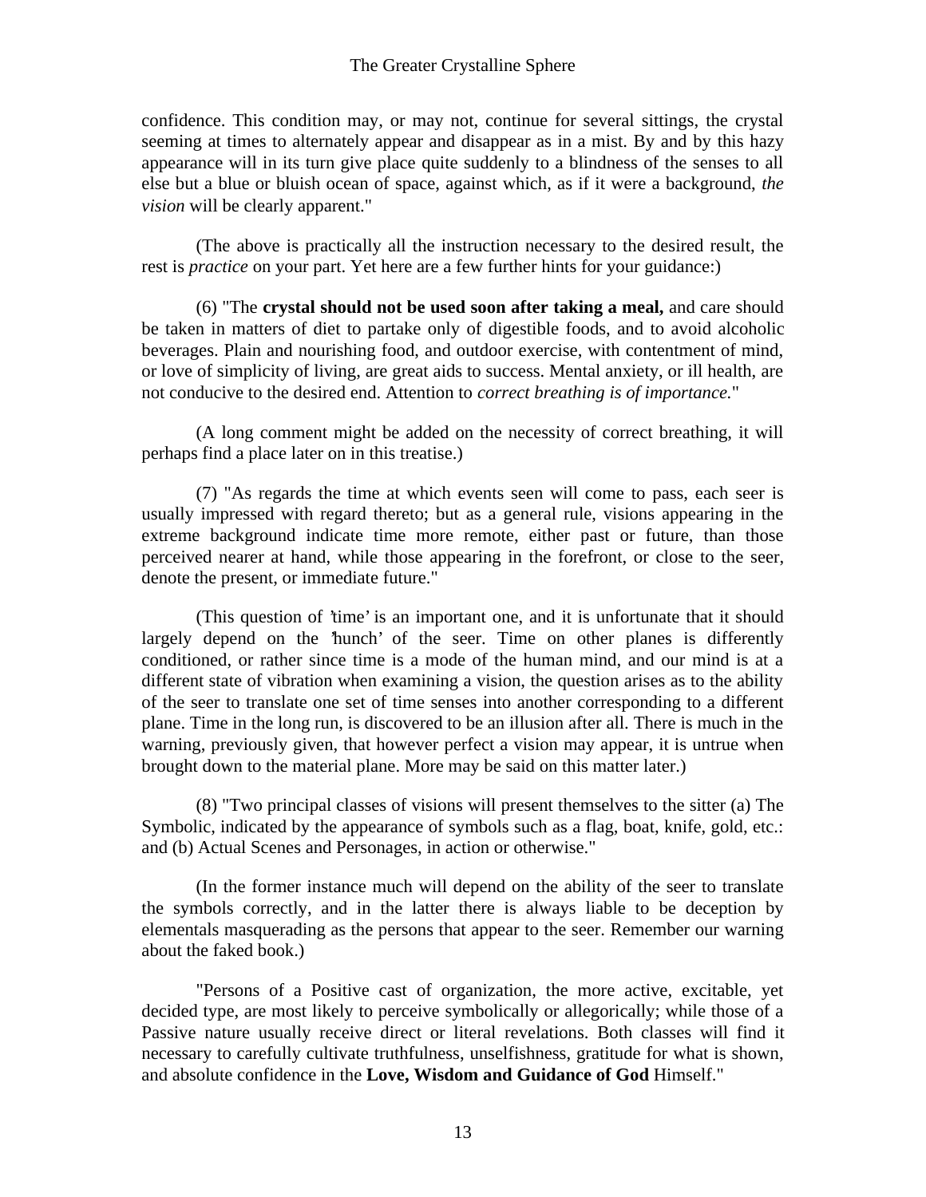confidence. This condition may, or may not, continue for several sittings, the crystal seeming at times to alternately appear and disappear as in a mist. By and by this hazy appearance will in its turn give place quite suddenly to a blindness of the senses to all else but a blue or bluish ocean of space, against which, as if it were a background, *the vision* will be clearly apparent."

(The above is practically all the instruction necessary to the desired result, the rest is *practice* on your part. Yet here are a few further hints for your guidance:)

(6) "The **crystal should not be used soon after taking a meal,** and care should be taken in matters of diet to partake only of digestible foods, and to avoid alcoholic beverages. Plain and nourishing food, and outdoor exercise, with contentment of mind, or love of simplicity of living, are great aids to success. Mental anxiety, or ill health, are not conducive to the desired end. Attention to *correct breathing is of importance.*"

(A long comment might be added on the necessity of correct breathing, it will perhaps find a place later on in this treatise.)

(7) "As regards the time at which events seen will come to pass, each seer is usually impressed with regard thereto; but as a general rule, visions appearing in the extreme background indicate time more remote, either past or future, than those perceived nearer at hand, while those appearing in the forefront, or close to the seer, denote the present, or immediate future."

(This question of 'time' is an important one, and it is unfortunate that it should largely depend on the 'hunch' of the seer. Time on other planes is differently conditioned, or rather since time is a mode of the human mind, and our mind is at a different state of vibration when examining a vision, the question arises as to the ability of the seer to translate one set of time senses into another corresponding to a different plane. Time in the long run, is discovered to be an illusion after all. There is much in the warning, previously given, that however perfect a vision may appear, it is untrue when brought down to the material plane. More may be said on this matter later.)

(8) "Two principal classes of visions will present themselves to the sitter (a) The Symbolic, indicated by the appearance of symbols such as a flag, boat, knife, gold, etc.: and (b) Actual Scenes and Personages, in action or otherwise."

(In the former instance much will depend on the ability of the seer to translate the symbols correctly, and in the latter there is always liable to be deception by elementals masquerading as the persons that appear to the seer. Remember our warning about the faked book.)

"Persons of a Positive cast of organization, the more active, excitable, yet decided type, are most likely to perceive symbolically or allegorically; while those of a Passive nature usually receive direct or literal revelations. Both classes will find it necessary to carefully cultivate truthfulness, unselfishness, gratitude for what is shown, and absolute confidence in the **Love, Wisdom and Guidance of God** Himself."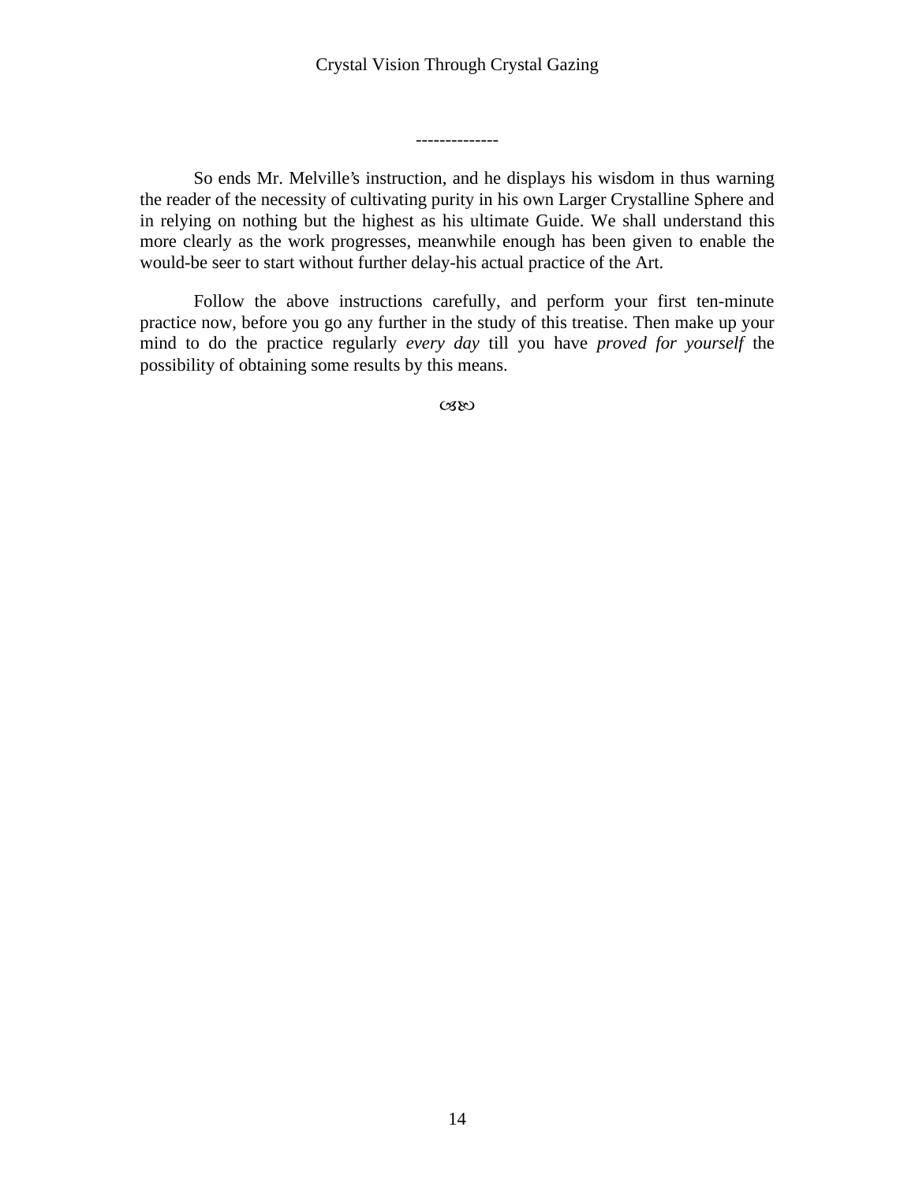--------------

So ends Mr. Melville's instruction, and he displays his wisdom in thus warning the reader of the necessity of cultivating purity in his own Larger Crystalline Sphere and in relying on nothing but the highest as his ultimate Guide. We shall understand this more clearly as the work progresses, meanwhile enough has been given to enable the would-be seer to start without further delay-his actual practice of the Art.

Follow the above instructions carefully, and perform your first ten-minute practice now, before you go any further in the study of this treatise. Then make up your mind to do the practice regularly *every day* till you have *proved for yourself* the possibility of obtaining some results by this means.

ꟹ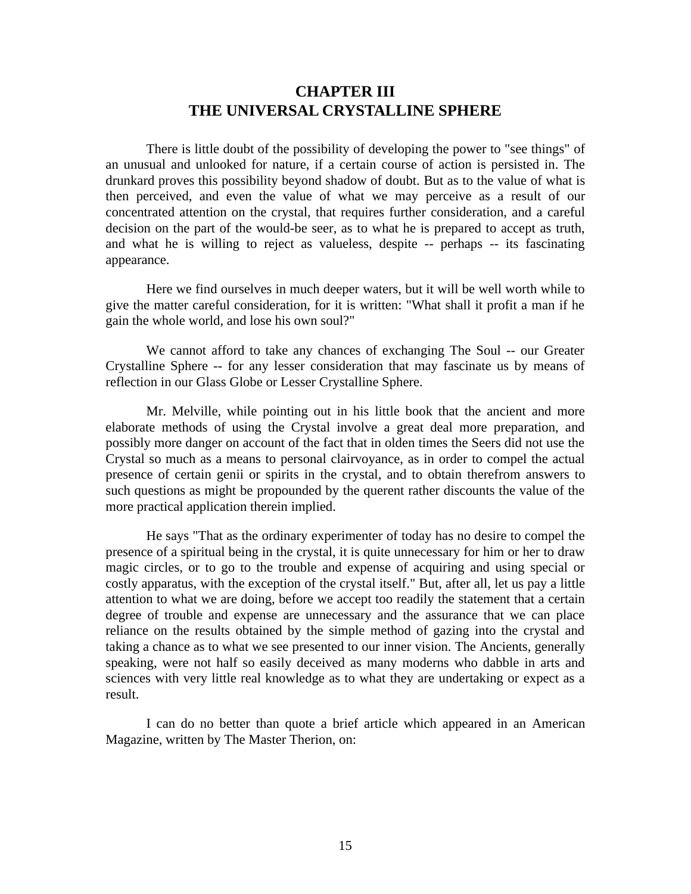# CHAPTER III
# THE UNIVERSAL CRYSTALLINE SPHERE

There is little doubt of the possibility of developing the power to "see things" of an unusual and unlooked for nature, if a certain course of action is persisted in. The drunkard proves this possibility beyond shadow of doubt. But as to the value of what is then perceived, and even the value of what we may perceive as a result of our concentrated attention on the crystal, that requires further consideration, and a careful decision on the part of the would-be seer, as to what he is prepared to accept as truth, and what he is willing to reject as valueless, despite -- perhaps -- its fascinating appearance.

Here we find ourselves in much deeper waters, but it will be well worth while to give the matter careful consideration, for it is written: "What shall it profit a man if he gain the whole world, and lose his own soul?"

We cannot afford to take any chances of exchanging The Soul -- our Greater Crystalline Sphere -- for any lesser consideration that may fascinate us by means of reflection in our Glass Globe or Lesser Crystalline Sphere.

Mr. Melville, while pointing out in his little book that the ancient and more elaborate methods of using the Crystal involve a great deal more preparation, and possibly more danger on account of the fact that in olden times the Seers did not use the Crystal so much as a means to personal clairvoyance, as in order to compel the actual presence of certain genii or spirits in the crystal, and to obtain therefrom answers to such questions as might be propounded by the querent rather discounts the value of the more practical application therein implied.

He says "That as the ordinary experimenter of today has no desire to compel the presence of a spiritual being in the crystal, it is quite unnecessary for him or her to draw magic circles, or to go to the trouble and expense of acquiring and using special or costly apparatus, with the exception of the crystal itself." But, after all, let us pay a little attention to what we are doing, before we accept too readily the statement that a certain degree of trouble and expense are unnecessary and the assurance that we can place reliance on the results obtained by the simple method of gazing into the crystal and taking a chance as to what we see presented to our inner vision. The Ancients, generally speaking, were not half so easily deceived as many moderns who dabble in arts and sciences with very little real knowledge as to what they are undertaking or expect as a result.

I can do no better than quote a brief article which appeared in an American Magazine, written by The Master Therion, on: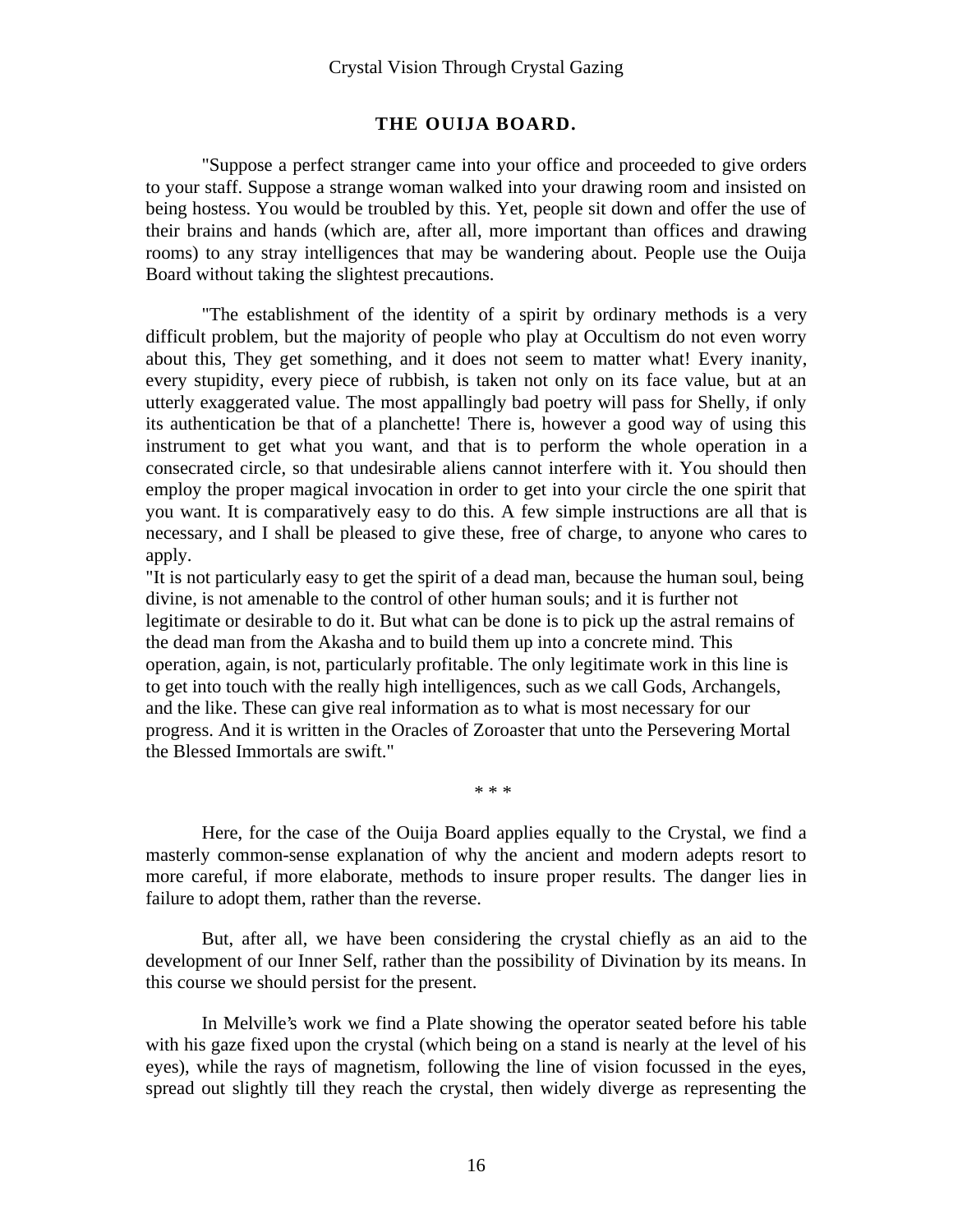## THE OUIJA BOARD.

"Suppose a perfect stranger came into your office and proceeded to give orders to your staff. Suppose a strange woman walked into your drawing room and insisted on being hostess. You would be troubled by this. Yet, people sit down and offer the use of their brains and hands (which are, after all, more important than offices and drawing rooms) to any stray intelligences that may be wandering about. People use the Ouija Board without taking the slightest precautions.

"The establishment of the identity of a spirit by ordinary methods is a very difficult problem, but the majority of people who play at Occultism do not even worry about this, They get something, and it does not seem to matter what! Every inanity, every stupidity, every piece of rubbish, is taken not only on its face value, but at an utterly exaggerated value. The most appallingly bad poetry will pass for Shelly, if only its authentication be that of a planchette! There is, however a good way of using this instrument to get what you want, and that is to perform the whole operation in a consecrated circle, so that undesirable aliens cannot interfere with it. You should then employ the proper magical invocation in order to get into your circle the one spirit that you want. It is comparatively easy to do this. A few simple instructions are all that is necessary, and I shall be pleased to give these, free of charge, to anyone who cares to apply.

"It is not particularly easy to get the spirit of a dead man, because the human soul, being divine, is not amenable to the control of other human souls; and it is further not legitimate or desirable to do it. But what can be done is to pick up the astral remains of the dead man from the Akasha and to build them up into a concrete mind. This operation, again, is not, particularly profitable. The only legitimate work in this line is to get into touch with the really high intelligences, such as we call Gods, Archangels, and the like. These can give real information as to what is most necessary for our progress. And it is written in the Oracles of Zoroaster that unto the Persevering Mortal the Blessed Immortals are swift."

\* \* \*

Here, for the case of the Ouija Board applies equally to the Crystal, we find a masterly common-sense explanation of why the ancient and modern adepts resort to more careful, if more elaborate, methods to insure proper results. The danger lies in failure to adopt them, rather than the reverse.

But, after all, we have been considering the crystal chiefly as an aid to the development of our Inner Self, rather than the possibility of Divination by its means. In this course we should persist for the present.

In Melville's work we find a Plate showing the operator seated before his table with his gaze fixed upon the crystal (which being on a stand is nearly at the level of his eyes), while the rays of magnetism, following the line of vision focussed in the eyes, spread out slightly till they reach the crystal, then widely diverge as representing the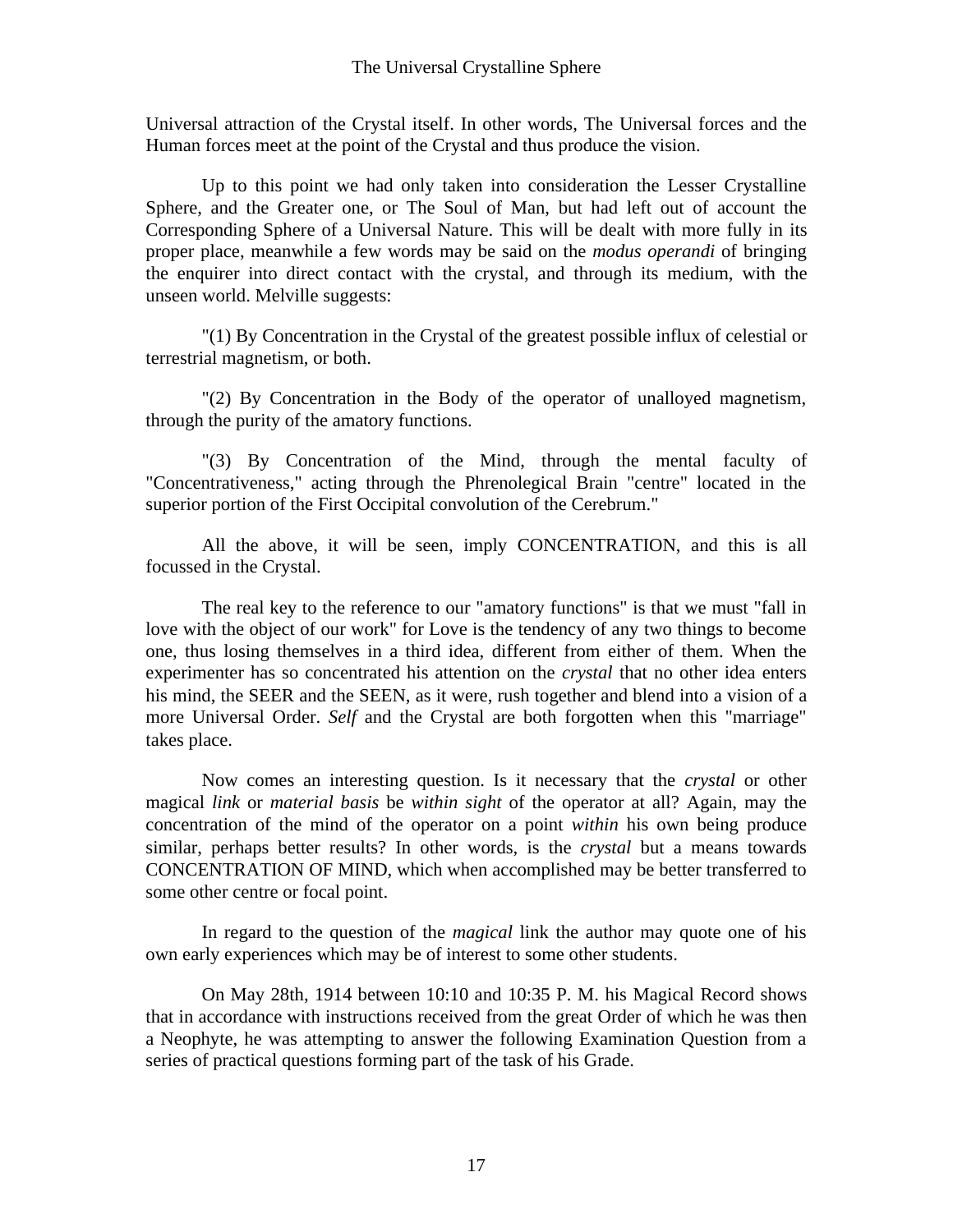Universal attraction of the Crystal itself. In other words, The Universal forces and the Human forces meet at the point of the Crystal and thus produce the vision.

Up to this point we had only taken into consideration the Lesser Crystalline Sphere, and the Greater one, or The Soul of Man, but had left out of account the Corresponding Sphere of a Universal Nature. This will be dealt with more fully in its proper place, meanwhile a few words may be said on the *modus operandi* of bringing the enquirer into direct contact with the crystal, and through its medium, with the unseen world. Melville suggests:

"(1) By Concentration in the Crystal of the greatest possible influx of celestial or terrestrial magnetism, or both.

"(2) By Concentration in the Body of the operator of unalloyed magnetism, through the purity of the amatory functions.

"(3) By Concentration of the Mind, through the mental faculty of "Concentrativeness," acting through the Phrenological Brain "centre" located in the superior portion of the First Occipital convolution of the Cerebrum."

All the above, it will be seen, imply CONCENTRATION, and this is all focussed in the Crystal.

The real key to the reference to our "amatory functions" is that we must "fall in love with the object of our work" for Love is the tendency of any two things to become one, thus losing themselves in a third idea, different from either of them. When the experimenter has so concentrated his attention on the *crystal* that no other idea enters his mind, the SEER and the SEEN, as it were, rush together and blend into a vision of a more Universal Order. *Self* and the Crystal are both forgotten when this "marriage" takes place.

Now comes an interesting question. Is it necessary that the *crystal* or other magical *link* or *material basis* be *within sight* of the operator at all? Again, may the concentration of the mind of the operator on a point *within* his own being produce similar, perhaps better results? In other words, is the *crystal* but a means towards CONCENTRATION OF MIND, which when accomplished may be better transferred to some other centre or focal point.

In regard to the question of the *magical* link the author may quote one of his own early experiences which may be of interest to some other students.

On May 28th, 1914 between 10:10 and 10:35 P. M. his Magical Record shows that in accordance with instructions received from the great Order of which he was then a Neophyte, he was attempting to answer the following Examination Question from a series of practical questions forming part of the task of his Grade.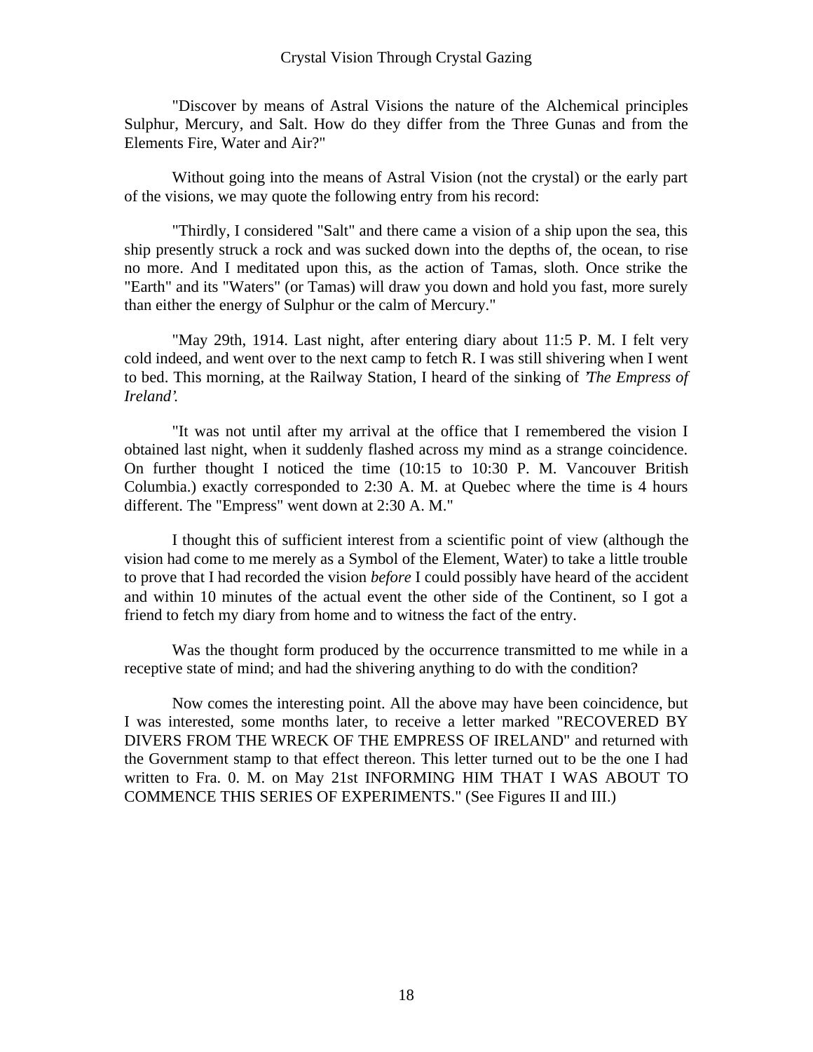"Discover by means of Astral Visions the nature of the Alchemical principles Sulphur, Mercury, and Salt. How do they differ from the Three Gunas and from the Elements Fire, Water and Air?"

Without going into the means of Astral Vision (not the crystal) or the early part of the visions, we may quote the following entry from his record:

"Thirdly, I considered "Salt" and there came a vision of a ship upon the sea, this ship presently struck a rock and was sucked down into the depths of, the ocean, to rise no more. And I meditated upon this, as the action of Tamas, sloth. Once strike the "Earth" and its "Waters" (or Tamas) will draw you down and hold you fast, more surely than either the energy of Sulphur or the calm of Mercury."

"May 29th, 1914. Last night, after entering diary about 11:5 P. M. I felt very cold indeed, and went over to the next camp to fetch R. I was still shivering when I went to bed. This morning, at the Railway Station, I heard of the sinking of *'The Empress of Ireland'.*

"It was not until after my arrival at the office that I remembered the vision I obtained last night, when it suddenly flashed across my mind as a strange coincidence. On further thought I noticed the time (10:15 to 10:30 P. M. Vancouver British Columbia.) exactly corresponded to 2:30 A. M. at Quebec where the time is 4 hours different. The "Empress" went down at 2:30 A. M."

I thought this of sufficient interest from a scientific point of view (although the vision had come to me merely as a Symbol of the Element, Water) to take a little trouble to prove that I had recorded the vision *before* I could possibly have heard of the accident and within 10 minutes of the actual event the other side of the Continent, so I got a friend to fetch my diary from home and to witness the fact of the entry.

Was the thought form produced by the occurrence transmitted to me while in a receptive state of mind; and had the shivering anything to do with the condition?

Now comes the interesting point. All the above may have been coincidence, but I was interested, some months later, to receive a letter marked "RECOVERED BY DIVERS FROM THE WRECK OF THE EMPRESS OF IRELAND" and returned with the Government stamp to that effect thereon. This letter turned out to be the one I had written to Fra. 0. M. on May 21st INFORMING HIM THAT I WAS ABOUT TO COMMENCE THIS SERIES OF EXPERIMENTS." (See Figures II and III.)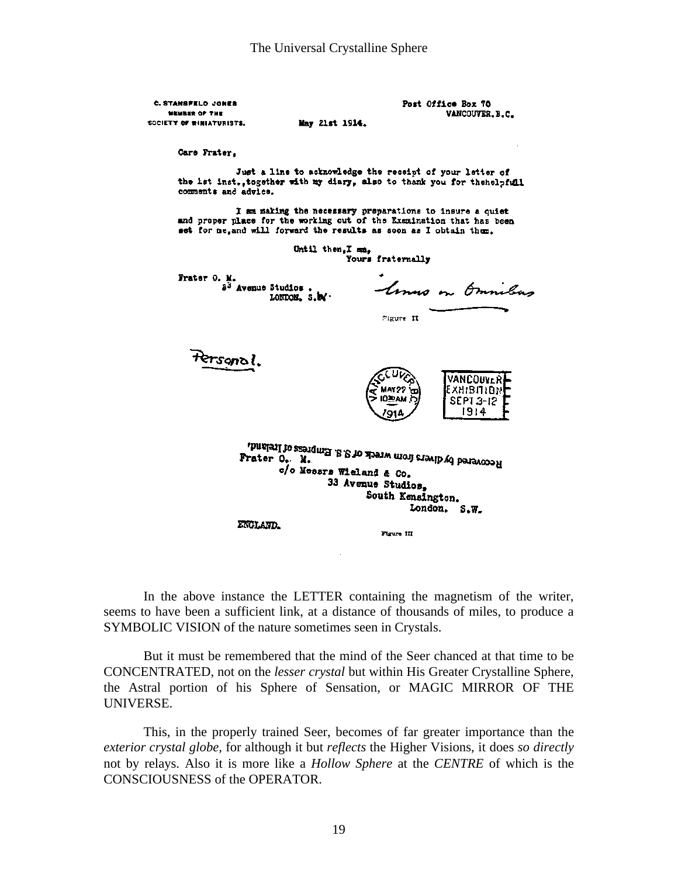C. STANSFELD JONES
MEMBER OF THE
SOCIETY OF MINIATURISTS.

May 21st 1914.

Post Office Box 70
VANCOUVER, B.C.

Care Frater,

Just a line to acknowledge the receipt of your letter of the 1st inst., together with my diary, also to thank you for the helpful comments and advice.

I am making the necessary preparations to insure a quiet and proper place for the working out of the Examination that has been set for me, and will forward the results as soon as I obtain them.

Until then, I am,
Yours fraternally

Frater O. M.
3 Avenue Studios .
LONDON. S.W.

Unus in Omnibus

Figure II

Personal.

VANCOUVER B.C. MAY 22 10 30 AM 1914

VANCOUVER EXHIBITION SEPT 3-12 1914

Recovered by divers from wreck of S.S. Empress of Ireland.

Frater O. M.
c/o Messrs Wieland & Co.
33 Avenue Studios,
South Kensington.
London. S.W.

ENGLAND.

Figure III

In the above instance the LETTER containing the magnetism of the writer, seems to have been a sufficient link, at a distance of thousands of miles, to produce a SYMBOLIC VISION of the nature sometimes seen in Crystals.

But it must be remembered that the mind of the Seer chanced at that time to be CONCENTRATED, not on the *lesser crystal* but within His Greater Crystalline Sphere, the Astral portion of his Sphere of Sensation, or MAGIC MIRROR OF THE UNIVERSE.

This, in the properly trained Seer, becomes of far greater importance than the *exterior crystal globe*, for although it but *reflects* the Higher Visions, it does *so directly* not by relays. Also it is more like a *Hollow Sphere* at the *CENTRE* of which is the CONSCIOUSNESS of the OPERATOR.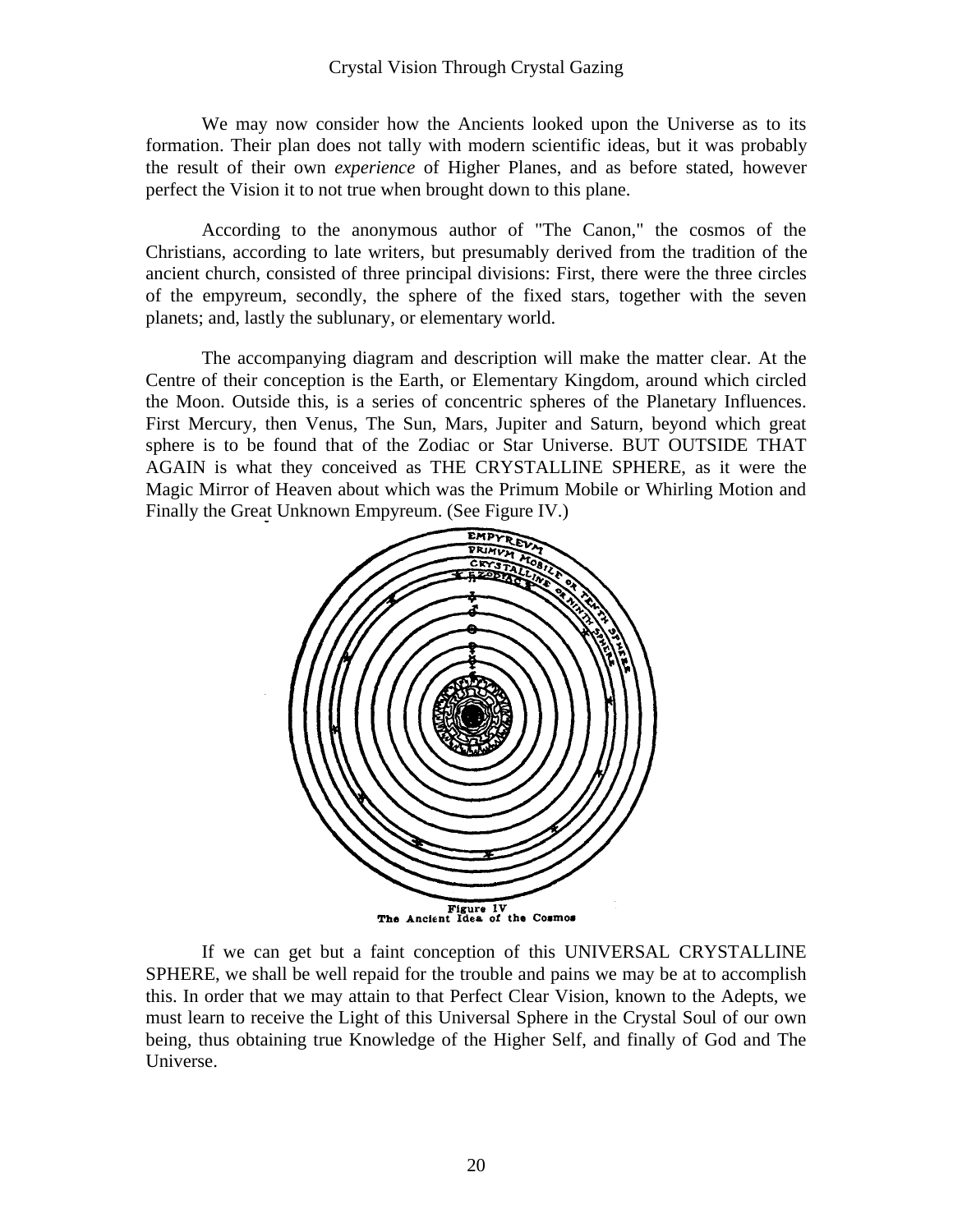We may now consider how the Ancients looked upon the Universe as to its formation. Their plan does not tally with modern scientific ideas, but it was probably the result of their own *experience* of Higher Planes, and as before stated, however perfect the Vision it to not true when brought down to this plane.

According to the anonymous author of "The Canon," the cosmos of the Christians, according to late writers, but presumably derived from the tradition of the ancient church, consisted of three principal divisions: First, there were the three circles of the empyreum, secondly, the sphere of the fixed stars, together with the seven planets; and, lastly the sublunary, or elementary world.

The accompanying diagram and description will make the matter clear. At the Centre of their conception is the Earth, or Elementary Kingdom, around which circled the Moon. Outside this, is a series of concentric spheres of the Planetary Influences. First Mercury, then Venus, The Sun, Mars, Jupiter and Saturn, beyond which great sphere is to be found that of the Zodiac or Star Universe. BUT OUTSIDE THAT AGAIN is what they conceived as THE CRYSTALLINE SPHERE, as it were the Magic Mirror of Heaven about which was the Primum Mobile or Whirling Motion and Finally the Great Unknown Empyreum. (See Figure IV.)

EMPYREVM
PRIMVM MOBILE OR TENTH SPHERE
CRYSTALLINE OR NINTH SPHERE
ZODIAC

Figure IV
The Ancient Idea of the Cosmos

If we can get but a faint conception of this UNIVERSAL CRYSTALLINE SPHERE, we shall be well repaid for the trouble and pains we may be at to accomplish this. In order that we may attain to that Perfect Clear Vision, known to the Adepts, we must learn to receive the Light of this Universal Sphere in the Crystal Soul of our own being, thus obtaining true Knowledge of the Higher Self, and finally of God and The Universe.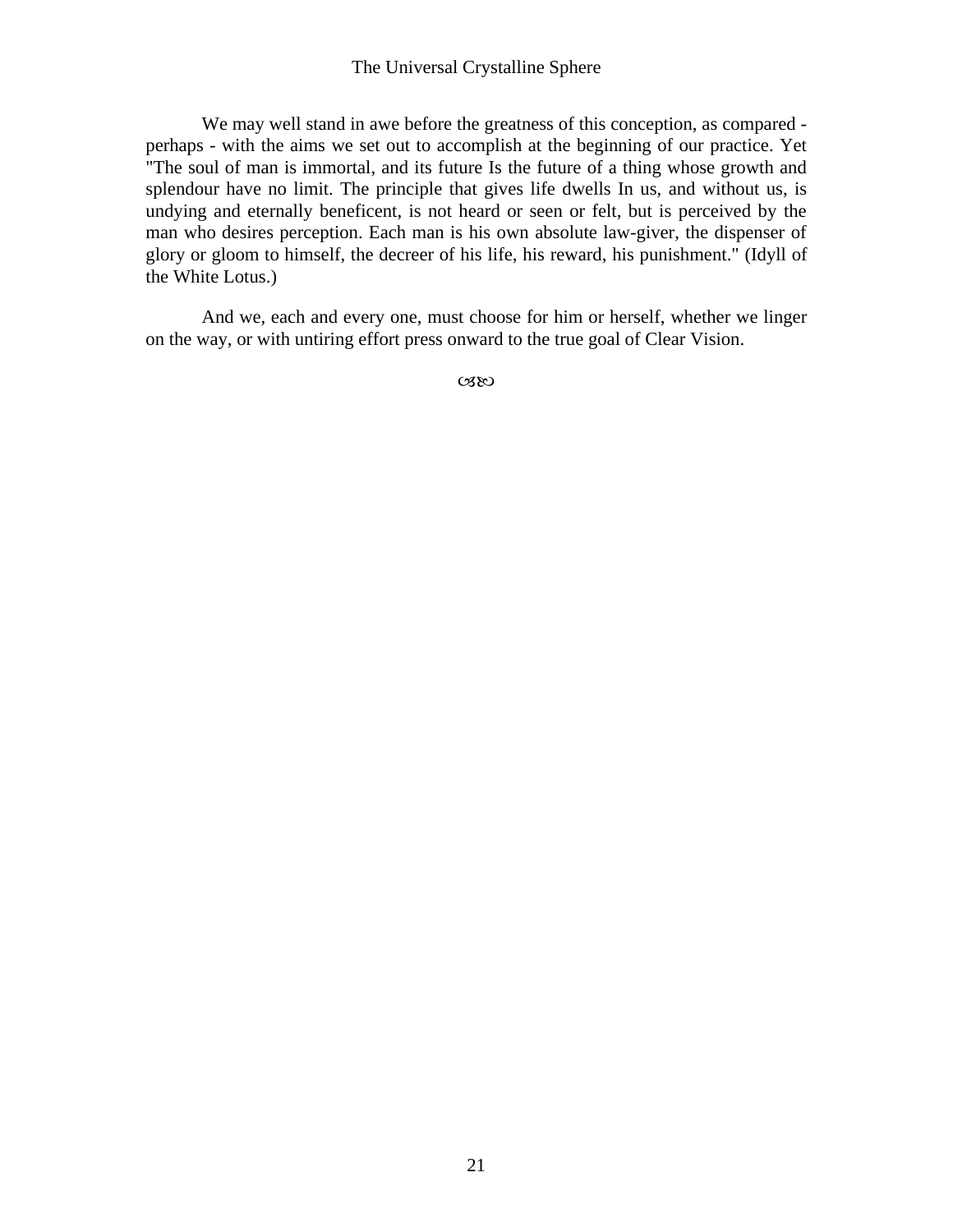We may well stand in awe before the greatness of this conception, as compared - perhaps - with the aims we set out to accomplish at the beginning of our practice. Yet "The soul of man is immortal, and its future Is the future of a thing whose growth and splendour have no limit. The principle that gives life dwells In us, and without us, is undying and eternally beneficent, is not heard or seen or felt, but is perceived by the man who desires perception. Each man is his own absolute law-giver, the dispenser of glory or gloom to himself, the decreer of his life, his reward, his punishment." (Idyll of the White Lotus.)

And we, each and every one, must choose for him or herself, whether we linger on the way, or with untiring effort press onward to the true goal of Clear Vision.

☙❧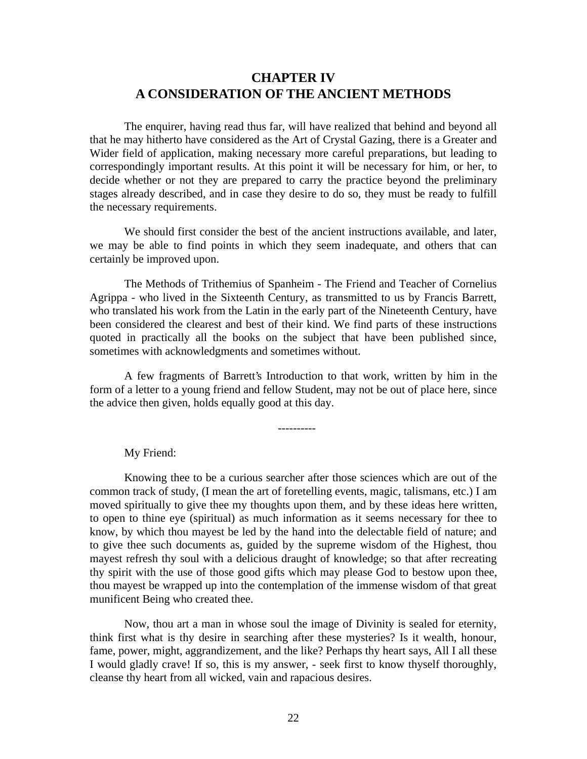# CHAPTER IV
# A CONSIDERATION OF THE ANCIENT METHODS

The enquirer, having read thus far, will have realized that behind and beyond all that he may hitherto have considered as the Art of Crystal Gazing, there is a Greater and Wider field of application, making necessary more careful preparations, but leading to correspondingly important results. At this point it will be necessary for him, or her, to decide whether or not they are prepared to carry the practice beyond the preliminary stages already described, and in case they desire to do so, they must be ready to fulfill the necessary requirements.

We should first consider the best of the ancient instructions available, and later, we may be able to find points in which they seem inadequate, and others that can certainly be improved upon.

The Methods of Trithemius of Spanheim - The Friend and Teacher of Cornelius Agrippa - who lived in the Sixteenth Century, as transmitted to us by Francis Barrett, who translated his work from the Latin in the early part of the Nineteenth Century, have been considered the clearest and best of their kind. We find parts of these instructions quoted in practically all the books on the subject that have been published since, sometimes with acknowledgments and sometimes without.

A few fragments of Barrett's Introduction to that work, written by him in the form of a letter to a young friend and fellow Student, may not be out of place here, since the advice then given, holds equally good at this day.

----------

My Friend:

Knowing thee to be a curious searcher after those sciences which are out of the common track of study, (I mean the art of foretelling events, magic, talismans, etc.) I am moved spiritually to give thee my thoughts upon them, and by these ideas here written, to open to thine eye (spiritual) as much information as it seems necessary for thee to know, by which thou mayest be led by the hand into the delectable field of nature; and to give thee such documents as, guided by the supreme wisdom of the Highest, thou mayest refresh thy soul with a delicious draught of knowledge; so that after recreating thy spirit with the use of those good gifts which may please God to bestow upon thee, thou mayest be wrapped up into the contemplation of the immense wisdom of that great munificent Being who created thee.

Now, thou art a man in whose soul the image of Divinity is sealed for eternity, think first what is thy desire in searching after these mysteries? Is it wealth, honour, fame, power, might, aggrandizement, and the like? Perhaps thy heart says, All I all these I would gladly crave! If so, this is my answer, - seek first to know thyself thoroughly, cleanse thy heart from all wicked, vain and rapacious desires.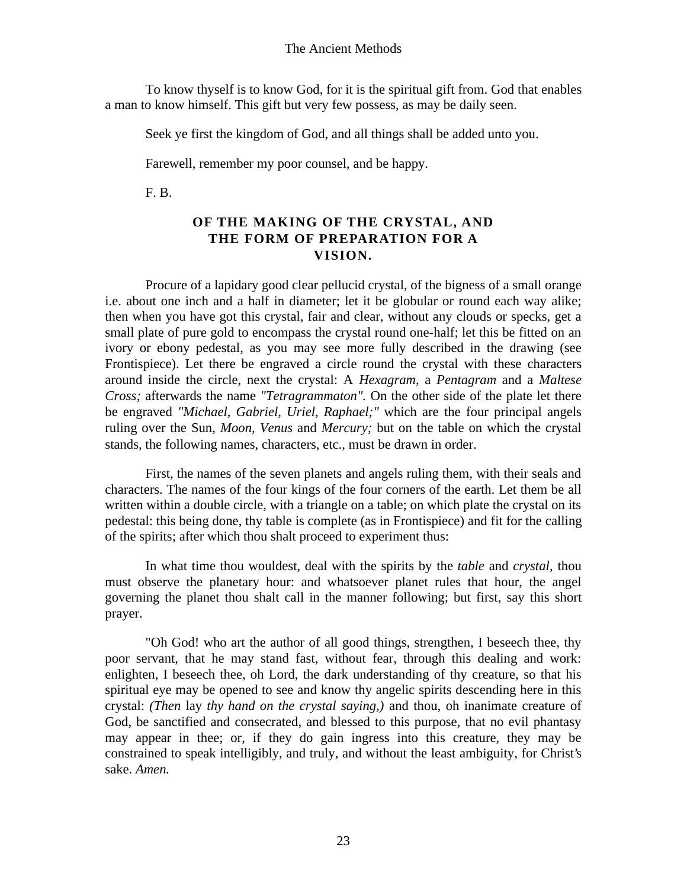To know thyself is to know God, for it is the spiritual gift from. God that enables a man to know himself. This gift but very few possess, as may be daily seen.

Seek ye first the kingdom of God, and all things shall be added unto you.

Farewell, remember my poor counsel, and be happy.

F. B.

## OF THE MAKING OF THE CRYSTAL, AND THE FORM OF PREPARATION FOR A VISION.

Procure of a lapidary good clear pellucid crystal, of the bigness of a small orange i.e. about one inch and a half in diameter; let it be globular or round each way alike; then when you have got this crystal, fair and clear, without any clouds or specks, get a small plate of pure gold to encompass the crystal round one-half; let this be fitted on an ivory or ebony pedestal, as you may see more fully described in the drawing (see Frontispiece). Let there be engraved a circle round the crystal with these characters around inside the circle, next the crystal: A *Hexagram,* a *Pentagram* and a *Maltese Cross;* afterwards the name *"Tetragrammaton".* On the other side of the plate let there be engraved *"Michael, Gabriel, Uriel, Raphael;"* which are the four principal angels ruling over the Sun, *Moon, Venus* and *Mercury;* but on the table on which the crystal stands, the following names, characters, etc., must be drawn in order.

First, the names of the seven planets and angels ruling them, with their seals and characters. The names of the four kings of the four corners of the earth. Let them be all written within a double circle, with a triangle on a table; on which plate the crystal on its pedestal: this being done, thy table is complete (as in Frontispiece) and fit for the calling of the spirits; after which thou shalt proceed to experiment thus:

In what time thou wouldest, deal with the spirits by the *table* and *crystal,* thou must observe the planetary hour: and whatsoever planet rules that hour, the angel governing the planet thou shalt call in the manner following; but first, say this short prayer.

"Oh God! who art the author of all good things, strengthen, I beseech thee, thy poor servant, that he may stand fast, without fear, through this dealing and work: enlighten, I beseech thee, oh Lord, the dark understanding of thy creature, so that his spiritual eye may be opened to see and know thy angelic spirits descending here in this crystal: *(Then* lay *thy hand on the crystal saying,)* and thou, oh inanimate creature of God, be sanctified and consecrated, and blessed to this purpose, that no evil phantasy may appear in thee; or, if they do gain ingress into this creature, they may be constrained to speak intelligibly, and truly, and without the least ambiguity, for Christ's sake. *Amen.*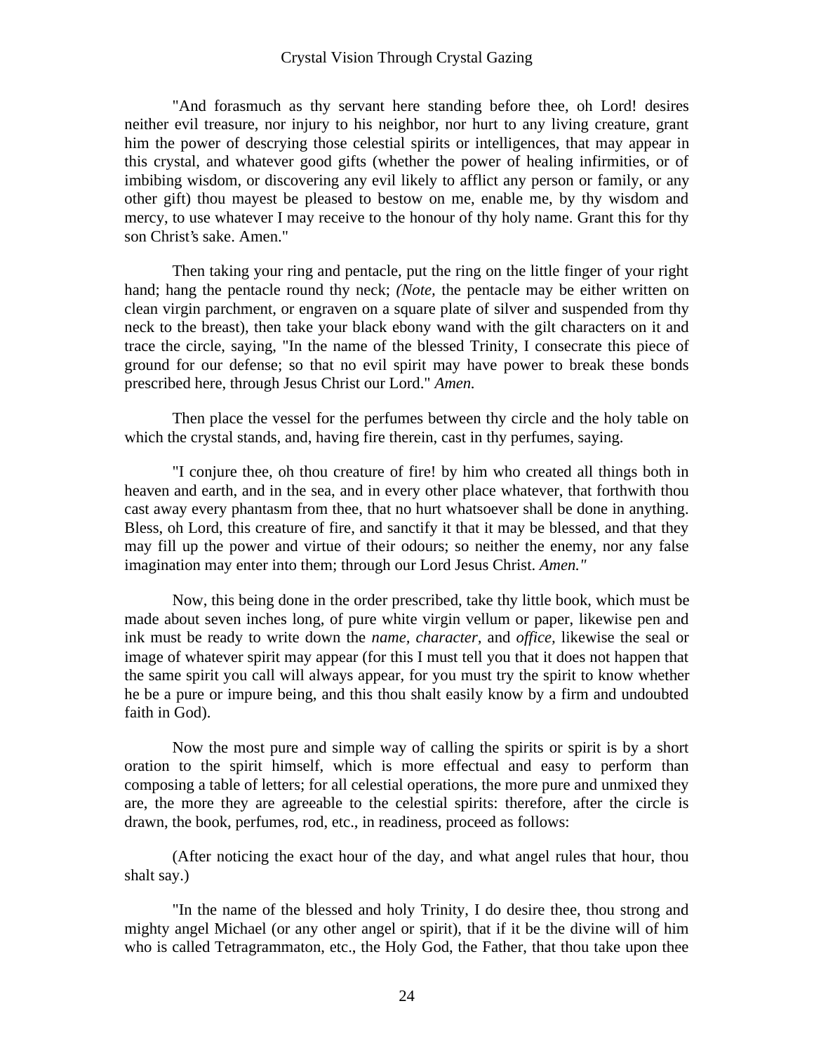"And forasmuch as thy servant here standing before thee, oh Lord! desires neither evil treasure, nor injury to his neighbor, nor hurt to any living creature, grant him the power of descrying those celestial spirits or intelligences, that may appear in this crystal, and whatever good gifts (whether the power of healing infirmities, or of imbibing wisdom, or discovering any evil likely to afflict any person or family, or any other gift) thou mayest be pleased to bestow on me, enable me, by thy wisdom and mercy, to use whatever I may receive to the honour of thy holy name. Grant this for thy son Christ's sake. Amen."

Then taking your ring and pentacle, put the ring on the little finger of your right hand; hang the pentacle round thy neck; *(Note,* the pentacle may be either written on clean virgin parchment, or engraven on a square plate of silver and suspended from thy neck to the breast), then take your black ebony wand with the gilt characters on it and trace the circle, saying, "In the name of the blessed Trinity, I consecrate this piece of ground for our defense; so that no evil spirit may have power to break these bonds prescribed here, through Jesus Christ our Lord." *Amen.*

Then place the vessel for the perfumes between thy circle and the holy table on which the crystal stands, and, having fire therein, cast in thy perfumes, saying.

"I conjure thee, oh thou creature of fire! by him who created all things both in heaven and earth, and in the sea, and in every other place whatever, that forthwith thou cast away every phantasm from thee, that no hurt whatsoever shall be done in anything. Bless, oh Lord, this creature of fire, and sanctify it that it may be blessed, and that they may fill up the power and virtue of their odours; so neither the enemy, nor any false imagination may enter into them; through our Lord Jesus Christ. *Amen."*

Now, this being done in the order prescribed, take thy little book, which must be made about seven inches long, of pure white virgin vellum or paper, likewise pen and ink must be ready to write down the *name, character,* and *office,* likewise the seal or image of whatever spirit may appear (for this I must tell you that it does not happen that the same spirit you call will always appear, for you must try the spirit to know whether he be a pure or impure being, and this thou shalt easily know by a firm and undoubted faith in God).

Now the most pure and simple way of calling the spirits or spirit is by a short oration to the spirit himself, which is more effectual and easy to perform than composing a table of letters; for all celestial operations, the more pure and unmixed they are, the more they are agreeable to the celestial spirits: therefore, after the circle is drawn, the book, perfumes, rod, etc., in readiness, proceed as follows:

(After noticing the exact hour of the day, and what angel rules that hour, thou shalt say.)

"In the name of the blessed and holy Trinity, I do desire thee, thou strong and mighty angel Michael (or any other angel or spirit), that if it be the divine will of him who is called Tetragrammaton, etc., the Holy God, the Father, that thou take upon thee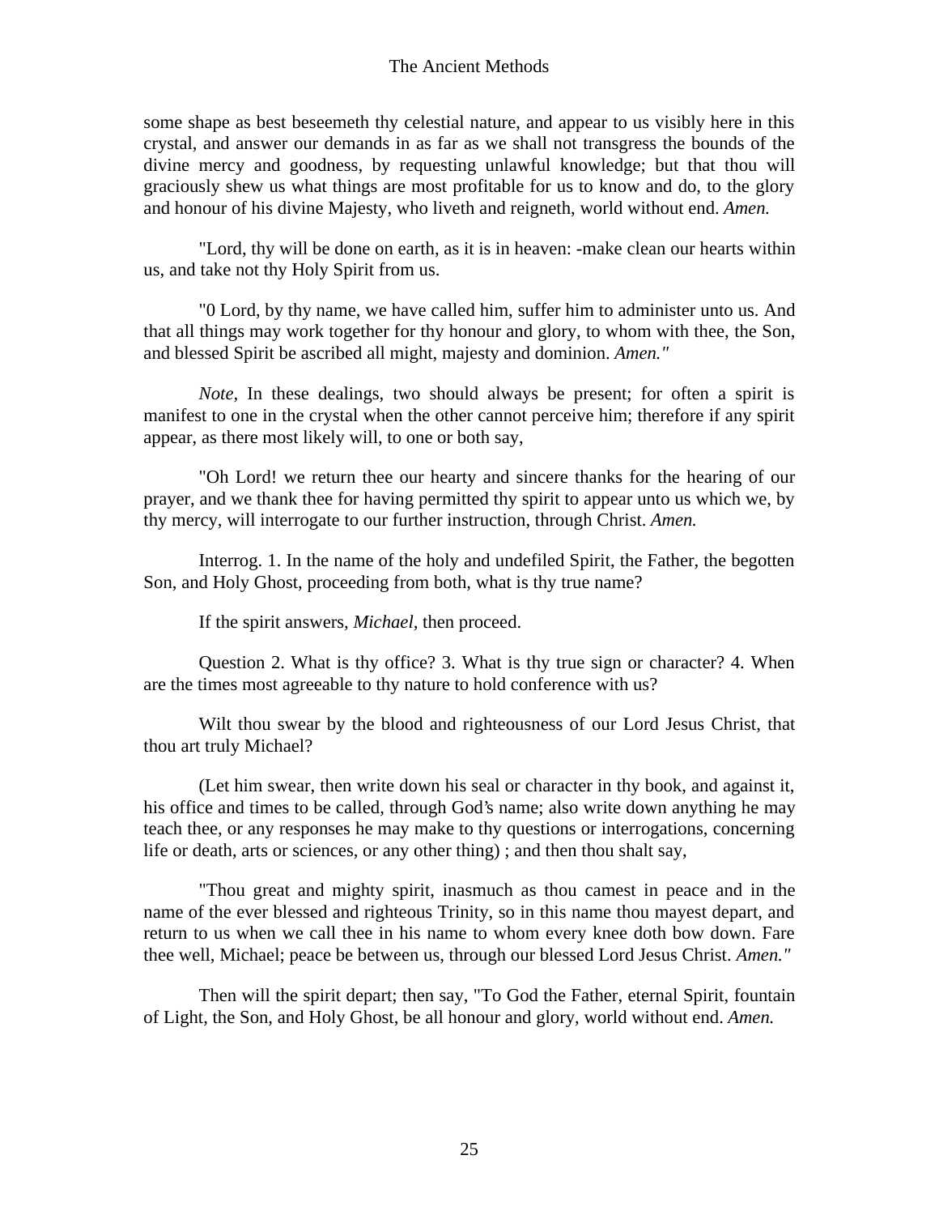some shape as best beseemeth thy celestial nature, and appear to us visibly here in this crystal, and answer our demands in as far as we shall not transgress the bounds of the divine mercy and goodness, by requesting unlawful knowledge; but that thou will graciously shew us what things are most profitable for us to know and do, to the glory and honour of his divine Majesty, who liveth and reigneth, world without end. *Amen.*

"Lord, thy will be done on earth, as it is in heaven: -make clean our hearts within us, and take not thy Holy Spirit from us.

"0 Lord, by thy name, we have called him, suffer him to administer unto us. And that all things may work together for thy honour and glory, to whom with thee, the Son, and blessed Spirit be ascribed all might, majesty and dominion. *Amen."*

*Note,* In these dealings, two should always be present; for often a spirit is manifest to one in the crystal when the other cannot perceive him; therefore if any spirit appear, as there most likely will, to one or both say,

"Oh Lord! we return thee our hearty and sincere thanks for the hearing of our prayer, and we thank thee for having permitted thy spirit to appear unto us which we, by thy mercy, will interrogate to our further instruction, through Christ. *Amen.*

Interrog. 1. In the name of the holy and undefiled Spirit, the Father, the begotten Son, and Holy Ghost, proceeding from both, what is thy true name?

If the spirit answers, *Michael,* then proceed.

Question 2. What is thy office? 3. What is thy true sign or character? 4. When are the times most agreeable to thy nature to hold conference with us?

Wilt thou swear by the blood and righteousness of our Lord Jesus Christ, that thou art truly Michael?

(Let him swear, then write down his seal or character in thy book, and against it, his office and times to be called, through God's name; also write down anything he may teach thee, or any responses he may make to thy questions or interrogations, concerning life or death, arts or sciences, or any other thing) ; and then thou shalt say,

"Thou great and mighty spirit, inasmuch as thou camest in peace and in the name of the ever blessed and righteous Trinity, so in this name thou mayest depart, and return to us when we call thee in his name to whom every knee doth bow down. Fare thee well, Michael; peace be between us, through our blessed Lord Jesus Christ. *Amen."*

Then will the spirit depart; then say, "To God the Father, eternal Spirit, fountain of Light, the Son, and Holy Ghost, be all honour and glory, world without end. *Amen.*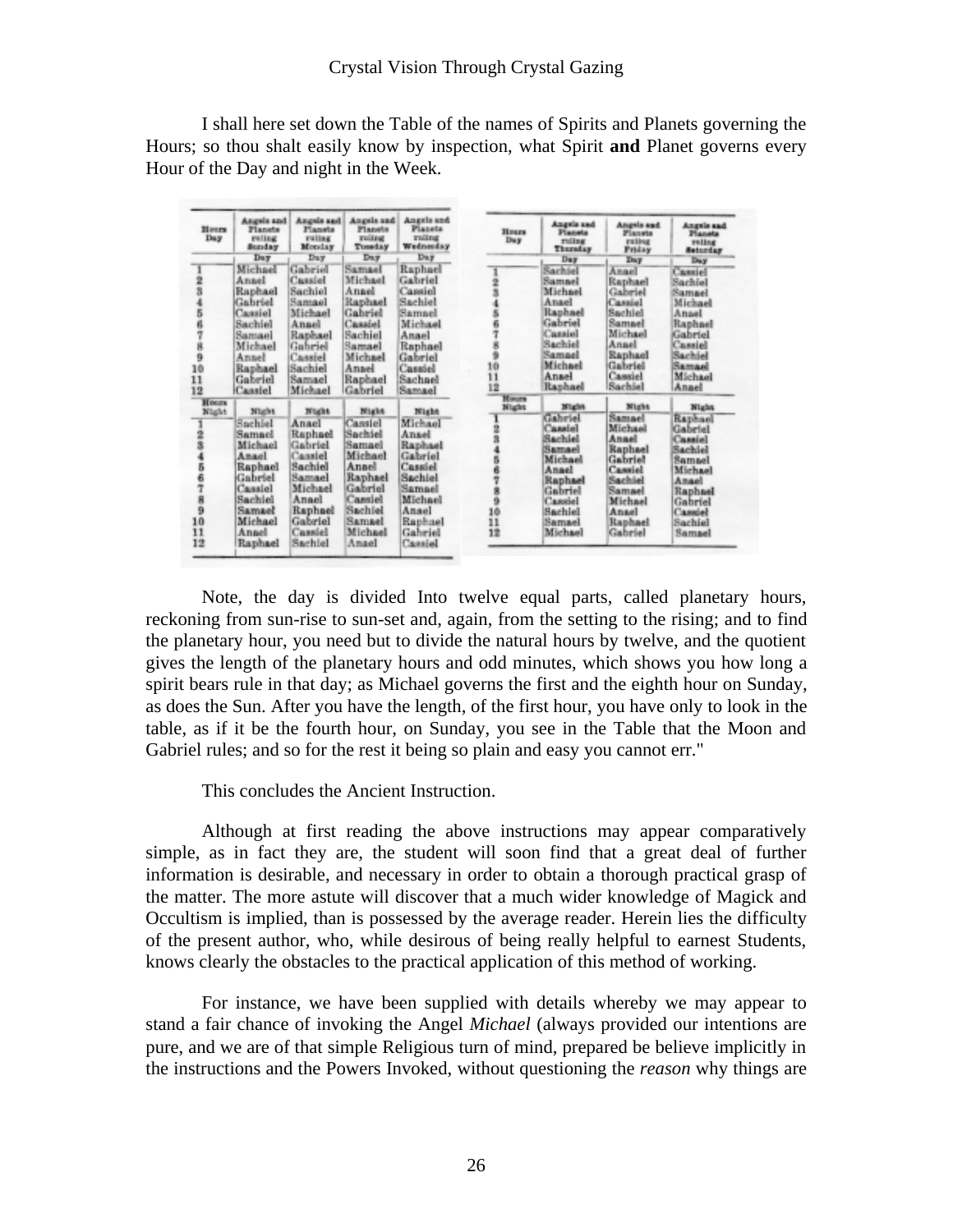I shall here set down the Table of the names of Spirits and Planets governing the Hours; so thou shalt easily know by inspection, what Spirit **and** Planet governs every Hour of the Day and night in the Week.

| Hours Day | Angels and Planets ruling Sunday | Angels and Planets ruling Monday | Angels and Planets ruling Tuesday | Angels and Planets ruling Wednesday | Angels and Planets ruling Thursday | Angels and Planets ruling Friday | Angels and Planets ruling Saturday |
|---|---|---|---|---|---|---|---|
| | Day | Day | Day | Day | Day | Day | Day |
| 1 | Michael | Gabriel | Samael | Raphael | Sachiel | Anael | Cassiel |
| 2 | Anael | Cassiel | Michael | Gabriel | Samael | Raphael | Sachiel |
| 3 | Raphael | Sachiel | Anael | Cassiel | Michael | Gabriel | Samael |
| 4 | Gabriel | Samael | Raphael | Sachiel | Anael | Cassiel | Michael |
| 5 | Cassiel | Michael | Gabriel | Samael | Raphael | Sachiel | Anael |
| 6 | Sachiel | Anael | Cassiel | Michael | Gabriel | Samael | Raphael |
| 7 | Samael | Raphael | Sachiel | Anael | Cassiel | Michael | Gabriel |
| 8 | Michael | Gabriel | Samael | Raphael | Sachiel | Anael | Cassiel |
| 9 | Anael | Cassiel | Michael | Gabriel | Samael | Raphael | Sachiel |
| 10 | Raphael | Sachiel | Anael | Cassiel | Michael | Gabriel | Samael |
| 11 | Gabriel | Samael | Raphael | Sachael | Anael | Cassiel | Michael |
| 12 | Cassiel | Michael | Gabriel | Samael | Raphael | Sachiel | Anael |
| Hours Night | Night | Night | Night | Night | Night | Night | Night |
| 1 | Sachiel | Anael | Cassiel | Michael | Gabriel | Samael | Raphael |
| 2 | Samael | Raphael | Sachiel | Anael | Cassiel | Michael | Gabriel |
| 3 | Michael | Gabriel | Samael | Raphael | Sachiel | Anael | Cassiel |
| 4 | Anael | Cassiel | Michael | Gabriel | Samael | Raphael | Sachiel |
| 5 | Raphael | Sachiel | Anael | Cassiel | Michael | Gabriel | Samael |
| 6 | Gabriel | Samael | Raphael | Sachiel | Anael | Cassiel | Michael |
| 7 | Cassiel | Michael | Gabriel | Samael | Raphael | Sachiel | Anael |
| 8 | Sachiel | Anael | Cassiel | Michael | Gabriel | Samael | Raphael |
| 9 | Samael | Raphael | Sachiel | Anael | Cassiel | Michael | Gabriel |
| 10 | Michael | Gabriel | Samael | Raphael | Sachiel | Anael | Cassiel |
| 11 | Anael | Cassiel | Michael | Gabriel | Samael | Raphael | Sachiel |
| 12 | Raphael | Sachiel | Anael | Cassiel | Michael | Gabriel | Samael |

Note, the day is divided Into twelve equal parts, called planetary hours, reckoning from sun-rise to sun-set and, again, from the setting to the rising; and to find the planetary hour, you need but to divide the natural hours by twelve, and the quotient gives the length of the planetary hours and odd minutes, which shows you how long a spirit bears rule in that day; as Michael governs the first and the eighth hour on Sunday, as does the Sun. After you have the length, of the first hour, you have only to look in the table, as if it be the fourth hour, on Sunday, you see in the Table that the Moon and Gabriel rules; and so for the rest it being so plain and easy you cannot err."

This concludes the Ancient Instruction.

Although at first reading the above instructions may appear comparatively simple, as in fact they are, the student will soon find that a great deal of further information is desirable, and necessary in order to obtain a thorough practical grasp of the matter. The more astute will discover that a much wider knowledge of Magick and Occultism is implied, than is possessed by the average reader. Herein lies the difficulty of the present author, who, while desirous of being really helpful to earnest Students, knows clearly the obstacles to the practical application of this method of working.

For instance, we have been supplied with details whereby we may appear to stand a fair chance of invoking the Angel *Michael* (always provided our intentions are pure, and we are of that simple Religious turn of mind, prepared be believe implicitly in the instructions and the Powers Invoked, without questioning the *reason* why things are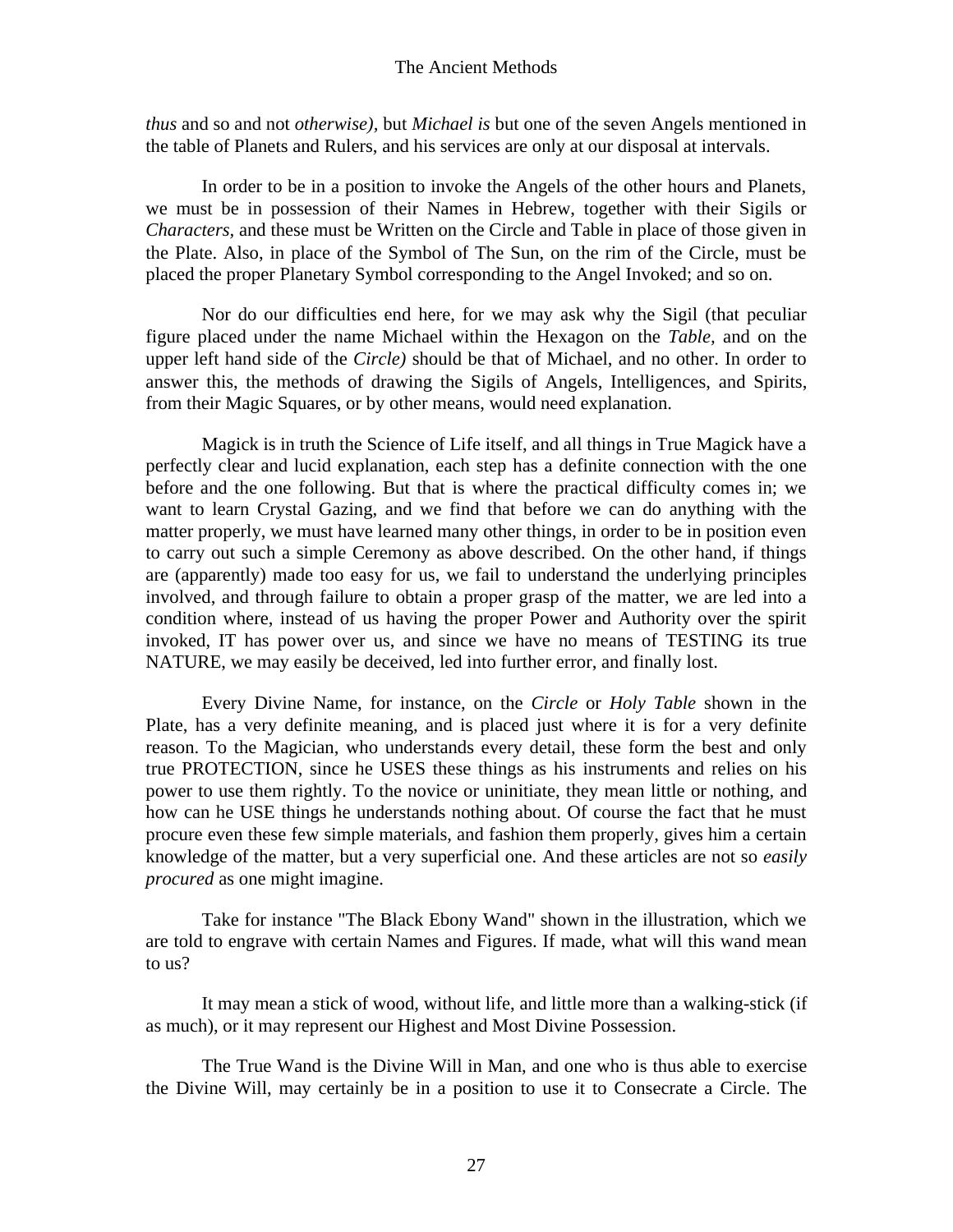*thus* and so and not *otherwise),* but *Michael is* but one of the seven Angels mentioned in the table of Planets and Rulers, and his services are only at our disposal at intervals.

In order to be in a position to invoke the Angels of the other hours and Planets, we must be in possession of their Names in Hebrew, together with their Sigils or *Characters,* and these must be Written on the Circle and Table in place of those given in the Plate. Also, in place of the Symbol of The Sun, on the rim of the Circle, must be placed the proper Planetary Symbol corresponding to the Angel Invoked; and so on.

Nor do our difficulties end here, for we may ask why the Sigil (that peculiar figure placed under the name Michael within the Hexagon on the *Table,* and on the upper left hand side of the *Circle)* should be that of Michael, and no other. In order to answer this, the methods of drawing the Sigils of Angels, Intelligences, and Spirits, from their Magic Squares, or by other means, would need explanation.

Magick is in truth the Science of Life itself, and all things in True Magick have a perfectly clear and lucid explanation, each step has a definite connection with the one before and the one following. But that is where the practical difficulty comes in; we want to learn Crystal Gazing, and we find that before we can do anything with the matter properly, we must have learned many other things, in order to be in position even to carry out such a simple Ceremony as above described. On the other hand, if things are (apparently) made too easy for us, we fail to understand the underlying principles involved, and through failure to obtain a proper grasp of the matter, we are led into a condition where, instead of us having the proper Power and Authority over the spirit invoked, IT has power over us, and since we have no means of TESTING its true NATURE, we may easily be deceived, led into further error, and finally lost.

Every Divine Name, for instance, on the *Circle* or *Holy Table* shown in the Plate, has a very definite meaning, and is placed just where it is for a very definite reason. To the Magician, who understands every detail, these form the best and only true PROTECTION, since he USES these things as his instruments and relies on his power to use them rightly. To the novice or uninitiate, they mean little or nothing, and how can he USE things he understands nothing about. Of course the fact that he must procure even these few simple materials, and fashion them properly, gives him a certain knowledge of the matter, but a very superficial one. And these articles are not so *easily procured* as one might imagine.

Take for instance "The Black Ebony Wand" shown in the illustration, which we are told to engrave with certain Names and Figures. If made, what will this wand mean to us?

It may mean a stick of wood, without life, and little more than a walking-stick (if as much), or it may represent our Highest and Most Divine Possession.

The True Wand is the Divine Will in Man, and one who is thus able to exercise the Divine Will, may certainly be in a position to use it to Consecrate a Circle. The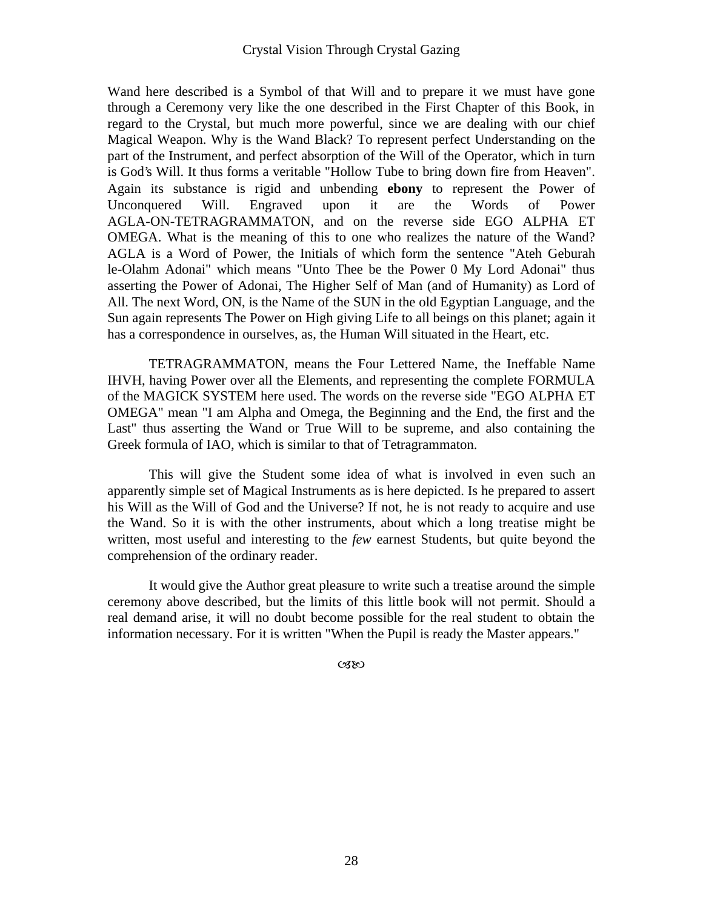Wand here described is a Symbol of that Will and to prepare it we must have gone through a Ceremony very like the one described in the First Chapter of this Book, in regard to the Crystal, but much more powerful, since we are dealing with our chief Magical Weapon. Why is the Wand Black? To represent perfect Understanding on the part of the Instrument, and perfect absorption of the Will of the Operator, which in turn is God's Will. It thus forms a veritable "Hollow Tube to bring down fire from Heaven". Again its substance is rigid and unbending **ebony** to represent the Power of Unconquered Will. Engraved upon it are the Words of Power AGLA-ON-TETRAGRAMMATON, and on the reverse side EGO ALPHA ET OMEGA. What is the meaning of this to one who realizes the nature of the Wand? AGLA is a Word of Power, the Initials of which form the sentence "Ateh Geburah le-Olahm Adonai" which means "Unto Thee be the Power 0 My Lord Adonai" thus asserting the Power of Adonai, The Higher Self of Man (and of Humanity) as Lord of All. The next Word, ON, is the Name of the SUN in the old Egyptian Language, and the Sun again represents The Power on High giving Life to all beings on this planet; again it has a correspondence in ourselves, as, the Human Will situated in the Heart, etc.

TETRAGRAMMATON, means the Four Lettered Name, the Ineffable Name IHVH, having Power over all the Elements, and representing the complete FORMULA of the MAGICK SYSTEM here used. The words on the reverse side "EGO ALPHA ET OMEGA" mean "I am Alpha and Omega, the Beginning and the End, the first and the Last" thus asserting the Wand or True Will to be supreme, and also containing the Greek formula of IAO, which is similar to that of Tetragrammaton.

This will give the Student some idea of what is involved in even such an apparently simple set of Magical Instruments as is here depicted. Is he prepared to assert his Will as the Will of God and the Universe? If not, he is not ready to acquire and use the Wand. So it is with the other instruments, about which a long treatise might be written, most useful and interesting to the *few* earnest Students, but quite beyond the comprehension of the ordinary reader.

It would give the Author great pleasure to write such a treatise around the simple ceremony above described, but the limits of this little book will not permit. Should a real demand arise, it will no doubt become possible for the real student to obtain the information necessary. For it is written "When the Pupil is ready the Master appears."

☙❧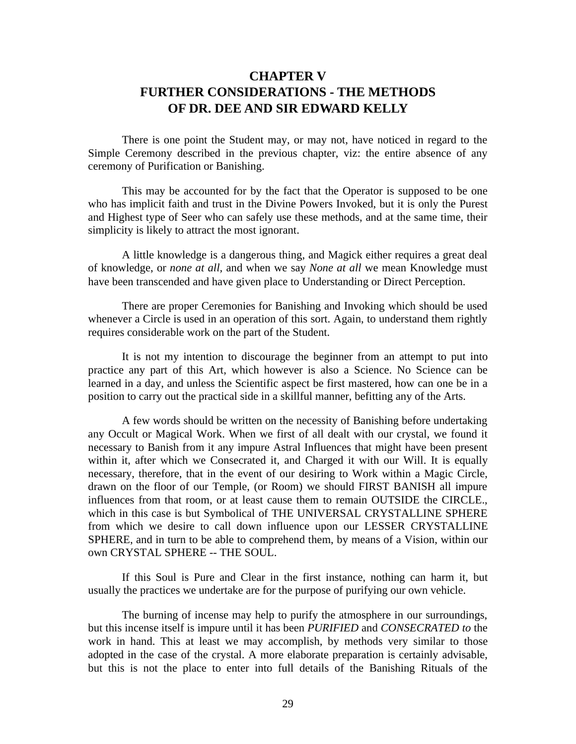# CHAPTER V
# FURTHER CONSIDERATIONS - THE METHODS OF DR. DEE AND SIR EDWARD KELLY

There is one point the Student may, or may not, have noticed in regard to the Simple Ceremony described in the previous chapter, viz: the entire absence of any ceremony of Purification or Banishing.

This may be accounted for by the fact that the Operator is supposed to be one who has implicit faith and trust in the Divine Powers Invoked, but it is only the Purest and Highest type of Seer who can safely use these methods, and at the same time, their simplicity is likely to attract the most ignorant.

A little knowledge is a dangerous thing, and Magick either requires a great deal of knowledge, or *none at all*, and when we say *None at all* we mean Knowledge must have been transcended and have given place to Understanding or Direct Perception.

There are proper Ceremonies for Banishing and Invoking which should be used whenever a Circle is used in an operation of this sort. Again, to understand them rightly requires considerable work on the part of the Student.

It is not my intention to discourage the beginner from an attempt to put into practice any part of this Art, which however is also a Science. No Science can be learned in a day, and unless the Scientific aspect be first mastered, how can one be in a position to carry out the practical side in a skillful manner, befitting any of the Arts.

A few words should be written on the necessity of Banishing before undertaking any Occult or Magical Work. When we first of all dealt with our crystal, we found it necessary to Banish from it any impure Astral Influences that might have been present within it, after which we Consecrated it, and Charged it with our Will. It is equally necessary, therefore, that in the event of our desiring to Work within a Magic Circle, drawn on the floor of our Temple, (or Room) we should FIRST BANISH all impure influences from that room, or at least cause them to remain OUTSIDE the CIRCLE., which in this case is but Symbolical of THE UNIVERSAL CRYSTALLINE SPHERE from which we desire to call down influence upon our LESSER CRYSTALLINE SPHERE, and in turn to be able to comprehend them, by means of a Vision, within our own CRYSTAL SPHERE -- THE SOUL.

If this Soul is Pure and Clear in the first instance, nothing can harm it, but usually the practices we undertake are for the purpose of purifying our own vehicle.

The burning of incense may help to purify the atmosphere in our surroundings, but this incense itself is impure until it has been *PURIFIED* and *CONSECRATED to* the work in hand. This at least we may accomplish, by methods very similar to those adopted in the case of the crystal. A more elaborate preparation is certainly advisable, but this is not the place to enter into full details of the Banishing Rituals of the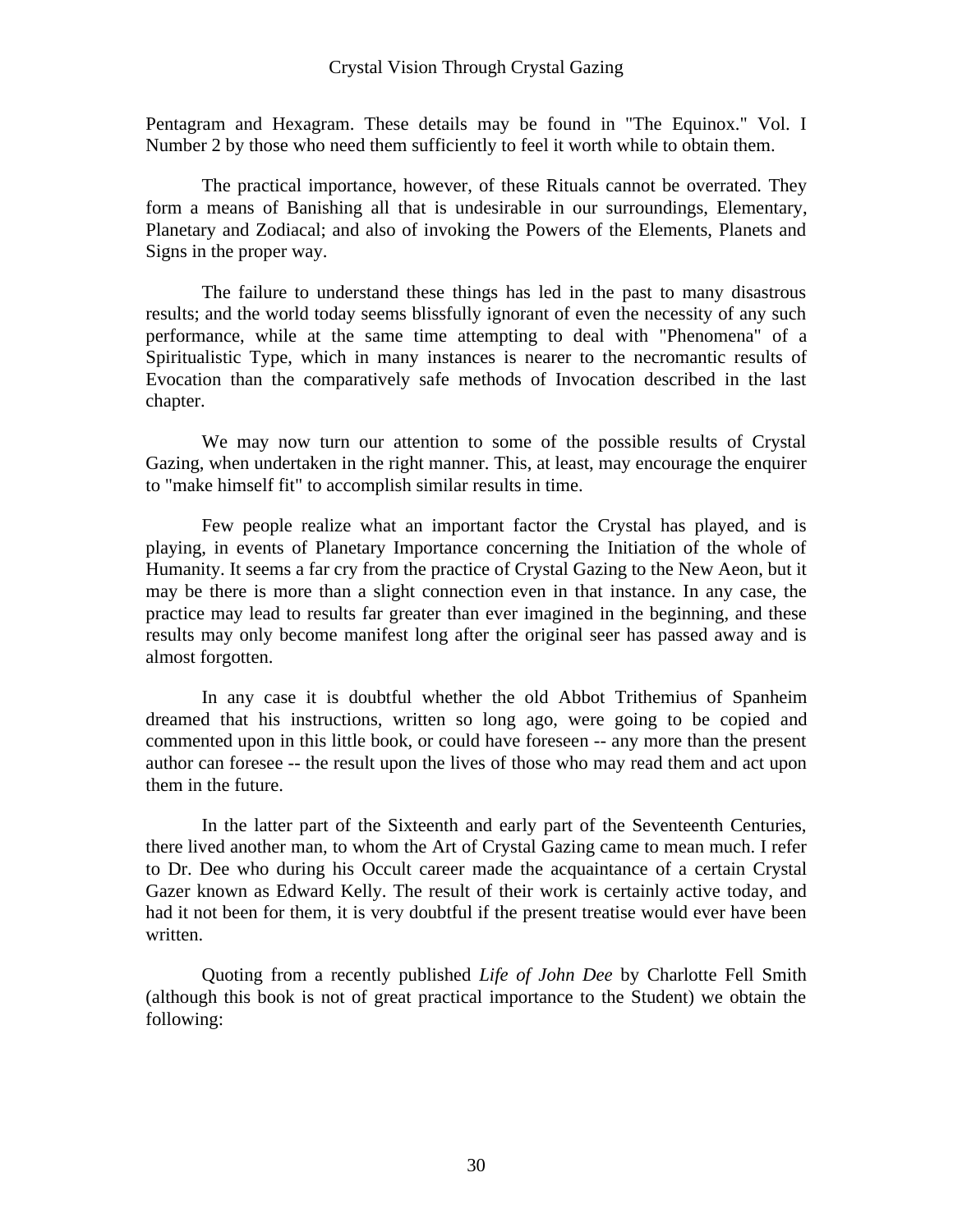Pentagram and Hexagram. These details may be found in "The Equinox." Vol. I Number 2 by those who need them sufficiently to feel it worth while to obtain them.

The practical importance, however, of these Rituals cannot be overrated. They form a means of Banishing all that is undesirable in our surroundings, Elementary, Planetary and Zodiacal; and also of invoking the Powers of the Elements, Planets and Signs in the proper way.

The failure to understand these things has led in the past to many disastrous results; and the world today seems blissfully ignorant of even the necessity of any such performance, while at the same time attempting to deal with "Phenomena" of a Spiritualistic Type, which in many instances is nearer to the necromantic results of Evocation than the comparatively safe methods of Invocation described in the last chapter.

We may now turn our attention to some of the possible results of Crystal Gazing, when undertaken in the right manner. This, at least, may encourage the enquirer to "make himself fit" to accomplish similar results in time.

Few people realize what an important factor the Crystal has played, and is playing, in events of Planetary Importance concerning the Initiation of the whole of Humanity. It seems a far cry from the practice of Crystal Gazing to the New Aeon, but it may be there is more than a slight connection even in that instance. In any case, the practice may lead to results far greater than ever imagined in the beginning, and these results may only become manifest long after the original seer has passed away and is almost forgotten.

In any case it is doubtful whether the old Abbot Trithemius of Spanheim dreamed that his instructions, written so long ago, were going to be copied and commented upon in this little book, or could have foreseen -- any more than the present author can foresee -- the result upon the lives of those who may read them and act upon them in the future.

In the latter part of the Sixteenth and early part of the Seventeenth Centuries, there lived another man, to whom the Art of Crystal Gazing came to mean much. I refer to Dr. Dee who during his Occult career made the acquaintance of a certain Crystal Gazer known as Edward Kelly. The result of their work is certainly active today, and had it not been for them, it is very doubtful if the present treatise would ever have been written.

Quoting from a recently published *Life of John Dee* by Charlotte Fell Smith (although this book is not of great practical importance to the Student) we obtain the following: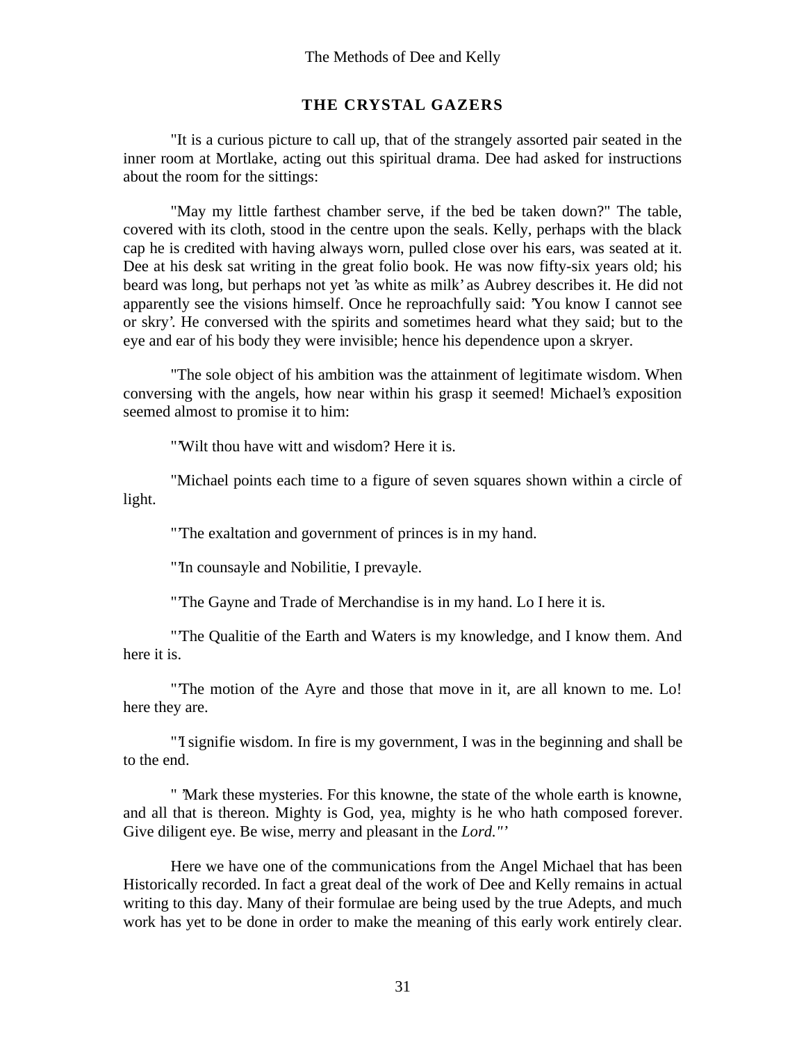## THE CRYSTAL GAZERS

"It is a curious picture to call up, that of the strangely assorted pair seated in the inner room at Mortlake, acting out this spiritual drama. Dee had asked for instructions about the room for the sittings:

"May my little farthest chamber serve, if the bed be taken down?" The table, covered with its cloth, stood in the centre upon the seals. Kelly, perhaps with the black cap he is credited with having always worn, pulled close over his ears, was seated at it. Dee at his desk sat writing in the great folio book. He was now fifty-six years old; his beard was long, but perhaps not yet 'as white as milk' as Aubrey describes it. He did not apparently see the visions himself. Once he reproachfully said: 'You know I cannot see or skry'. He conversed with the spirits and sometimes heard what they said; but to the eye and ear of his body they were invisible; hence his dependence upon a skryer.

"The sole object of his ambition was the attainment of legitimate wisdom. When conversing with the angels, how near within his grasp it seemed! Michael's exposition seemed almost to promise it to him:

"'Wilt thou have witt and wisdom? Here it is.

"Michael points each time to a figure of seven squares shown within a circle of light.

"'The exaltation and government of princes is in my hand.

"'In counsayle and Nobilitie, I prevayle.

"'The Gayne and Trade of Merchandise is in my hand. Lo I here it is.

"'The Qualitie of the Earth and Waters is my knowledge, and I know them. And here it is.

"'The motion of the Ayre and those that move in it, are all known to me. Lo! here they are.

"'I signifie wisdom. In fire is my government, I was in the beginning and shall be to the end.

" 'Mark these mysteries. For this knowne, the state of the whole earth is knowne, and all that is thereon. Mighty is God, yea, mighty is he who hath composed forever. Give diligent eye. Be wise, merry and pleasant in the *Lord."'*

Here we have one of the communications from the Angel Michael that has been Historically recorded. In fact a great deal of the work of Dee and Kelly remains in actual writing to this day. Many of their formulae are being used by the true Adepts, and much work has yet to be done in order to make the meaning of this early work entirely clear.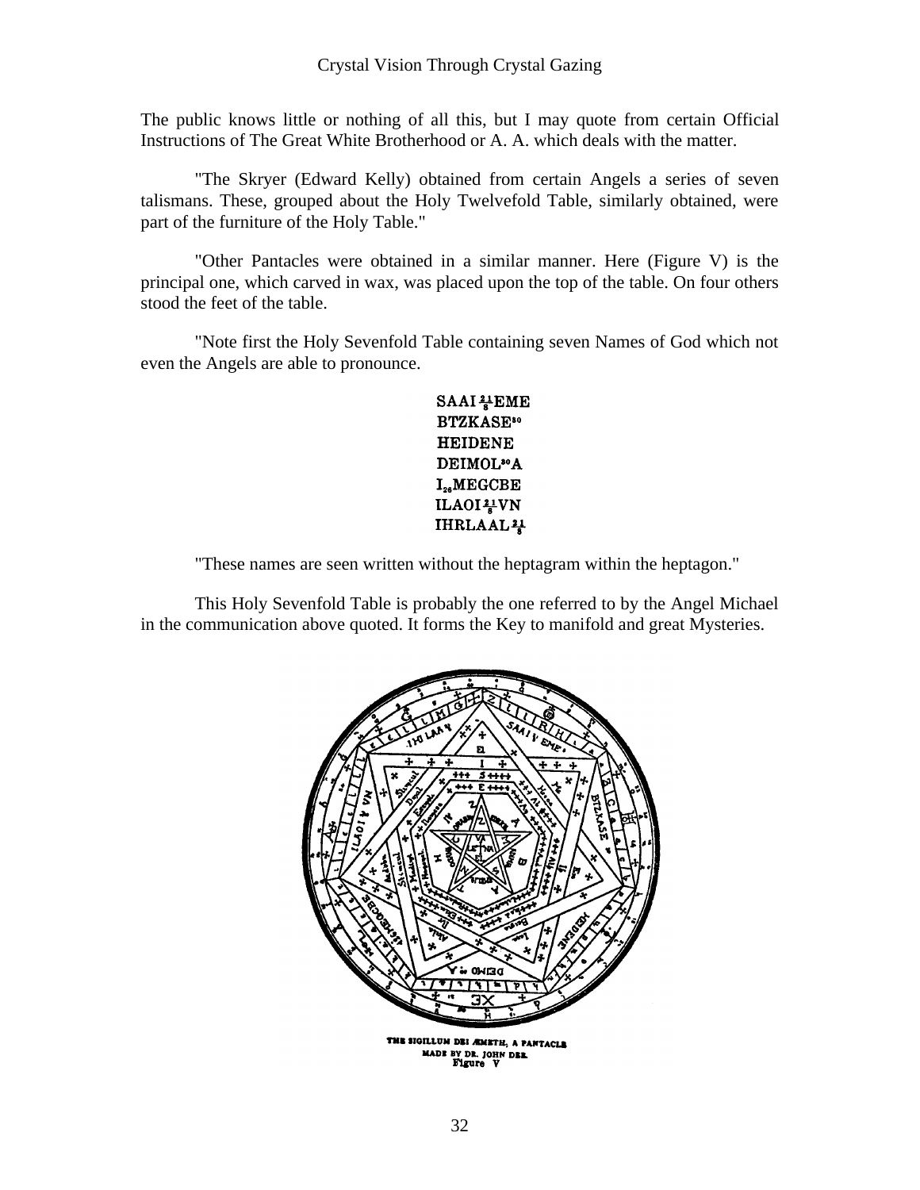The public knows little or nothing of all this, but I may quote from certain Official Instructions of The Great White Brotherhood or A. A. which deals with the matter.

"The Skryer (Edward Kelly) obtained from certain Angels a series of seven talismans. These, grouped about the Holy Twelvefold Table, similarly obtained, were part of the furniture of the Holy Table."

"Other Pantacles were obtained in a similar manner. Here (Figure V) is the principal one, which carved in wax, was placed upon the top of the table. On four others stood the feet of the table.

"Note first the Holy Sevenfold Table containing seven Names of God which not even the Angels are able to pronounce.

SAAI $\frac{21}{8}$EME
BTZKASE$^{30}$
HEIDENE
DEIMOL$^{30}$A
I$_{26}$MEGCBE
ILAOI $\frac{21}{8}$VN
IHRLAAL $\frac{21}{8}$

"These names are seen written without the heptagram within the heptagon."

This Holy Sevenfold Table is probably the one referred to by the Angel Michael in the communication above quoted. It forms the Key to manifold and great Mysteries.

THE SIGILLUM DEI ÆMETH, A PANTACLE MADE BY DR. JOHN DEE.
Figure V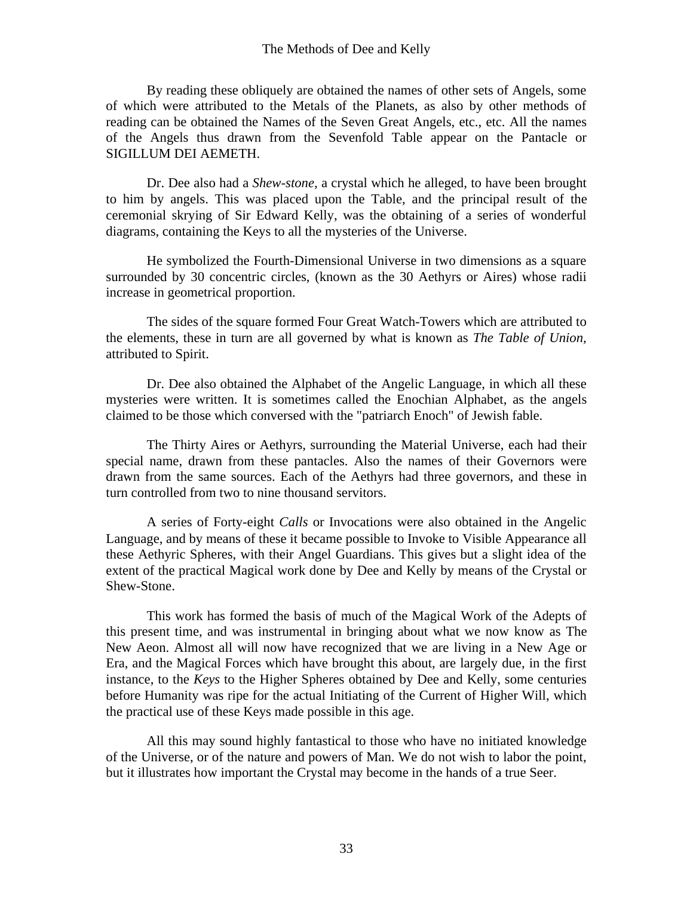By reading these obliquely are obtained the names of other sets of Angels, some of which were attributed to the Metals of the Planets, as also by other methods of reading can be obtained the Names of the Seven Great Angels, etc., etc. All the names of the Angels thus drawn from the Sevenfold Table appear on the Pantacle or SIGILLUM DEI AEMETH.

Dr. Dee also had a *Shew-stone,* a crystal which he alleged, to have been brought to him by angels. This was placed upon the Table, and the principal result of the ceremonial skrying of Sir Edward Kelly, was the obtaining of a series of wonderful diagrams, containing the Keys to all the mysteries of the Universe.

He symbolized the Fourth-Dimensional Universe in two dimensions as a square surrounded by 30 concentric circles, (known as the 30 Aethyrs or Aires) whose radii increase in geometrical proportion.

The sides of the square formed Four Great Watch-Towers which are attributed to the elements, these in turn are all governed by what is known as *The Table of Union,* attributed to Spirit.

Dr. Dee also obtained the Alphabet of the Angelic Language, in which all these mysteries were written. It is sometimes called the Enochian Alphabet, as the angels claimed to be those which conversed with the "patriarch Enoch" of Jewish fable.

The Thirty Aires or Aethyrs, surrounding the Material Universe, each had their special name, drawn from these pantacles. Also the names of their Governors were drawn from the same sources. Each of the Aethyrs had three governors, and these in turn controlled from two to nine thousand servitors.

A series of Forty-eight *Calls* or Invocations were also obtained in the Angelic Language, and by means of these it became possible to Invoke to Visible Appearance all these Aethyric Spheres, with their Angel Guardians. This gives but a slight idea of the extent of the practical Magical work done by Dee and Kelly by means of the Crystal or Shew-Stone.

This work has formed the basis of much of the Magical Work of the Adepts of this present time, and was instrumental in bringing about what we now know as The New Aeon. Almost all will now have recognized that we are living in a New Age or Era, and the Magical Forces which have brought this about, are largely due, in the first instance, to the *Keys* to the Higher Spheres obtained by Dee and Kelly, some centuries before Humanity was ripe for the actual Initiating of the Current of Higher Will, which the practical use of these Keys made possible in this age.

All this may sound highly fantastical to those who have no initiated knowledge of the Universe, or of the nature and powers of Man. We do not wish to labor the point, but it illustrates how important the Crystal may become in the hands of a true Seer.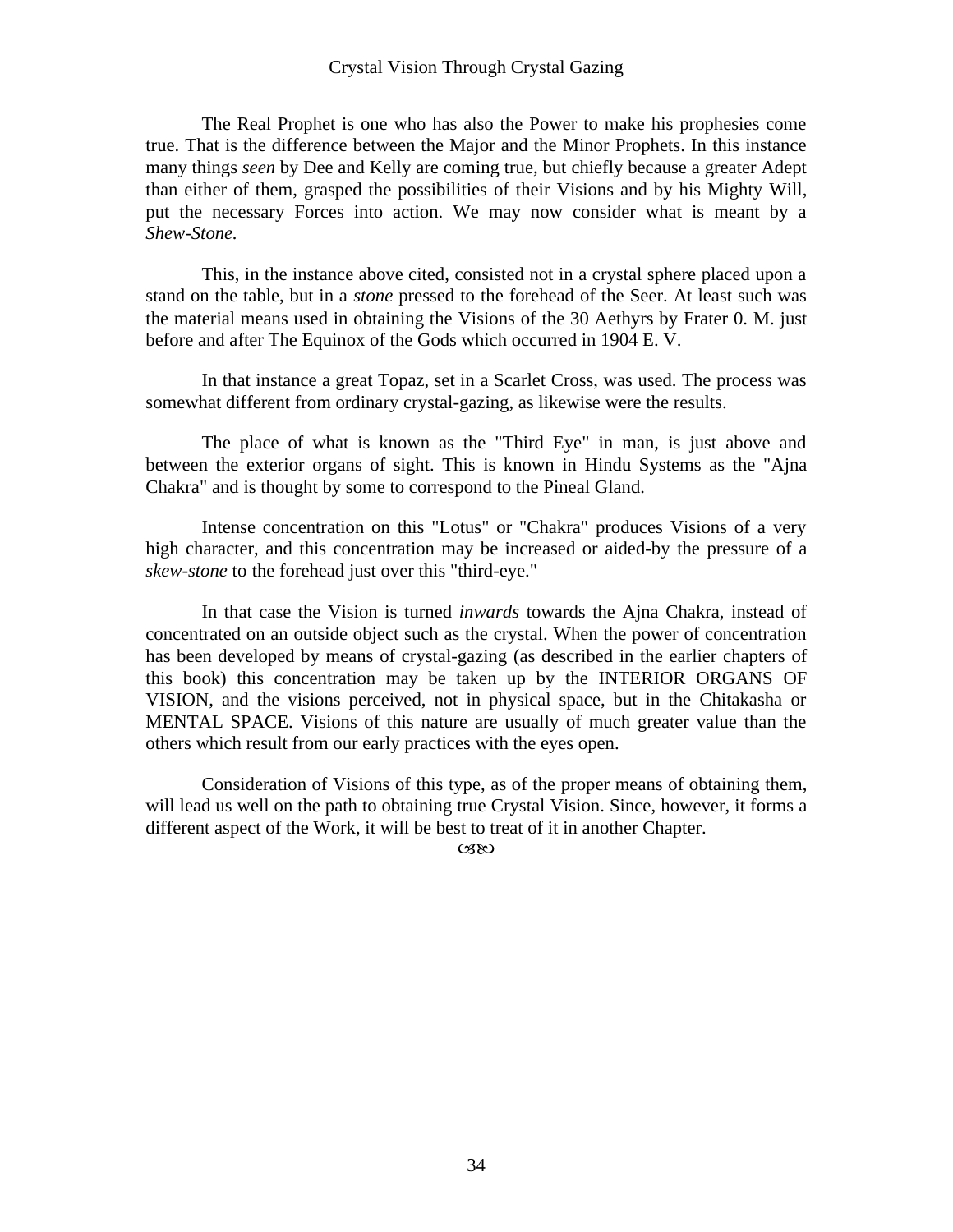The Real Prophet is one who has also the Power to make his prophesies come true. That is the difference between the Major and the Minor Prophets. In this instance many things *seen* by Dee and Kelly are coming true, but chiefly because a greater Adept than either of them, grasped the possibilities of their Visions and by his Mighty Will, put the necessary Forces into action. We may now consider what is meant by a *Shew-Stone.*

This, in the instance above cited, consisted not in a crystal sphere placed upon a stand on the table, but in a *stone* pressed to the forehead of the Seer. At least such was the material means used in obtaining the Visions of the 30 Aethyrs by Frater 0. M. just before and after The Equinox of the Gods which occurred in 1904 E. V.

In that instance a great Topaz, set in a Scarlet Cross, was used. The process was somewhat different from ordinary crystal-gazing, as likewise were the results.

The place of what is known as the "Third Eye" in man, is just above and between the exterior organs of sight. This is known in Hindu Systems as the "Ajna Chakra" and is thought by some to correspond to the Pineal Gland.

Intense concentration on this "Lotus" or "Chakra" produces Visions of a very high character, and this concentration may be increased or aided-by the pressure of a *skew-stone* to the forehead just over this "third-eye."

In that case the Vision is turned *inwards* towards the Ajna Chakra, instead of concentrated on an outside object such as the crystal. When the power of concentration has been developed by means of crystal-gazing (as described in the earlier chapters of this book) this concentration may be taken up by the INTERIOR ORGANS OF VISION, and the visions perceived, not in physical space, but in the Chitakasha or MENTAL SPACE. Visions of this nature are usually of much greater value than the others which result from our early practices with the eyes open.

Consideration of Visions of this type, as of the proper means of obtaining them, will lead us well on the path to obtaining true Crystal Vision. Since, however, it forms a different aspect of the Work, it will be best to treat of it in another Chapter.

◌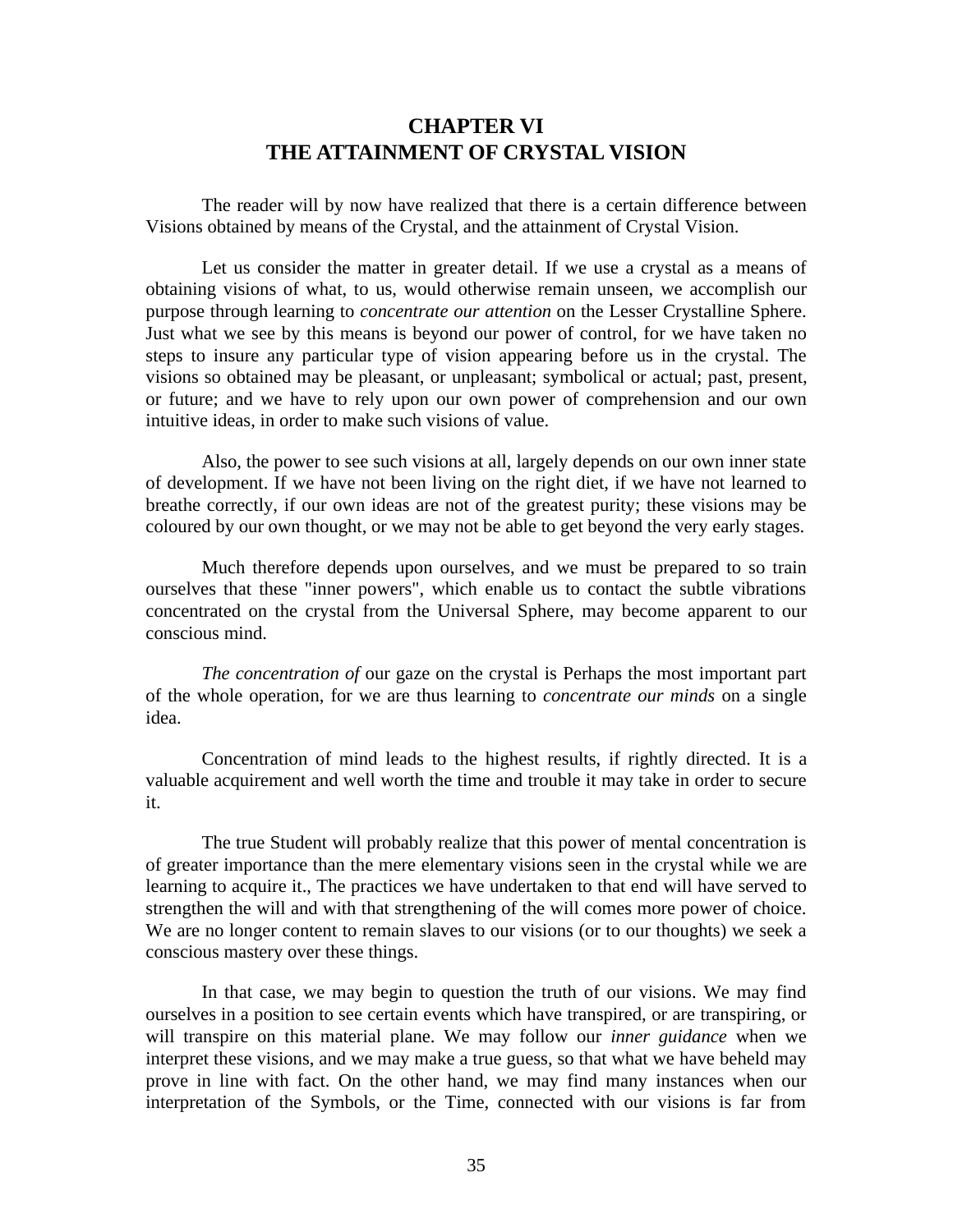# CHAPTER VI
# THE ATTAINMENT OF CRYSTAL VISION

The reader will by now have realized that there is a certain difference between Visions obtained by means of the Crystal, and the attainment of Crystal Vision.

Let us consider the matter in greater detail. If we use a crystal as a means of obtaining visions of what, to us, would otherwise remain unseen, we accomplish our purpose through learning to *concentrate our attention* on the Lesser Crystalline Sphere. Just what we see by this means is beyond our power of control, for we have taken no steps to insure any particular type of vision appearing before us in the crystal. The visions so obtained may be pleasant, or unpleasant; symbolical or actual; past, present, or future; and we have to rely upon our own power of comprehension and our own intuitive ideas, in order to make such visions of value.

Also, the power to see such visions at all, largely depends on our own inner state of development. If we have not been living on the right diet, if we have not learned to breathe correctly, if our own ideas are not of the greatest purity; these visions may be coloured by our own thought, or we may not be able to get beyond the very early stages.

Much therefore depends upon ourselves, and we must be prepared to so train ourselves that these "inner powers", which enable us to contact the subtle vibrations concentrated on the crystal from the Universal Sphere, may become apparent to our conscious mind.

*The concentration of* our gaze on the crystal is Perhaps the most important part of the whole operation, for we are thus learning to *concentrate our minds* on a single idea.

Concentration of mind leads to the highest results, if rightly directed. It is a valuable acquirement and well worth the time and trouble it may take in order to secure it.

The true Student will probably realize that this power of mental concentration is of greater importance than the mere elementary visions seen in the crystal while we are learning to acquire it., The practices we have undertaken to that end will have served to strengthen the will and with that strengthening of the will comes more power of choice. We are no longer content to remain slaves to our visions (or to our thoughts) we seek a conscious mastery over these things.

In that case, we may begin to question the truth of our visions. We may find ourselves in a position to see certain events which have transpired, or are transpiring, or will transpire on this material plane. We may follow our *inner guidance* when we interpret these visions, and we may make a true guess, so that what we have beheld may prove in line with fact. On the other hand, we may find many instances when our interpretation of the Symbols, or the Time, connected with our visions is far from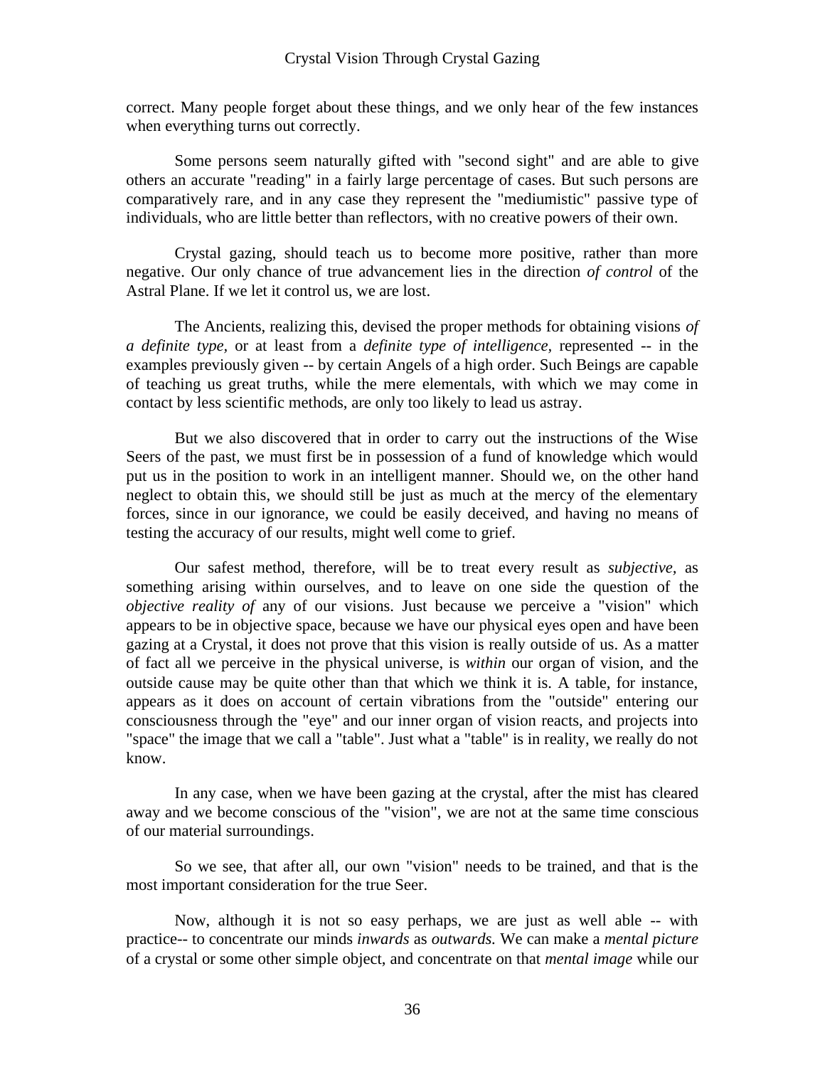correct. Many people forget about these things, and we only hear of the few instances when everything turns out correctly.

Some persons seem naturally gifted with "second sight" and are able to give others an accurate "reading" in a fairly large percentage of cases. But such persons are comparatively rare, and in any case they represent the "mediumistic" passive type of individuals, who are little better than reflectors, with no creative powers of their own.

Crystal gazing, should teach us to become more positive, rather than more negative. Our only chance of true advancement lies in the direction *of control* of the Astral Plane. If we let it control us, we are lost.

The Ancients, realizing this, devised the proper methods for obtaining visions *of a definite type*, or at least from a *definite type of intelligence*, represented -- in the examples previously given -- by certain Angels of a high order. Such Beings are capable of teaching us great truths, while the mere elementals, with which we may come in contact by less scientific methods, are only too likely to lead us astray.

But we also discovered that in order to carry out the instructions of the Wise Seers of the past, we must first be in possession of a fund of knowledge which would put us in the position to work in an intelligent manner. Should we, on the other hand neglect to obtain this, we should still be just as much at the mercy of the elementary forces, since in our ignorance, we could be easily deceived, and having no means of testing the accuracy of our results, might well come to grief.

Our safest method, therefore, will be to treat every result as *subjective*, as something arising within ourselves, and to leave on one side the question of the *objective reality of* any of our visions. Just because we perceive a "vision" which appears to be in objective space, because we have our physical eyes open and have been gazing at a Crystal, it does not prove that this vision is really outside of us. As a matter of fact all we perceive in the physical universe, is *within* our organ of vision, and the outside cause may be quite other than that which we think it is. A table, for instance, appears as it does on account of certain vibrations from the "outside" entering our consciousness through the "eye" and our inner organ of vision reacts, and projects into "space" the image that we call a "table". Just what a "table" is in reality, we really do not know.

In any case, when we have been gazing at the crystal, after the mist has cleared away and we become conscious of the "vision", we are not at the same time conscious of our material surroundings.

So we see, that after all, our own "vision" needs to be trained, and that is the most important consideration for the true Seer.

Now, although it is not so easy perhaps, we are just as well able -- with practice-- to concentrate our minds *inwards* as *outwards.* We can make a *mental picture* of a crystal or some other simple object, and concentrate on that *mental image* while our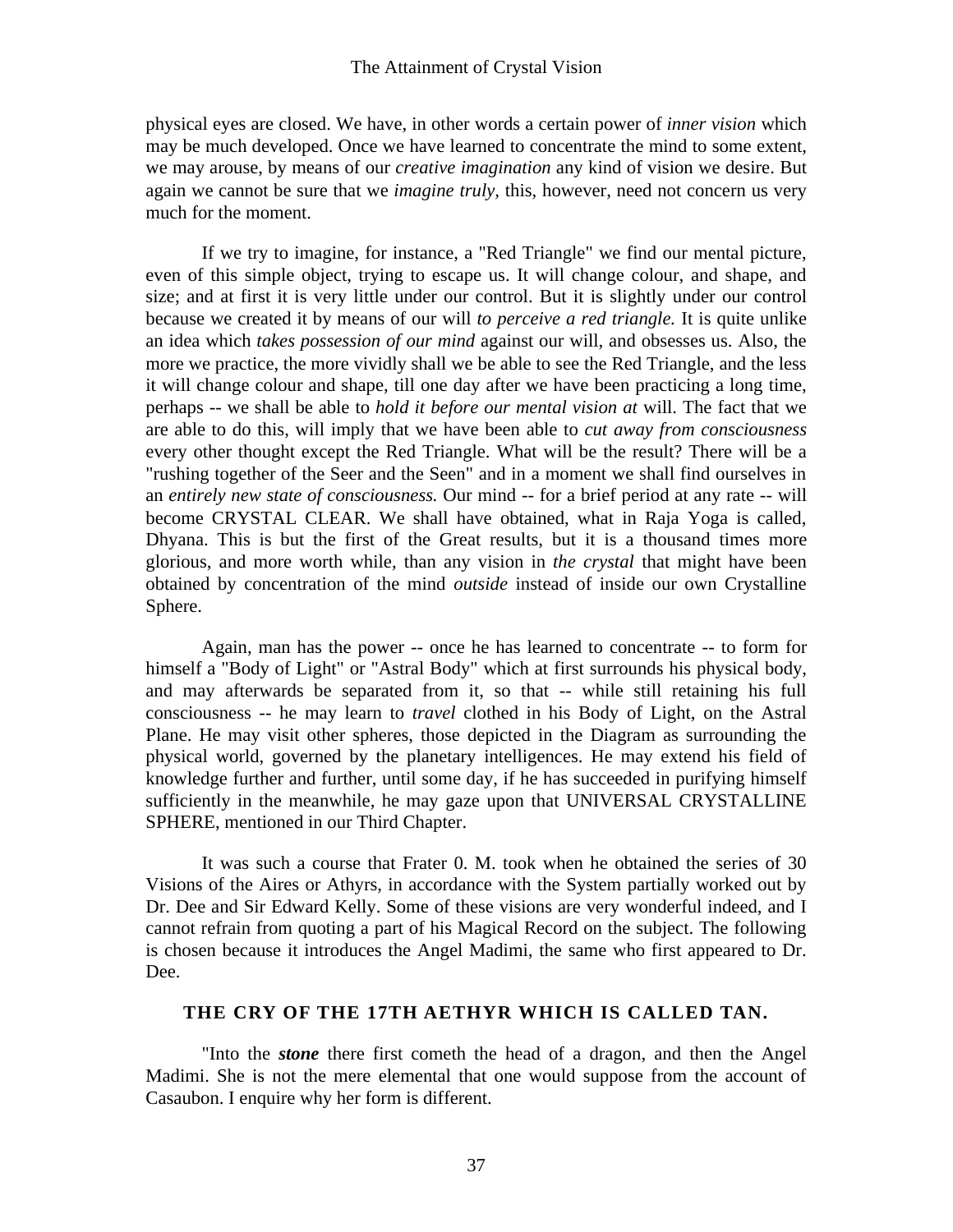physical eyes are closed. We have, in other words a certain power of *inner vision* which may be much developed. Once we have learned to concentrate the mind to some extent, we may arouse, by means of our *creative imagination* any kind of vision we desire. But again we cannot be sure that we *imagine truly,* this, however, need not concern us very much for the moment.

If we try to imagine, for instance, a "Red Triangle" we find our mental picture, even of this simple object, trying to escape us. It will change colour, and shape, and size; and at first it is very little under our control. But it is slightly under our control because we created it by means of our will *to perceive a red triangle.* It is quite unlike an idea which *takes possession of our mind* against our will, and obsesses us. Also, the more we practice, the more vividly shall we be able to see the Red Triangle, and the less it will change colour and shape, till one day after we have been practicing a long time, perhaps -- we shall be able to *hold it before our mental vision at* will. The fact that we are able to do this, will imply that we have been able to *cut away from consciousness* every other thought except the Red Triangle. What will be the result? There will be a "rushing together of the Seer and the Seen" and in a moment we shall find ourselves in an *entirely new state of consciousness.* Our mind -- for a brief period at any rate -- will become CRYSTAL CLEAR. We shall have obtained, what in Raja Yoga is called, Dhyana. This is but the first of the Great results, but it is a thousand times more glorious, and more worth while, than any vision in *the crystal* that might have been obtained by concentration of the mind *outside* instead of inside our own Crystalline Sphere.

Again, man has the power -- once he has learned to concentrate -- to form for himself a "Body of Light" or "Astral Body" which at first surrounds his physical body, and may afterwards be separated from it, so that -- while still retaining his full consciousness -- he may learn to *travel* clothed in his Body of Light, on the Astral Plane. He may visit other spheres, those depicted in the Diagram as surrounding the physical world, governed by the planetary intelligences. He may extend his field of knowledge further and further, until some day, if he has succeeded in purifying himself sufficiently in the meanwhile, he may gaze upon that UNIVERSAL CRYSTALLINE SPHERE, mentioned in our Third Chapter.

It was such a course that Frater 0. M. took when he obtained the series of 30 Visions of the Aires or Athyrs, in accordance with the System partially worked out by Dr. Dee and Sir Edward Kelly. Some of these visions are very wonderful indeed, and I cannot refrain from quoting a part of his Magical Record on the subject. The following is chosen because it introduces the Angel Madimi, the same who first appeared to Dr. Dee.

### THE CRY OF THE 17TH AETHYR WHICH IS CALLED TAN.

"Into the ***stone*** there first cometh the head of a dragon, and then the Angel Madimi. She is not the mere elemental that one would suppose from the account of Casaubon. I enquire why her form is different.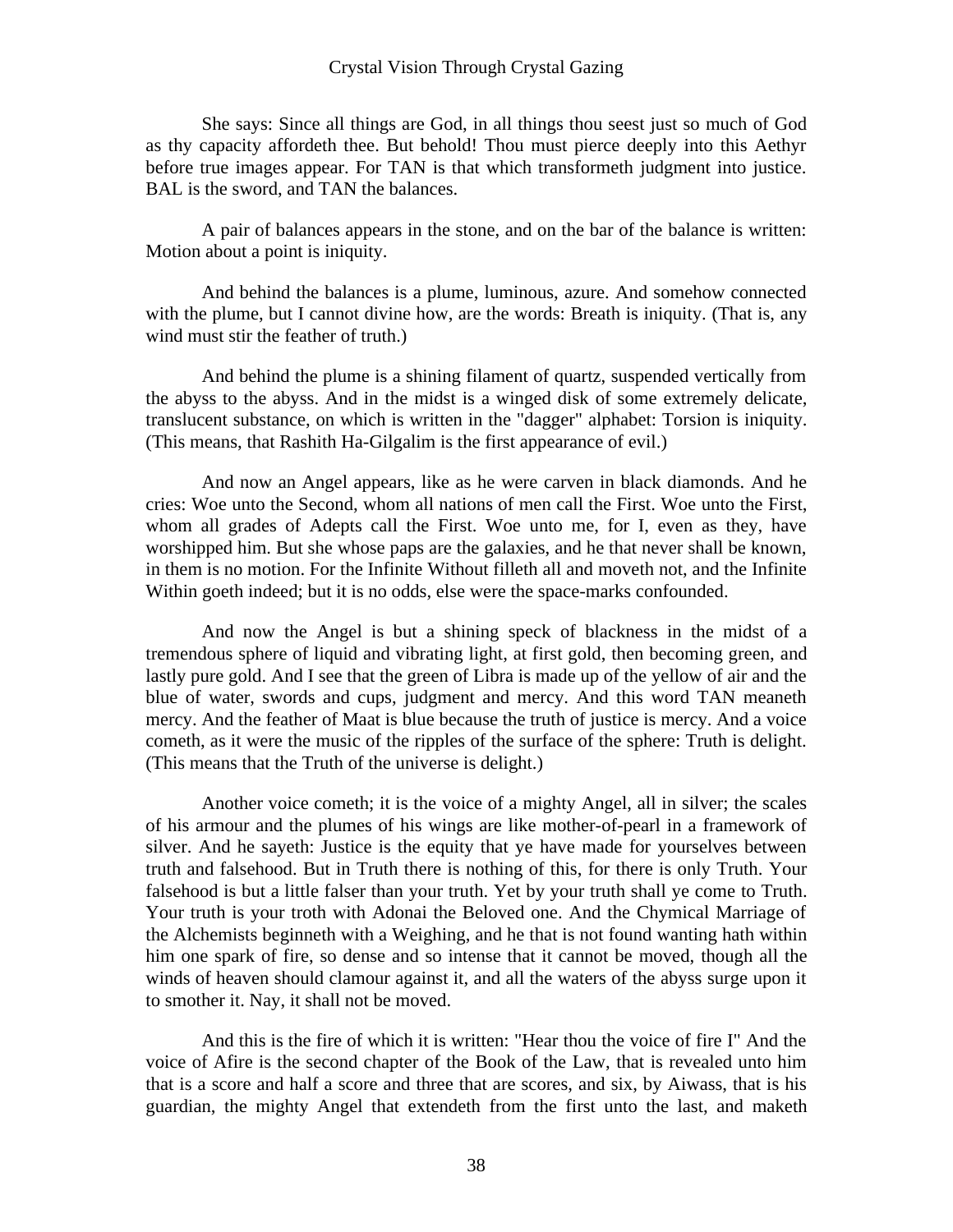She says: Since all things are God, in all things thou seest just so much of God as thy capacity affordeth thee. But behold! Thou must pierce deeply into this Aethyr before true images appear. For TAN is that which transformeth judgment into justice. BAL is the sword, and TAN the balances.

A pair of balances appears in the stone, and on the bar of the balance is written: Motion about a point is iniquity.

And behind the balances is a plume, luminous, azure. And somehow connected with the plume, but I cannot divine how, are the words: Breath is iniquity. (That is, any wind must stir the feather of truth.)

And behind the plume is a shining filament of quartz, suspended vertically from the abyss to the abyss. And in the midst is a winged disk of some extremely delicate, translucent substance, on which is written in the "dagger" alphabet: Torsion is iniquity. (This means, that Rashith Ha-Gilgalim is the first appearance of evil.)

And now an Angel appears, like as he were carven in black diamonds. And he cries: Woe unto the Second, whom all nations of men call the First. Woe unto the First, whom all grades of Adepts call the First. Woe unto me, for I, even as they, have worshipped him. But she whose paps are the galaxies, and he that never shall be known, in them is no motion. For the Infinite Without filleth all and moveth not, and the Infinite Within goeth indeed; but it is no odds, else were the space-marks confounded.

And now the Angel is but a shining speck of blackness in the midst of a tremendous sphere of liquid and vibrating light, at first gold, then becoming green, and lastly pure gold. And I see that the green of Libra is made up of the yellow of air and the blue of water, swords and cups, judgment and mercy. And this word TAN meaneth mercy. And the feather of Maat is blue because the truth of justice is mercy. And a voice cometh, as it were the music of the ripples of the surface of the sphere: Truth is delight. (This means that the Truth of the universe is delight.)

Another voice cometh; it is the voice of a mighty Angel, all in silver; the scales of his armour and the plumes of his wings are like mother-of-pearl in a framework of silver. And he sayeth: Justice is the equity that ye have made for yourselves between truth and falsehood. But in Truth there is nothing of this, for there is only Truth. Your falsehood is but a little falser than your truth. Yet by your truth shall ye come to Truth. Your truth is your troth with Adonai the Beloved one. And the Chymical Marriage of the Alchemists beginneth with a Weighing, and he that is not found wanting hath within him one spark of fire, so dense and so intense that it cannot be moved, though all the winds of heaven should clamour against it, and all the waters of the abyss surge upon it to smother it. Nay, it shall not be moved.

And this is the fire of which it is written: "Hear thou the voice of fire I" And the voice of Afire is the second chapter of the Book of the Law, that is revealed unto him that is a score and half a score and three that are scores, and six, by Aiwass, that is his guardian, the mighty Angel that extendeth from the first unto the last, and maketh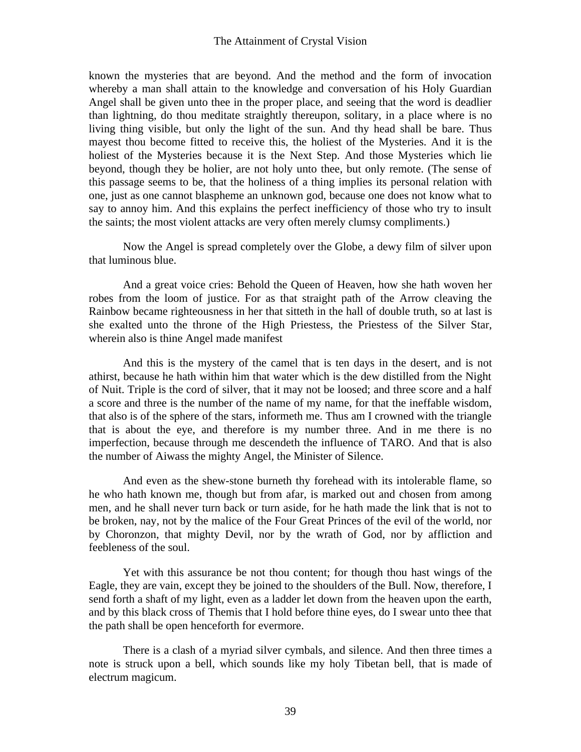known the mysteries that are beyond. And the method and the form of invocation whereby a man shall attain to the knowledge and conversation of his Holy Guardian Angel shall be given unto thee in the proper place, and seeing that the word is deadlier than lightning, do thou meditate straightly thereupon, solitary, in a place where is no living thing visible, but only the light of the sun. And thy head shall be bare. Thus mayest thou become fitted to receive this, the holiest of the Mysteries. And it is the holiest of the Mysteries because it is the Next Step. And those Mysteries which lie beyond, though they be holier, are not holy unto thee, but only remote. (The sense of this passage seems to be, that the holiness of a thing implies its personal relation with one, just as one cannot blaspheme an unknown god, because one does not know what to say to annoy him. And this explains the perfect inefficiency of those who try to insult the saints; the most violent attacks are very often merely clumsy compliments.)

Now the Angel is spread completely over the Globe, a dewy film of silver upon that luminous blue.

And a great voice cries: Behold the Queen of Heaven, how she hath woven her robes from the loom of justice. For as that straight path of the Arrow cleaving the Rainbow became righteousness in her that sitteth in the hall of double truth, so at last is she exalted unto the throne of the High Priestess, the Priestess of the Silver Star, wherein also is thine Angel made manifest

And this is the mystery of the camel that is ten days in the desert, and is not athirst, because he hath within him that water which is the dew distilled from the Night of Nuit. Triple is the cord of silver, that it may not be loosed; and three score and a half a score and three is the number of the name of my name, for that the ineffable wisdom, that also is of the sphere of the stars, informeth me. Thus am I crowned with the triangle that is about the eye, and therefore is my number three. And in me there is no imperfection, because through me descendeth the influence of TARO. And that is also the number of Aiwass the mighty Angel, the Minister of Silence.

And even as the shew-stone burneth thy forehead with its intolerable flame, so he who hath known me, though but from afar, is marked out and chosen from among men, and he shall never turn back or turn aside, for he hath made the link that is not to be broken, nay, not by the malice of the Four Great Princes of the evil of the world, nor by Choronzon, that mighty Devil, nor by the wrath of God, nor by affliction and feebleness of the soul.

Yet with this assurance be not thou content; for though thou hast wings of the Eagle, they are vain, except they be joined to the shoulders of the Bull. Now, therefore, I send forth a shaft of my light, even as a ladder let down from the heaven upon the earth, and by this black cross of Themis that I hold before thine eyes, do I swear unto thee that the path shall be open henceforth for evermore.

There is a clash of a myriad silver cymbals, and silence. And then three times a note is struck upon a bell, which sounds like my holy Tibetan bell, that is made of electrum magicum.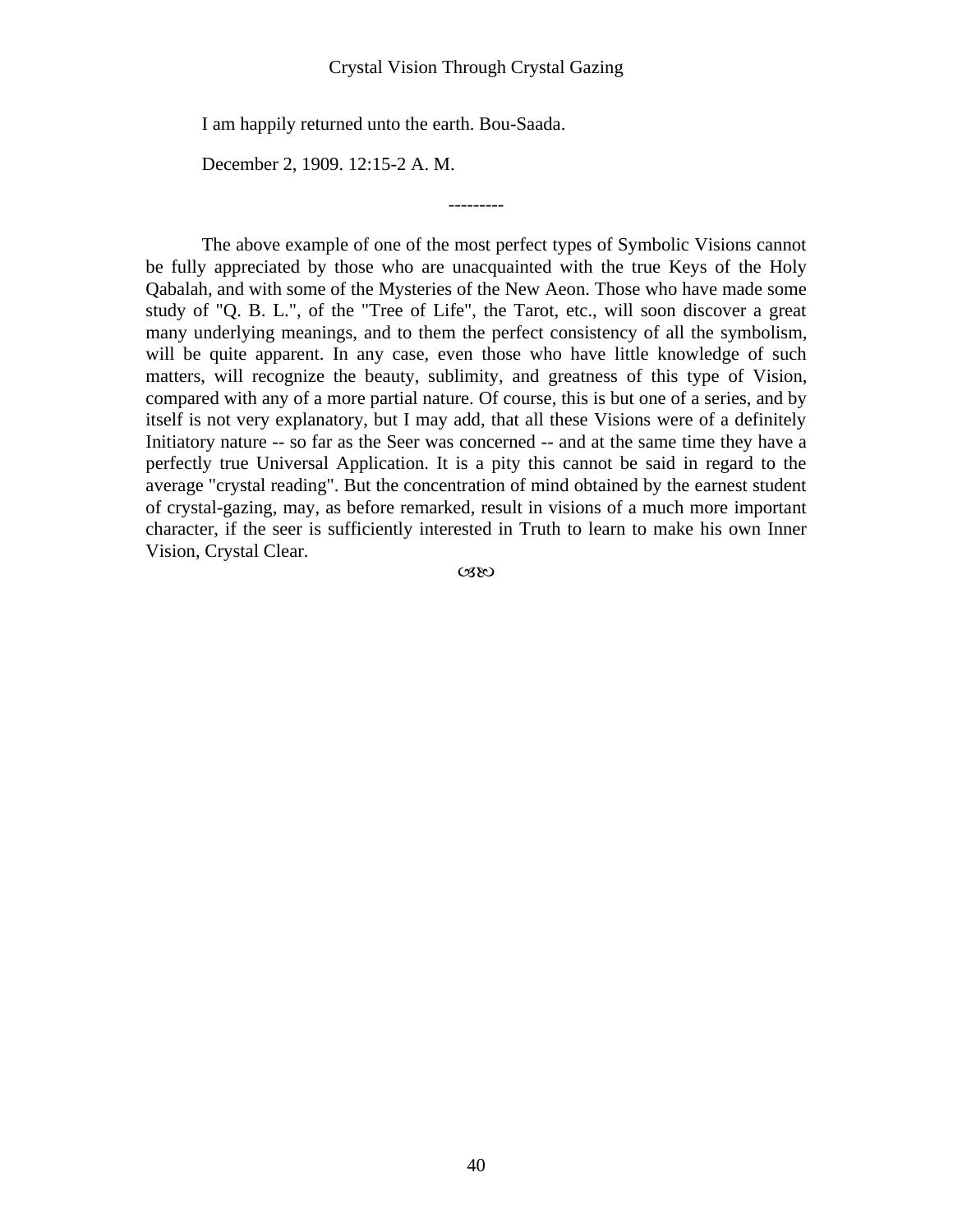I am happily returned unto the earth. Bou-Saada.

December 2, 1909. 12:15-2 A. M.

---------

The above example of one of the most perfect types of Symbolic Visions cannot be fully appreciated by those who are unacquainted with the true Keys of the Holy Qabalah, and with some of the Mysteries of the New Aeon. Those who have made some study of "Q. B. L.", of the "Tree of Life", the Tarot, etc., will soon discover a great many underlying meanings, and to them the perfect consistency of all the symbolism, will be quite apparent. In any case, even those who have little knowledge of such matters, will recognize the beauty, sublimity, and greatness of this type of Vision, compared with any of a more partial nature. Of course, this is but one of a series, and by itself is not very explanatory, but I may add, that all these Visions were of a definitely Initiatory nature -- so far as the Seer was concerned -- and at the same time they have a perfectly true Universal Application. It is a pity this cannot be said in regard to the average "crystal reading". But the concentration of mind obtained by the earnest student of crystal-gazing, may, as before remarked, result in visions of a much more important character, if the seer is sufficiently interested in Truth to learn to make his own Inner Vision, Crystal Clear.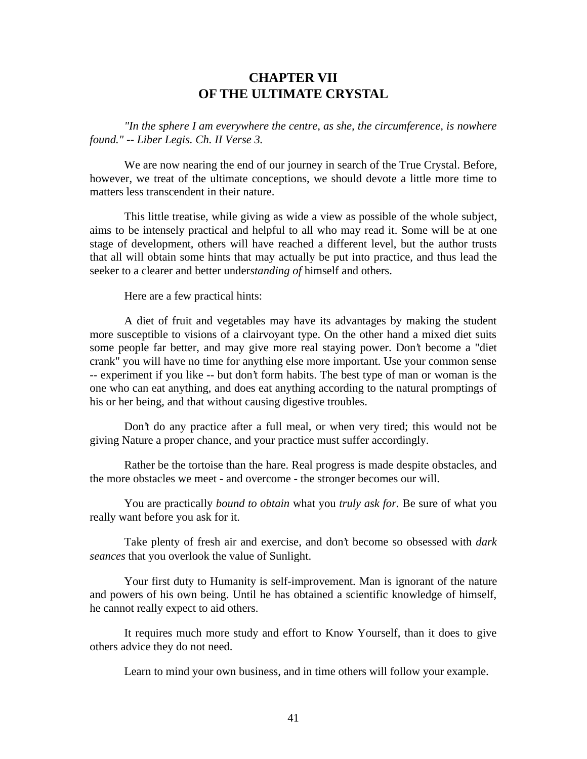# CHAPTER VII
# OF THE ULTIMATE CRYSTAL

*"In the sphere I am everywhere the centre, as she, the circumference, is nowhere found." -- Liber Legis. Ch. II Verse 3.*

We are now nearing the end of our journey in search of the True Crystal. Before, however, we treat of the ultimate conceptions, we should devote a little more time to matters less transcendent in their nature.

This little treatise, while giving as wide a view as possible of the whole subject, aims to be intensely practical and helpful to all who may read it. Some will be at one stage of development, others will have reached a different level, but the author trusts that all will obtain some hints that may actually be put into practice, and thus lead the seeker to a clearer and better under*standing of* himself and others.

Here are a few practical hints:

A diet of fruit and vegetables may have its advantages by making the student more susceptible to visions of a clairvoyant type. On the other hand a mixed diet suits some people far better, and may give more real staying power. Don't become a "diet crank" you will have no time for anything else more important. Use your common sense -- experiment if you like -- but don't form habits. The best type of man or woman is the one who can eat anything, and does eat anything according to the natural promptings of his or her being, and that without causing digestive troubles.

Don't do any practice after a full meal, or when very tired; this would not be giving Nature a proper chance, and your practice must suffer accordingly.

Rather be the tortoise than the hare. Real progress is made despite obstacles, and the more obstacles we meet - and overcome - the stronger becomes our will.

You are practically *bound to obtain* what you *truly ask for.* Be sure of what you really want before you ask for it.

Take plenty of fresh air and exercise, and don't become so obsessed with *dark seances* that you overlook the value of Sunlight.

Your first duty to Humanity is self-improvement. Man is ignorant of the nature and powers of his own being. Until he has obtained a scientific knowledge of himself, he cannot really expect to aid others.

It requires much more study and effort to Know Yourself, than it does to give others advice they do not need.

Learn to mind your own business, and in time others will follow your example.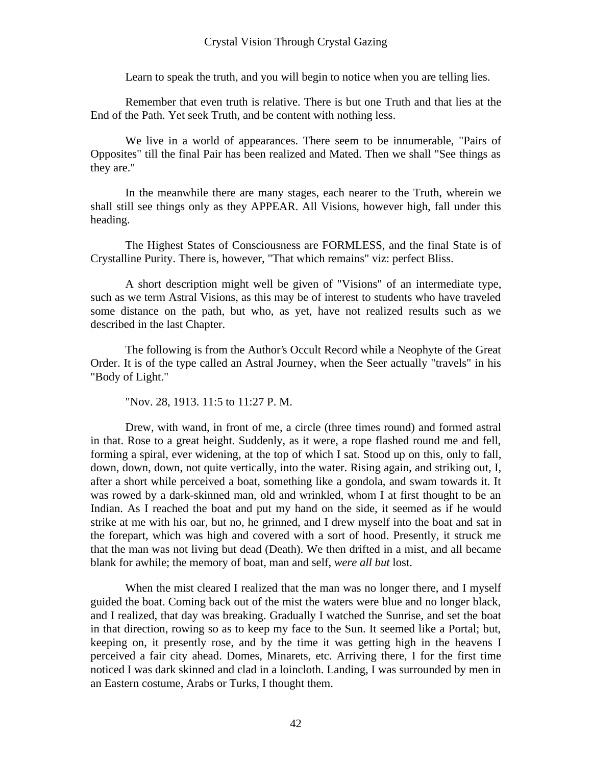Learn to speak the truth, and you will begin to notice when you are telling lies.

Remember that even truth is relative. There is but one Truth and that lies at the End of the Path. Yet seek Truth, and be content with nothing less.

We live in a world of appearances. There seem to be innumerable, "Pairs of Opposites" till the final Pair has been realized and Mated. Then we shall "See things as they are."

In the meanwhile there are many stages, each nearer to the Truth, wherein we shall still see things only as they APPEAR. All Visions, however high, fall under this heading.

The Highest States of Consciousness are FORMLESS, and the final State is of Crystalline Purity. There is, however, "That which remains" viz: perfect Bliss.

A short description might well be given of "Visions" of an intermediate type, such as we term Astral Visions, as this may be of interest to students who have traveled some distance on the path, but who, as yet, have not realized results such as we described in the last Chapter.

The following is from the Author's Occult Record while a Neophyte of the Great Order. It is of the type called an Astral Journey, when the Seer actually "travels" in his "Body of Light."

"Nov. 28, 1913. 11:5 to 11:27 P. M.

Drew, with wand, in front of me, a circle (three times round) and formed astral in that. Rose to a great height. Suddenly, as it were, a rope flashed round me and fell, forming a spiral, ever widening, at the top of which I sat. Stood up on this, only to fall, down, down, down, not quite vertically, into the water. Rising again, and striking out, I, after a short while perceived a boat, something like a gondola, and swam towards it. It was rowed by a dark-skinned man, old and wrinkled, whom I at first thought to be an Indian. As I reached the boat and put my hand on the side, it seemed as if he would strike at me with his oar, but no, he grinned, and I drew myself into the boat and sat in the forepart, which was high and covered with a sort of hood. Presently, it struck me that the man was not living but dead (Death). We then drifted in a mist, and all became blank for awhile; the memory of boat, man and self, *were all but* lost.

When the mist cleared I realized that the man was no longer there, and I myself guided the boat. Coming back out of the mist the waters were blue and no longer black, and I realized, that day was breaking. Gradually I watched the Sunrise, and set the boat in that direction, rowing so as to keep my face to the Sun. It seemed like a Portal; but, keeping on, it presently rose, and by the time it was getting high in the heavens I perceived a fair city ahead. Domes, Minarets, etc. Arriving there, I for the first time noticed I was dark skinned and clad in a loincloth. Landing, I was surrounded by men in an Eastern costume, Arabs or Turks, I thought them.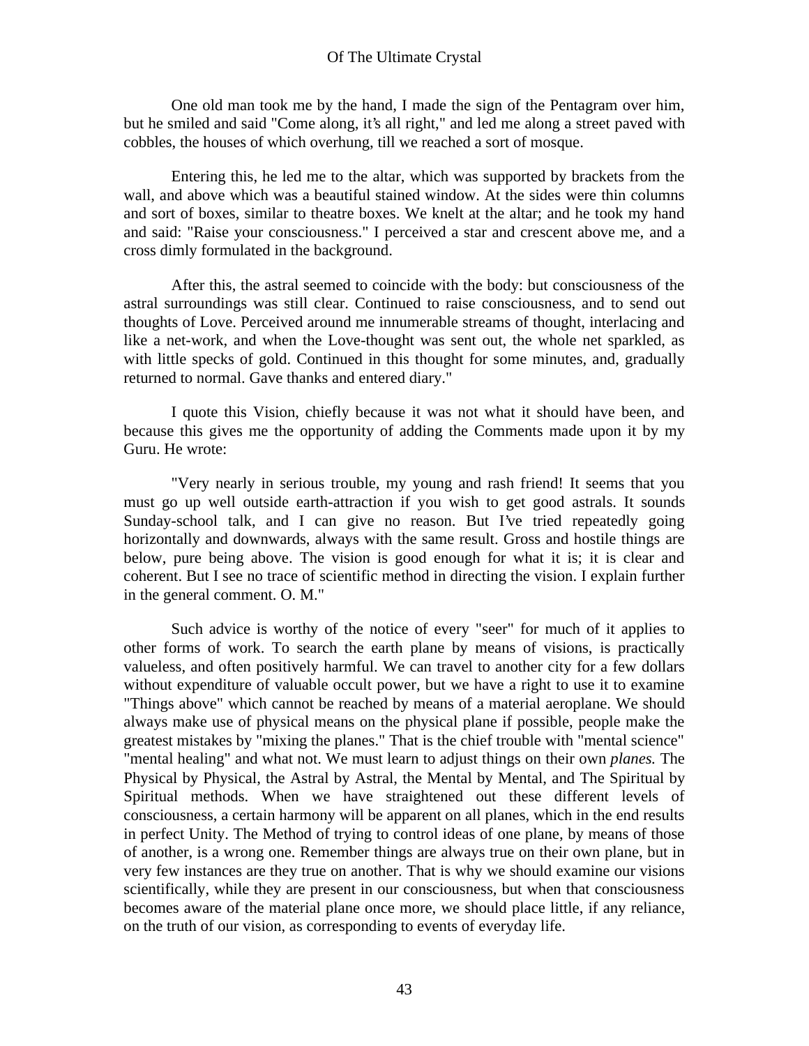One old man took me by the hand, I made the sign of the Pentagram over him, but he smiled and said "Come along, it's all right," and led me along a street paved with cobbles, the houses of which overhung, till we reached a sort of mosque.

Entering this, he led me to the altar, which was supported by brackets from the wall, and above which was a beautiful stained window. At the sides were thin columns and sort of boxes, similar to theatre boxes. We knelt at the altar; and he took my hand and said: "Raise your consciousness." I perceived a star and crescent above me, and a cross dimly formulated in the background.

After this, the astral seemed to coincide with the body: but consciousness of the astral surroundings was still clear. Continued to raise consciousness, and to send out thoughts of Love. Perceived around me innumerable streams of thought, interlacing and like a net-work, and when the Love-thought was sent out, the whole net sparkled, as with little specks of gold. Continued in this thought for some minutes, and, gradually returned to normal. Gave thanks and entered diary."

I quote this Vision, chiefly because it was not what it should have been, and because this gives me the opportunity of adding the Comments made upon it by my Guru. He wrote:

"Very nearly in serious trouble, my young and rash friend! It seems that you must go up well outside earth-attraction if you wish to get good astrals. It sounds Sunday-school talk, and I can give no reason. But I've tried repeatedly going horizontally and downwards, always with the same result. Gross and hostile things are below, pure being above. The vision is good enough for what it is; it is clear and coherent. But I see no trace of scientific method in directing the vision. I explain further in the general comment. O. M."

Such advice is worthy of the notice of every "seer" for much of it applies to other forms of work. To search the earth plane by means of visions, is practically valueless, and often positively harmful. We can travel to another city for a few dollars without expenditure of valuable occult power, but we have a right to use it to examine "Things above" which cannot be reached by means of a material aeroplane. We should always make use of physical means on the physical plane if possible, people make the greatest mistakes by "mixing the planes." That is the chief trouble with "mental science" "mental healing" and what not. We must learn to adjust things on their own *planes.* The Physical by Physical, the Astral by Astral, the Mental by Mental, and The Spiritual by Spiritual methods. When we have straightened out these different levels of consciousness, a certain harmony will be apparent on all planes, which in the end results in perfect Unity. The Method of trying to control ideas of one plane, by means of those of another, is a wrong one. Remember things are always true on their own plane, but in very few instances are they true on another. That is why we should examine our visions scientifically, while they are present in our consciousness, but when that consciousness becomes aware of the material plane once more, we should place little, if any reliance, on the truth of our vision, as corresponding to events of everyday life.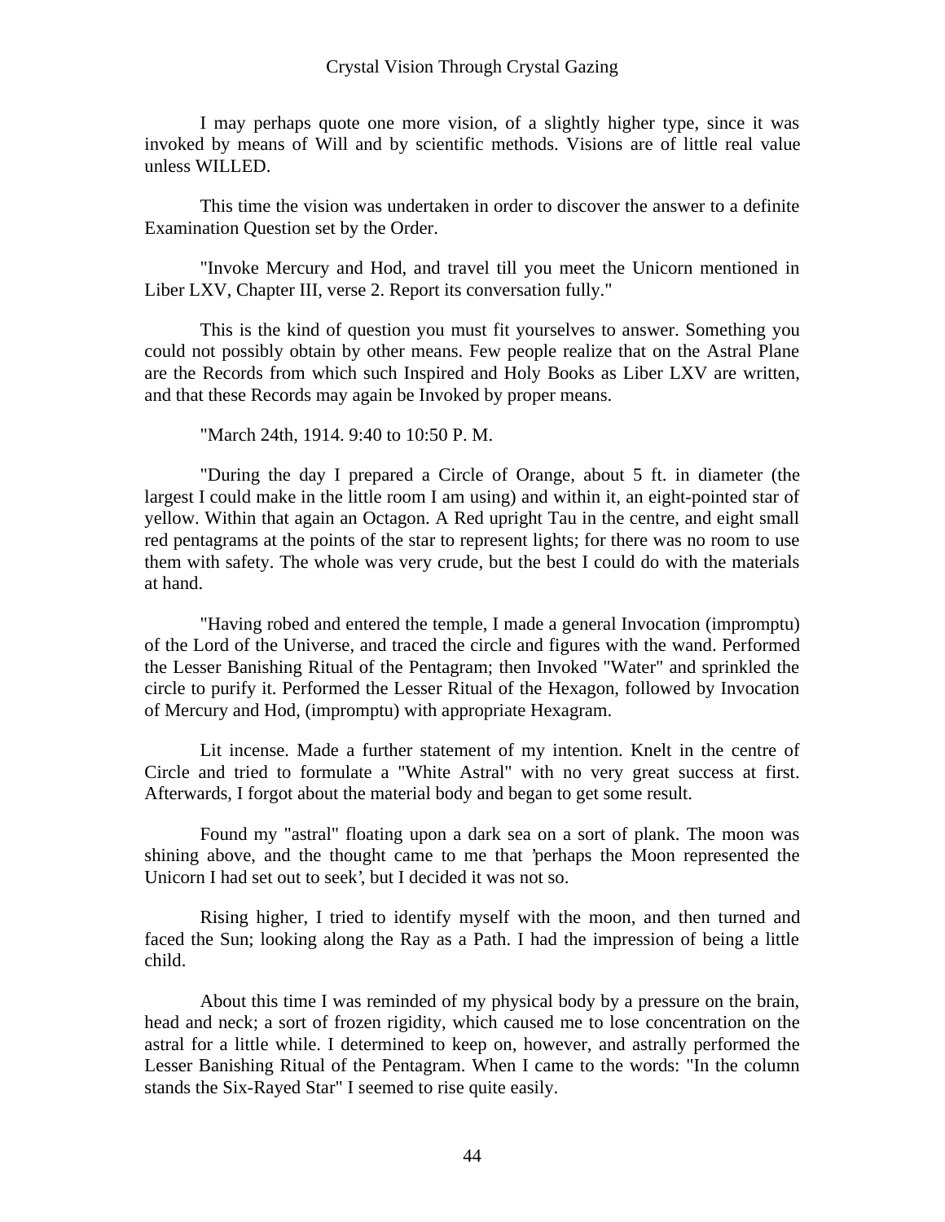I may perhaps quote one more vision, of a slightly higher type, since it was invoked by means of Will and by scientific methods. Visions are of little real value unless WILLED.

This time the vision was undertaken in order to discover the answer to a definite Examination Question set by the Order.

"Invoke Mercury and Hod, and travel till you meet the Unicorn mentioned in Liber LXV, Chapter III, verse 2. Report its conversation fully."

This is the kind of question you must fit yourselves to answer. Something you could not possibly obtain by other means. Few people realize that on the Astral Plane are the Records from which such Inspired and Holy Books as Liber LXV are written, and that these Records may again be Invoked by proper means.

"March 24th, 1914. 9:40 to 10:50 P. M.

"During the day I prepared a Circle of Orange, about 5 ft. in diameter (the largest I could make in the little room I am using) and within it, an eight-pointed star of yellow. Within that again an Octagon. A Red upright Tau in the centre, and eight small red pentagrams at the points of the star to represent lights; for there was no room to use them with safety. The whole was very crude, but the best I could do with the materials at hand.

"Having robed and entered the temple, I made a general Invocation (impromptu) of the Lord of the Universe, and traced the circle and figures with the wand. Performed the Lesser Banishing Ritual of the Pentagram; then Invoked "Water" and sprinkled the circle to purify it. Performed the Lesser Ritual of the Hexagon, followed by Invocation of Mercury and Hod, (impromptu) with appropriate Hexagram.

Lit incense. Made a further statement of my intention. Knelt in the centre of Circle and tried to formulate a "White Astral" with no very great success at first. Afterwards, I forgot about the material body and began to get some result.

Found my "astral" floating upon a dark sea on a sort of plank. The moon was shining above, and the thought came to me that 'perhaps the Moon represented the Unicorn I had set out to seek', but I decided it was not so.

Rising higher, I tried to identify myself with the moon, and then turned and faced the Sun; looking along the Ray as a Path. I had the impression of being a little child.

About this time I was reminded of my physical body by a pressure on the brain, head and neck; a sort of frozen rigidity, which caused me to lose concentration on the astral for a little while. I determined to keep on, however, and astrally performed the Lesser Banishing Ritual of the Pentagram. When I came to the words: "In the column stands the Six-Rayed Star" I seemed to rise quite easily.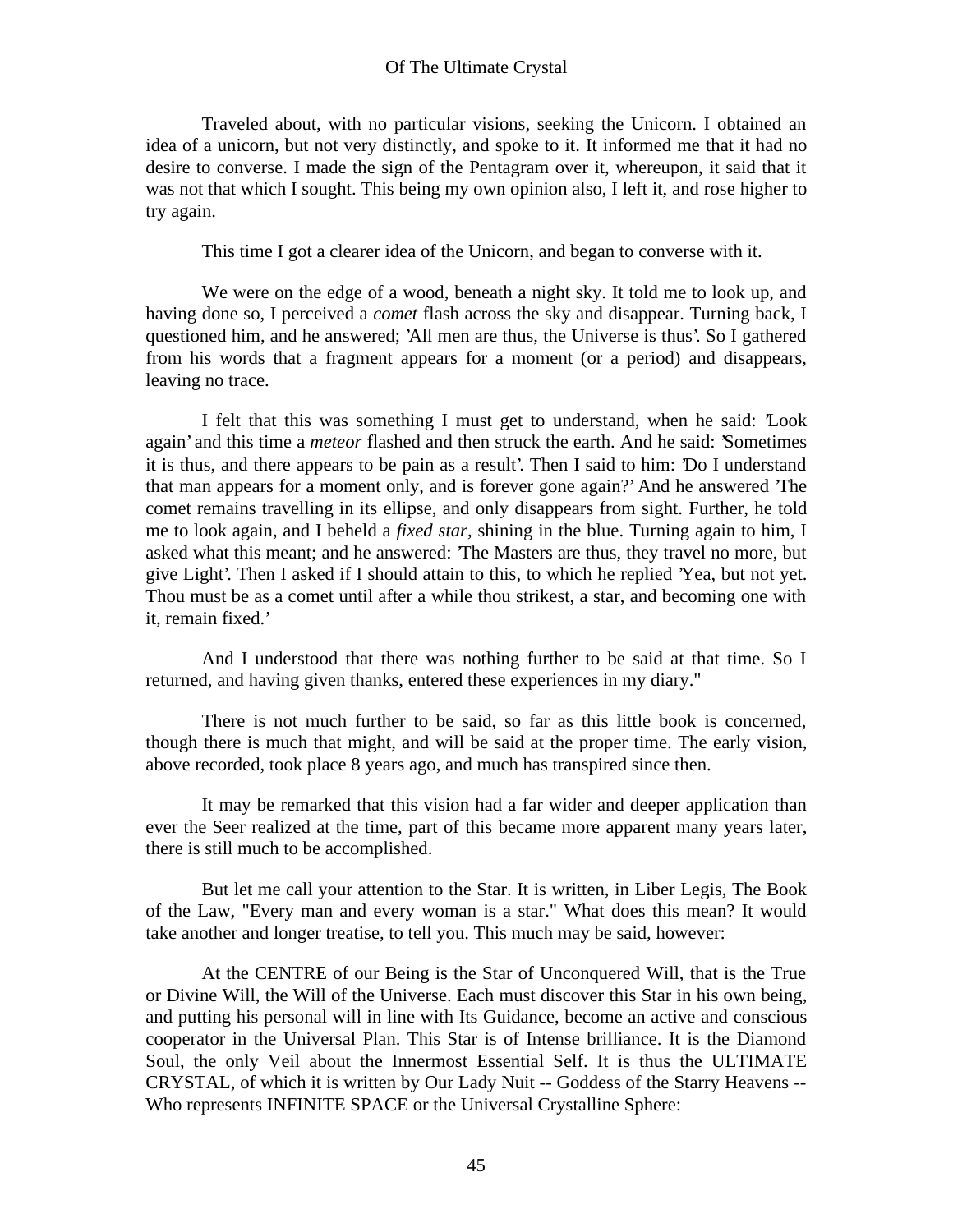Traveled about, with no particular visions, seeking the Unicorn. I obtained an idea of a unicorn, but not very distinctly, and spoke to it. It informed me that it had no desire to converse. I made the sign of the Pentagram over it, whereupon, it said that it was not that which I sought. This being my own opinion also, I left it, and rose higher to try again.

This time I got a clearer idea of the Unicorn, and began to converse with it.

We were on the edge of a wood, beneath a night sky. It told me to look up, and having done so, I perceived a *comet* flash across the sky and disappear. Turning back, I questioned him, and he answered; 'All men are thus, the Universe is thus'. So I gathered from his words that a fragment appears for a moment (or a period) and disappears, leaving no trace.

I felt that this was something I must get to understand, when he said: 'Look again' and this time a *meteor* flashed and then struck the earth. And he said: 'Sometimes it is thus, and there appears to be pain as a result'. Then I said to him: 'Do I understand that man appears for a moment only, and is forever gone again?' And he answered 'The comet remains travelling in its ellipse, and only disappears from sight. Further, he told me to look again, and I beheld a *fixed star,* shining in the blue. Turning again to him, I asked what this meant; and he answered: 'The Masters are thus, they travel no more, but give Light'. Then I asked if I should attain to this, to which he replied 'Yea, but not yet. Thou must be as a comet until after a while thou strikest, a star, and becoming one with it, remain fixed.'

And I understood that there was nothing further to be said at that time. So I returned, and having given thanks, entered these experiences in my diary."

There is not much further to be said, so far as this little book is concerned, though there is much that might, and will be said at the proper time. The early vision, above recorded, took place 8 years ago, and much has transpired since then.

It may be remarked that this vision had a far wider and deeper application than ever the Seer realized at the time, part of this became more apparent many years later, there is still much to be accomplished.

But let me call your attention to the Star. It is written, in Liber Legis, The Book of the Law, "Every man and every woman is a star." What does this mean? It would take another and longer treatise, to tell you. This much may be said, however:

At the CENTRE of our Being is the Star of Unconquered Will, that is the True or Divine Will, the Will of the Universe. Each must discover this Star in his own being, and putting his personal will in line with Its Guidance, become an active and conscious cooperator in the Universal Plan. This Star is of Intense brilliance. It is the Diamond Soul, the only Veil about the Innermost Essential Self. It is thus the ULTIMATE CRYSTAL, of which it is written by Our Lady Nuit -- Goddess of the Starry Heavens -- Who represents INFINITE SPACE or the Universal Crystalline Sphere: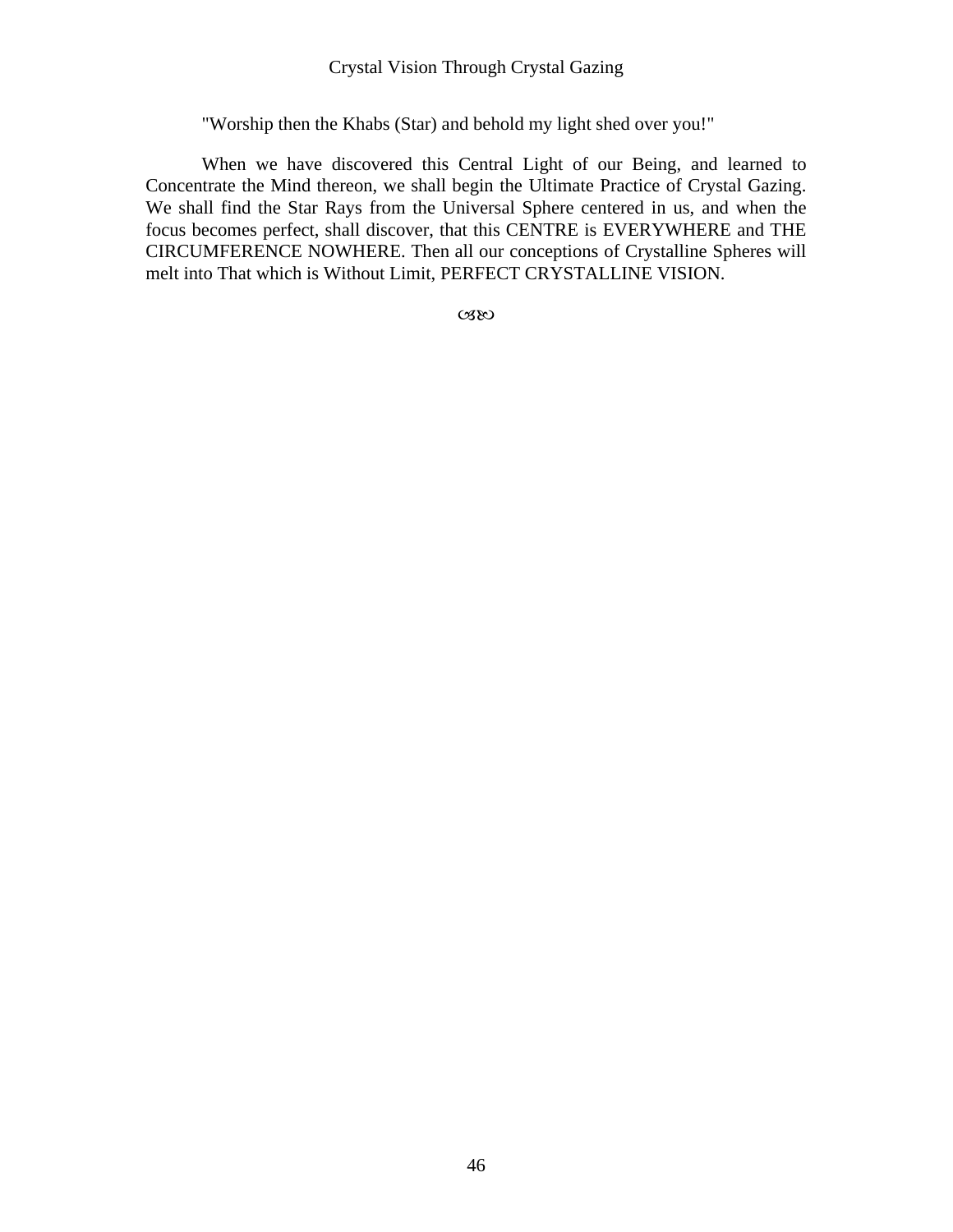"Worship then the Khabs (Star) and behold my light shed over you!"

When we have discovered this Central Light of our Being, and learned to Concentrate the Mind thereon, we shall begin the Ultimate Practice of Crystal Gazing. We shall find the Star Rays from the Universal Sphere centered in us, and when the focus becomes perfect, shall discover, that this CENTRE is EVERYWHERE and THE CIRCUMFERENCE NOWHERE. Then all our conceptions of Crystalline Spheres will melt into That which is Without Limit, PERFECT CRYSTALLINE VISION.

ଓଃଠ